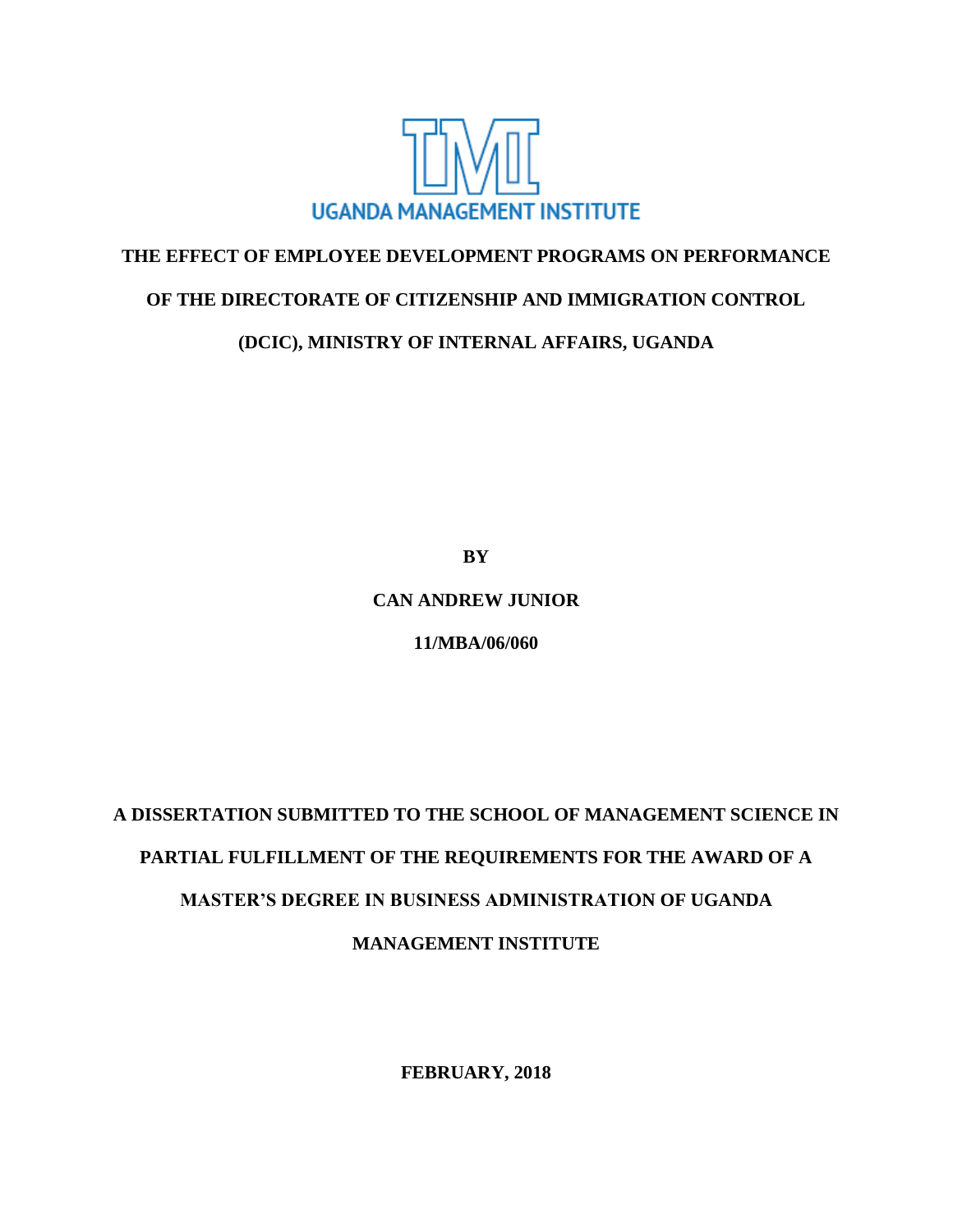UGANDA MANAGEMENT INSTITUTE

# THE EFFECT OF EMPLOYEE DEVELOPMENT PROGRAMS ON PERFORMANCE OF THE DIRECTORATE OF CITIZENSHIP AND IMMIGRATION CONTROL (DCIC), MINISTRY OF INTERNAL AFFAIRS, UGANDA

**BY**

**CAN ANDREW JUNIOR**

**11/MBA/06/060**

**A DISSERTATION SUBMITTED TO THE SCHOOL OF MANAGEMENT SCIENCE IN PARTIAL FULFILLMENT OF THE REQUIREMENTS FOR THE AWARD OF A MASTER'S DEGREE IN BUSINESS ADMINISTRATION OF UGANDA MANAGEMENT INSTITUTE**

**FEBRUARY, 2018**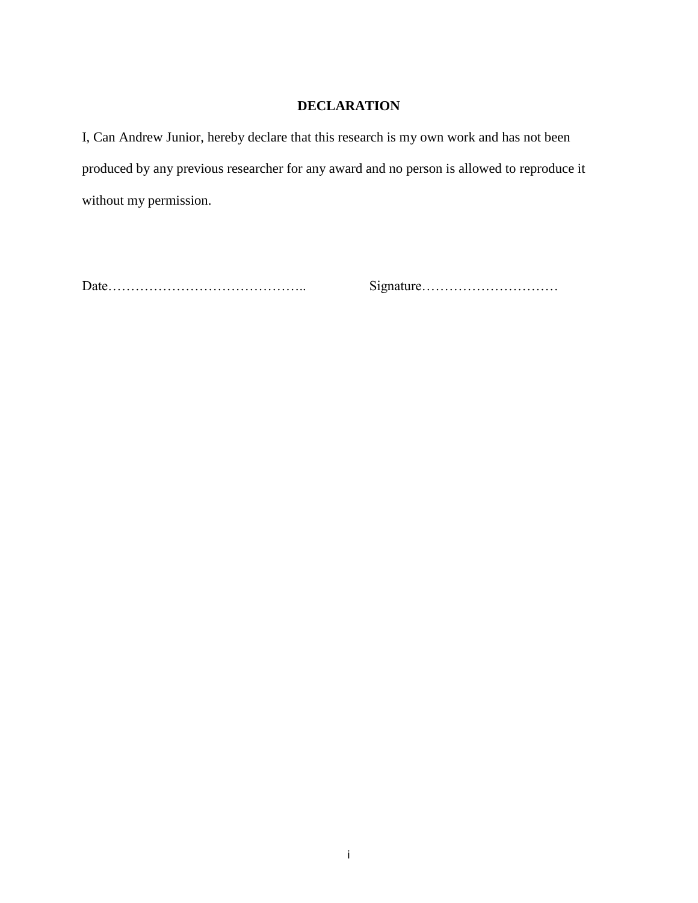# DECLARATION

I, Can Andrew Junior, hereby declare that this research is my own work and has not been produced by any previous researcher for any award and no person is allowed to reproduce it without my permission.

Date……………………………………..                Signature…………………………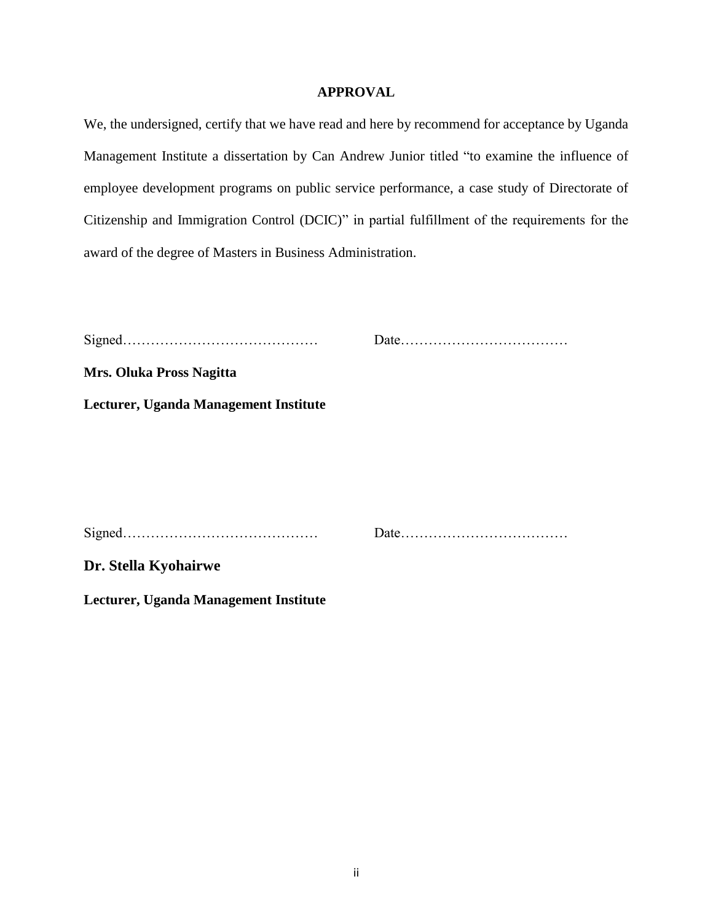# APPROVAL

We, the undersigned, certify that we have read and here by recommend for acceptance by Uganda Management Institute a dissertation by Can Andrew Junior titled "to examine the influence of employee development programs on public service performance, a case study of Directorate of Citizenship and Immigration Control (DCIC)" in partial fulfillment of the requirements for the award of the degree of Masters in Business Administration.

Signed…………………………………… Date………………………………

**Mrs. Oluka Pross Nagitta**

**Lecturer, Uganda Management Institute**

Signed…………………………………… Date………………………………

**Dr. Stella Kyohairwe**

**Lecturer, Uganda Management Institute**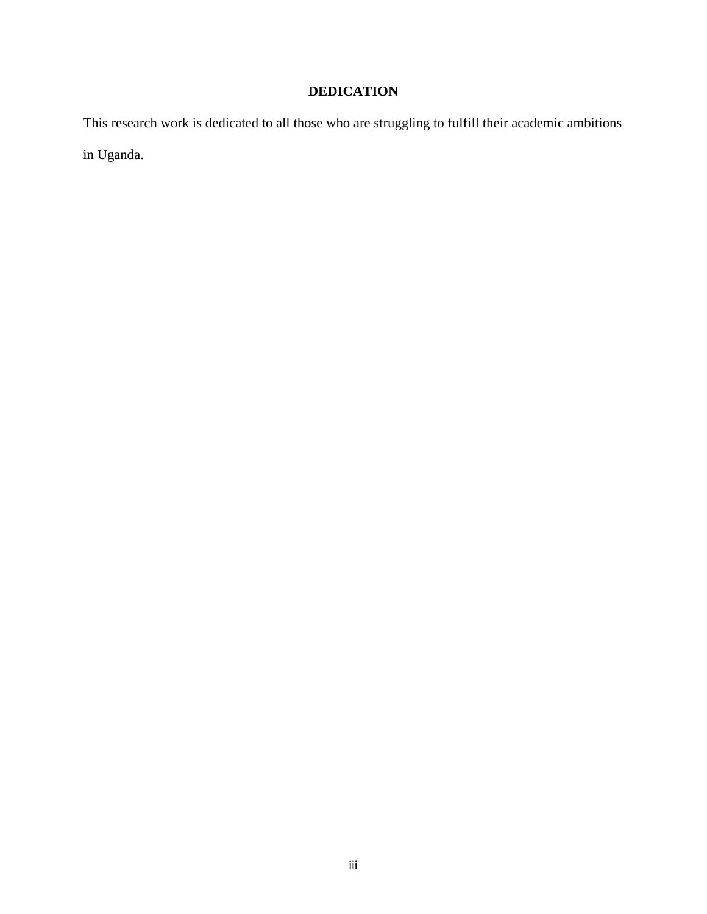# DEDICATION

This research work is dedicated to all those who are struggling to fulfill their academic ambitions in Uganda.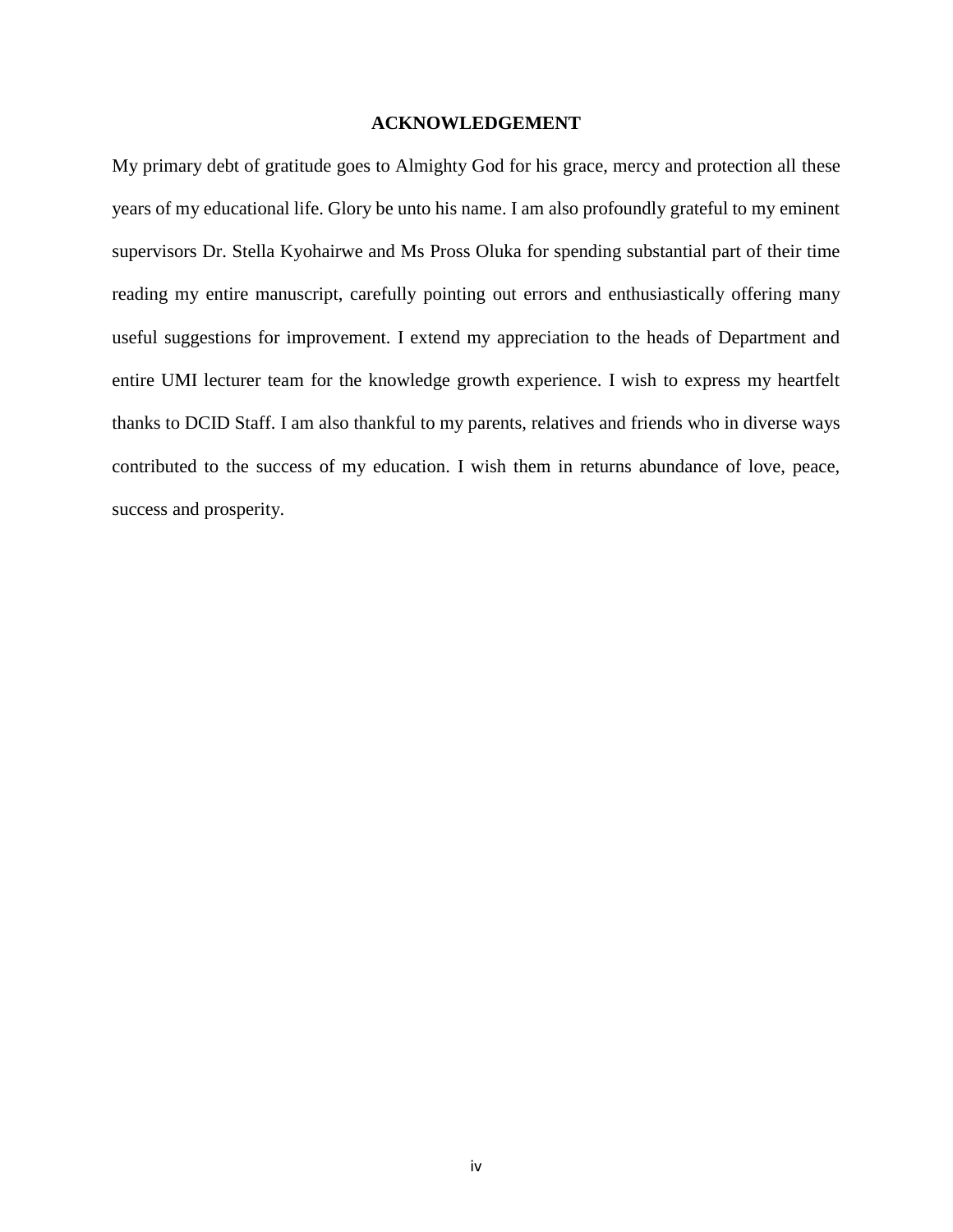# ACKNOWLEDGEMENT

My primary debt of gratitude goes to Almighty God for his grace, mercy and protection all these years of my educational life. Glory be unto his name. I am also profoundly grateful to my eminent supervisors Dr. Stella Kyohairwe and Ms Pross Oluka for spending substantial part of their time reading my entire manuscript, carefully pointing out errors and enthusiastically offering many useful suggestions for improvement. I extend my appreciation to the heads of Department and entire UMI lecturer team for the knowledge growth experience. I wish to express my heartfelt thanks to DCID Staff. I am also thankful to my parents, relatives and friends who in diverse ways contributed to the success of my education. I wish them in returns abundance of love, peace, success and prosperity.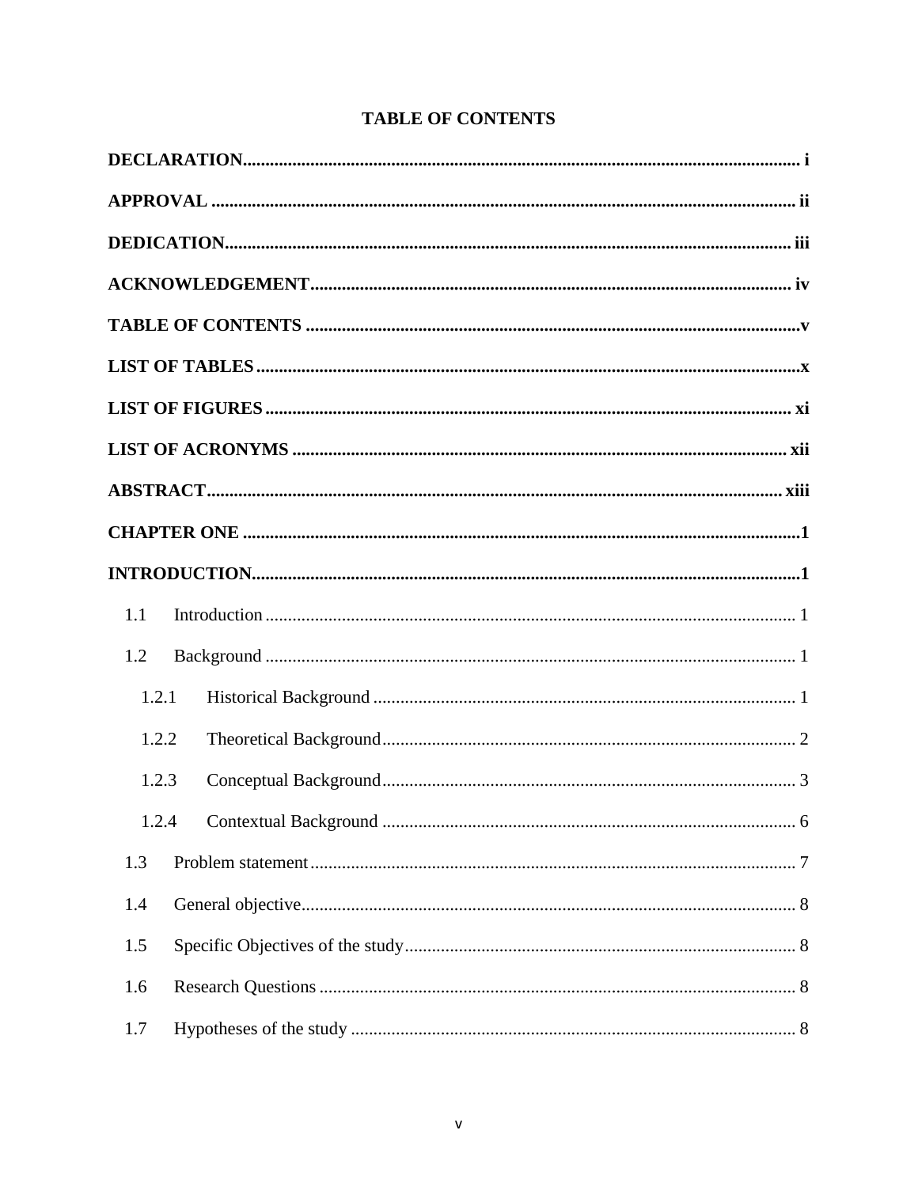# TABLE OF CONTENTS

**DECLARATION** ........................................................................................................ i

**APPROVAL** ........................................................................................................ ii

**DEDICATION** ........................................................................................................ iii

**ACKNOWLEDGEMENT** ........................................................................................................ iv

**TABLE OF CONTENTS** ........................................................................................................ v

**LIST OF TABLES** ........................................................................................................ x

**LIST OF FIGURES** ........................................................................................................ xi

**LIST OF ACRONYMS** ........................................................................................................ xii

**ABSTRACT** ........................................................................................................ xiii

**CHAPTER ONE** ........................................................................................................ 1

**INTRODUCTION** ........................................................................................................ 1

- 1.1 Introduction ........................................................................................................ 1
- 1.2 Background ........................................................................................................ 1
  - 1.2.1 Historical Background ........................................................................................................ 1
  - 1.2.2 Theoretical Background ........................................................................................................ 2
  - 1.2.3 Conceptual Background ........................................................................................................ 3
  - 1.2.4 Contextual Background ........................................................................................................ 6
- 1.3 Problem statement ........................................................................................................ 7
- 1.4 General objective ........................................................................................................ 8
- 1.5 Specific Objectives of the study ........................................................................................................ 8
- 1.6 Research Questions ........................................................................................................ 8
- 1.7 Hypotheses of the study ........................................................................................................ 8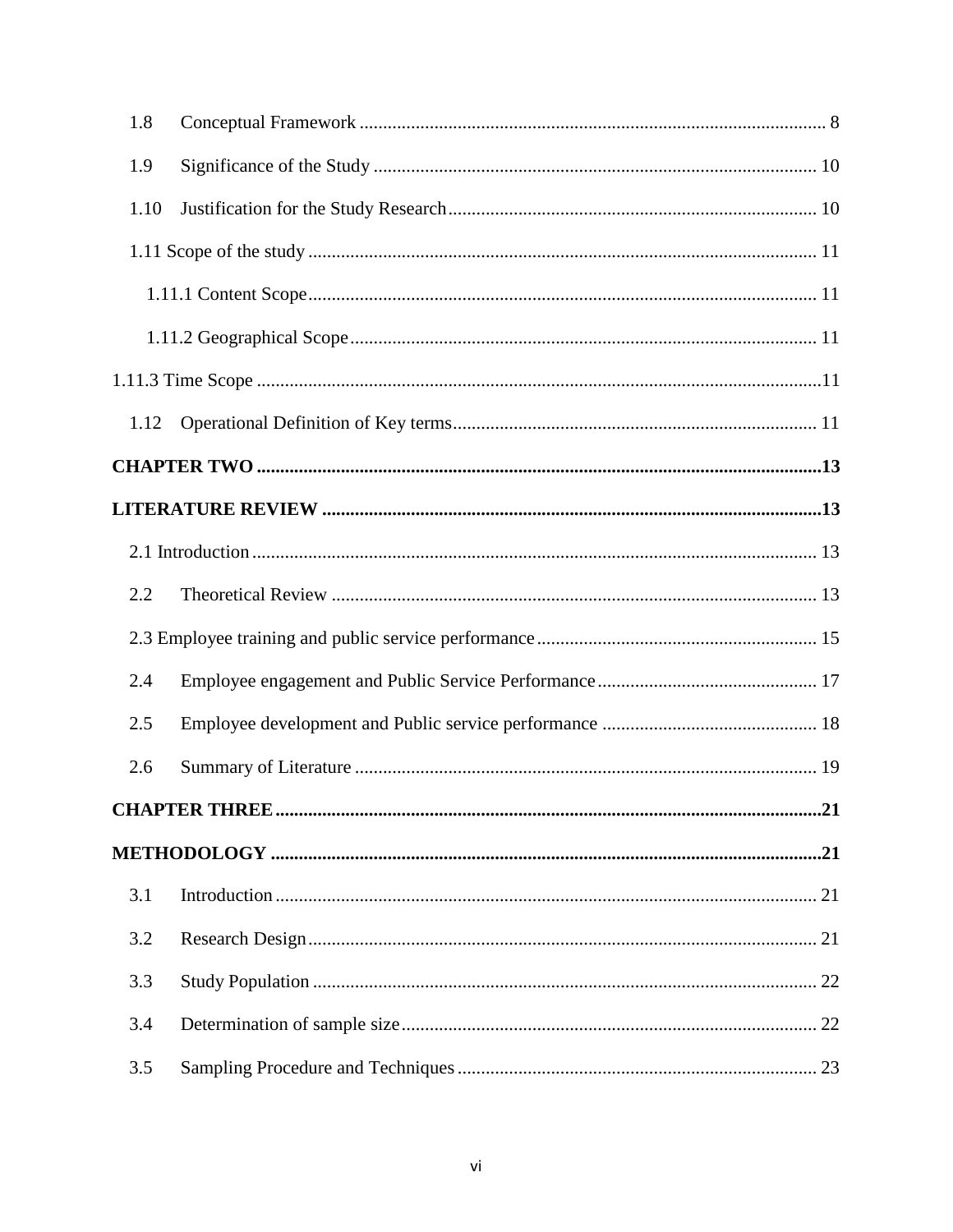1.8 Conceptual Framework ........ 8

1.9 Significance of the Study ........ 10

1.10 Justification for the Study Research ........ 10

1.11 Scope of the study ........ 11

1.11.1 Content Scope ........ 11

1.11.2 Geographical Scope ........ 11

1.11.3 Time Scope ........ 11

1.12 Operational Definition of Key terms ........ 11

**CHAPTER TWO ........ 13**

**LITERATURE REVIEW ........ 13**

2.1 Introduction ........ 13

2.2 Theoretical Review ........ 13

2.3 Employee training and public service performance ........ 15

2.4 Employee engagement and Public Service Performance ........ 17

2.5 Employee development and Public service performance ........ 18

2.6 Summary of Literature ........ 19

**CHAPTER THREE ........ 21**

**METHODOLOGY ........ 21**

3.1 Introduction ........ 21

3.2 Research Design ........ 21

3.3 Study Population ........ 22

3.4 Determination of sample size ........ 22

3.5 Sampling Procedure and Techniques ........ 23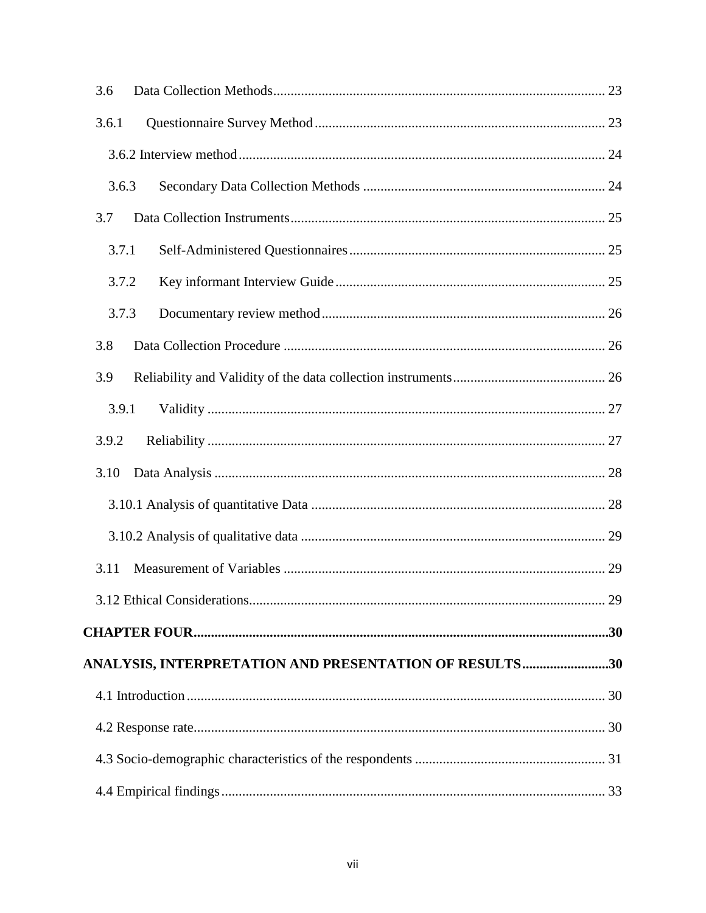3.6 Data Collection Methods ... 23

3.6.1 Questionnaire Survey Method ... 23

3.6.2 Interview method ... 24

3.6.3 Secondary Data Collection Methods ... 24

3.7 Data Collection Instruments ... 25

3.7.1 Self-Administered Questionnaires ... 25

3.7.2 Key informant Interview Guide ... 25

3.7.3 Documentary review method ... 26

3.8 Data Collection Procedure ... 26

3.9 Reliability and Validity of the data collection instruments ... 26

3.9.1 Validity ... 27

3.9.2 Reliability ... 27

3.10 Data Analysis ... 28

3.10.1 Analysis of quantitative Data ... 28

3.10.2 Analysis of qualitative data ... 29

3.11 Measurement of Variables ... 29

3.12 Ethical Considerations ... 29

**CHAPTER FOUR ... 30**

**ANALYSIS, INTERPRETATION AND PRESENTATION OF RESULTS ... 30**

4.1 Introduction ... 30

4.2 Response rate ... 30

4.3 Socio-demographic characteristics of the respondents ... 31

4.4 Empirical findings ... 33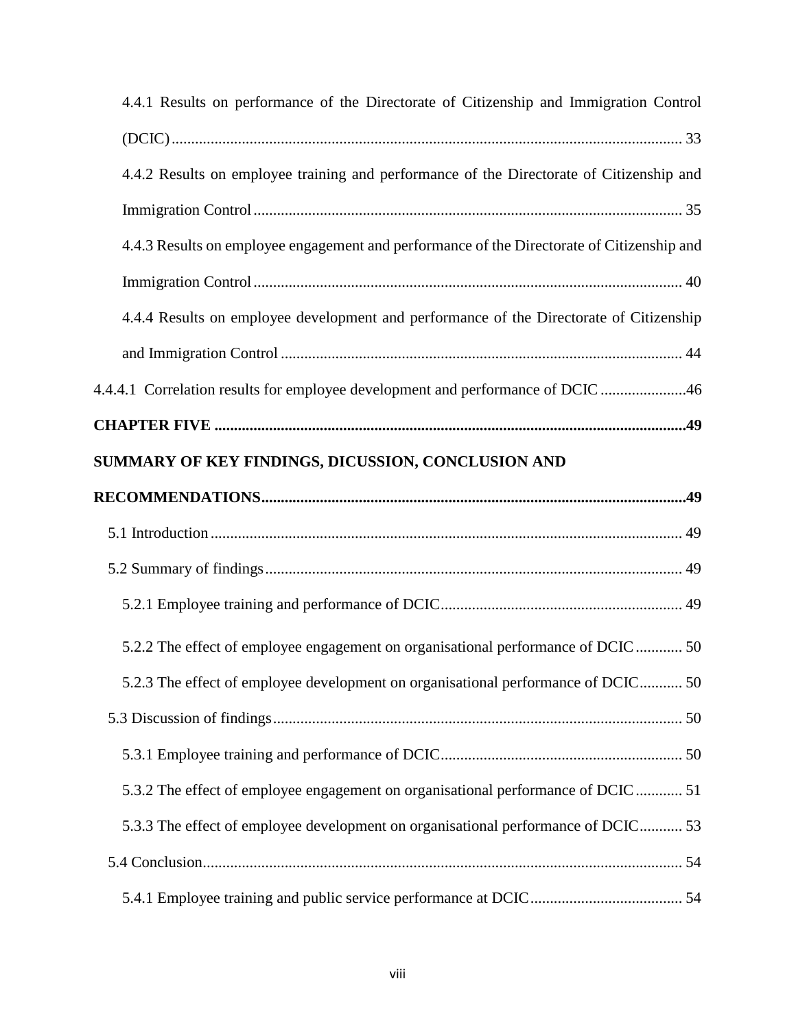4.4.1 Results on performance of the Directorate of Citizenship and Immigration Control (DCIC) ........ 33

4.4.2 Results on employee training and performance of the Directorate of Citizenship and Immigration Control ........ 35

4.4.3 Results on employee engagement and performance of the Directorate of Citizenship and Immigration Control ........ 40

4.4.4 Results on employee development and performance of the Directorate of Citizenship and Immigration Control ........ 44

4.4.4.1 Correlation results for employee development and performance of DCIC ........ 46

**CHAPTER FIVE ........ 49**

**SUMMARY OF KEY FINDINGS, DICUSSION, CONCLUSION AND RECOMMENDATIONS ........ 49**

5.1 Introduction ........ 49

5.2 Summary of findings ........ 49

5.2.1 Employee training and performance of DCIC ........ 49

5.2.2 The effect of employee engagement on organisational performance of DCIC ........ 50

5.2.3 The effect of employee development on organisational performance of DCIC ........ 50

5.3 Discussion of findings ........ 50

5.3.1 Employee training and performance of DCIC ........ 50

5.3.2 The effect of employee engagement on organisational performance of DCIC ........ 51

5.3.3 The effect of employee development on organisational performance of DCIC ........ 53

5.4 Conclusion ........ 54

5.4.1 Employee training and public service performance at DCIC ........ 54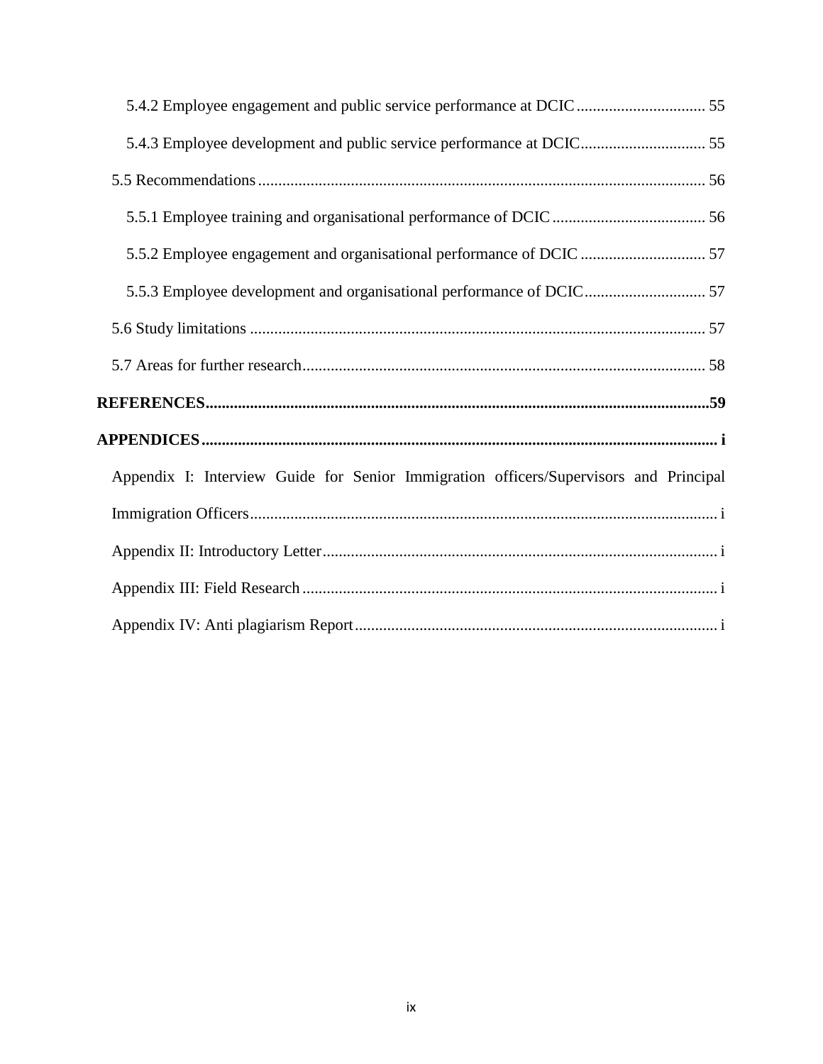5.4.2 Employee engagement and public service performance at DCIC ................................ 55

5.4.3 Employee development and public service performance at DCIC............................... 55

5.5 Recommendations ............................................................................................................. 56

5.5.1 Employee training and organisational performance of DCIC ...................................... 56

5.5.2 Employee engagement and organisational performance of DCIC ............................... 57

5.5.3 Employee development and organisational performance of DCIC.............................. 57

5.6 Study limitations ................................................................................................................ 57

5.7 Areas for further research................................................................................................... 58

**REFERENCES............................................................................................................................59**

**APPENDICES............................................................................................................................... i**

Appendix I: Interview Guide for Senior Immigration officers/Supervisors and Principal Immigration Officers.................................................................................................................. i

Appendix II: Introductory Letter................................................................................................. i

Appendix III: Field Research ...................................................................................................... i

Appendix IV: Anti plagiarism Report......................................................................................... i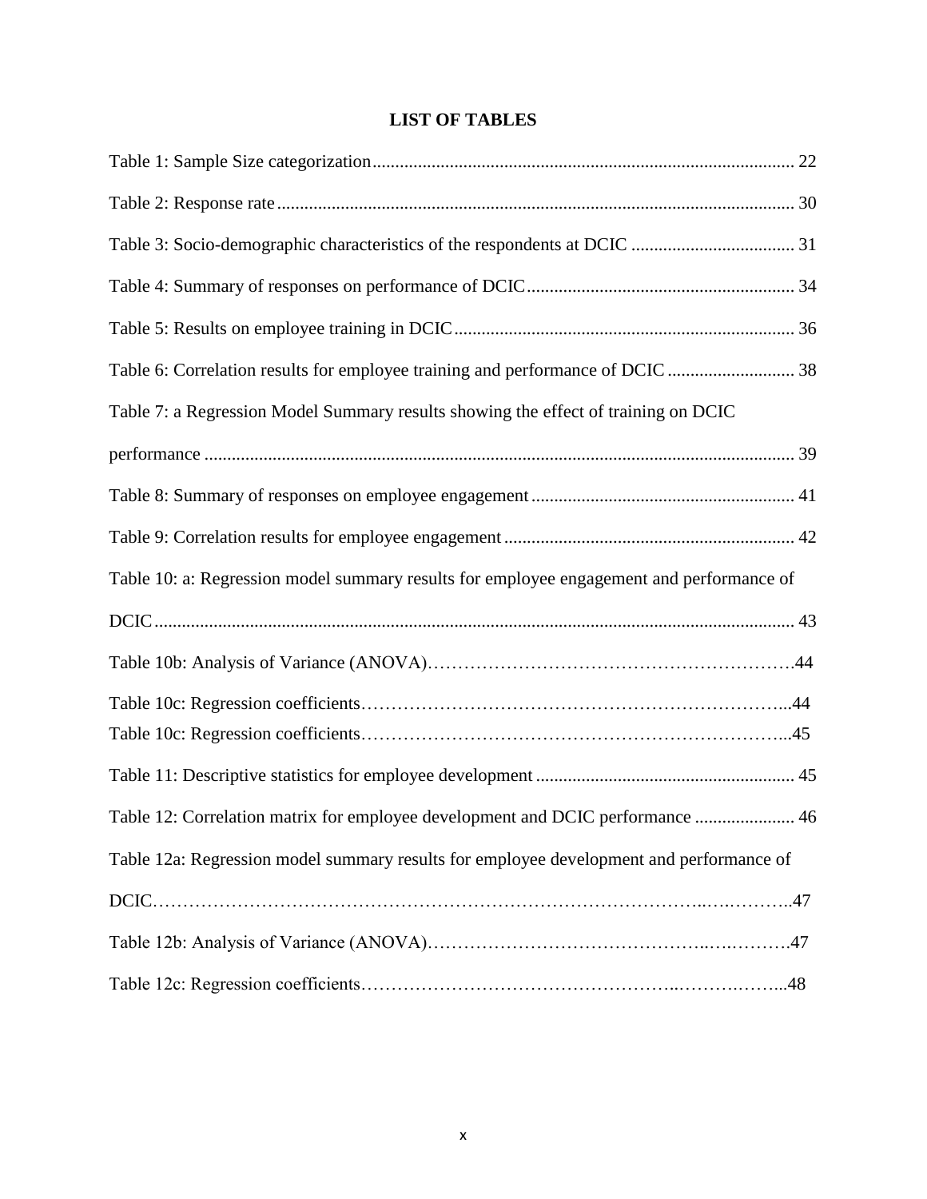# LIST OF TABLES

Table 1: Sample Size categorization ............................................................................................ 22

Table 2: Response rate ................................................................................................................. 30

Table 3: Socio-demographic characteristics of the respondents at DCIC .................................... 31

Table 4: Summary of responses on performance of DCIC ........................................................... 34

Table 5: Results on employee training in DCIC ........................................................................... 36

Table 6: Correlation results for employee training and performance of DCIC ............................ 38

Table 7: a Regression Model Summary results showing the effect of training on DCIC performance .................................................................................................................................. 39

Table 8: Summary of responses on employee engagement .......................................................... 41

Table 9: Correlation results for employee engagement ................................................................ 42

Table 10: a: Regression model summary results for employee engagement and performance of DCIC ............................................................................................................................................ 43

Table 10b: Analysis of Variance (ANOVA)…………………………………………………….44

Table 10c: Regression coefficients…………………………………………………………...44

Table 10c: Regression coefficients…………………………………………………………...45

Table 11: Descriptive statistics for employee development ......................................................... 45

Table 12: Correlation matrix for employee development and DCIC performance ...................... 46

Table 12a: Regression model summary results for employee development and performance of DCIC……………………………………………………………………………..….………..47

Table 12b: Analysis of Variance (ANOVA)……………………………………..….……….47

Table 12c: Regression coefficients…………………………………………..……….……...48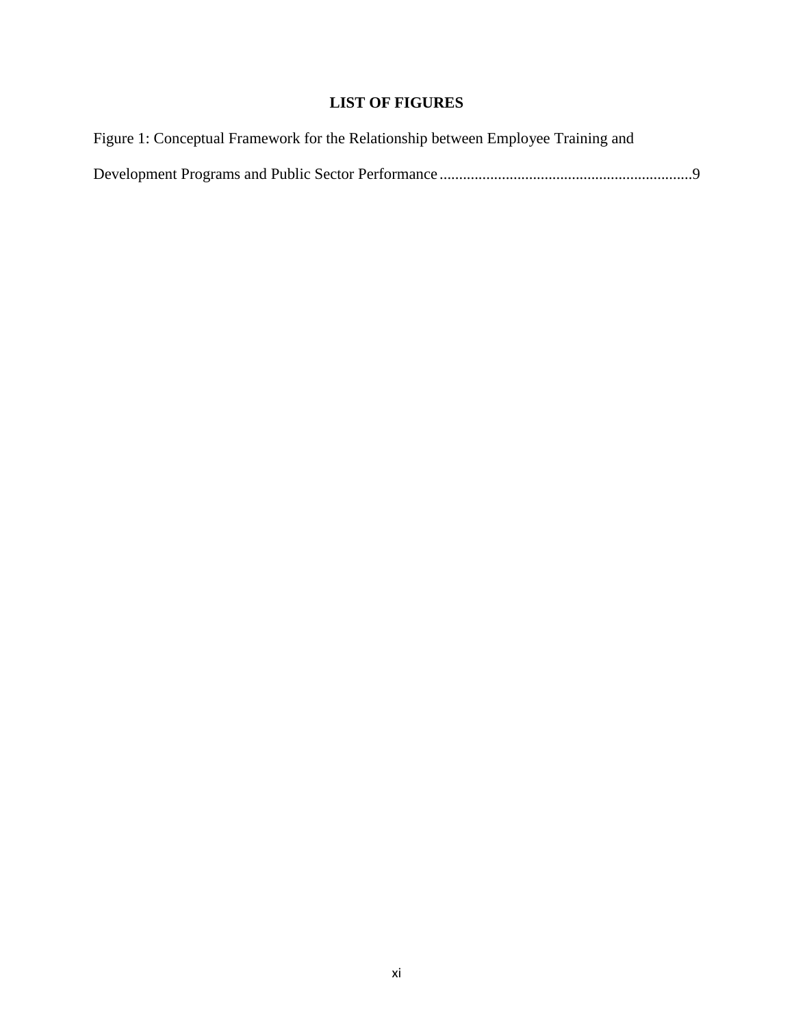# LIST OF FIGURES

Figure 1: Conceptual Framework for the Relationship between Employee Training and Development Programs and Public Sector Performance ................................................................9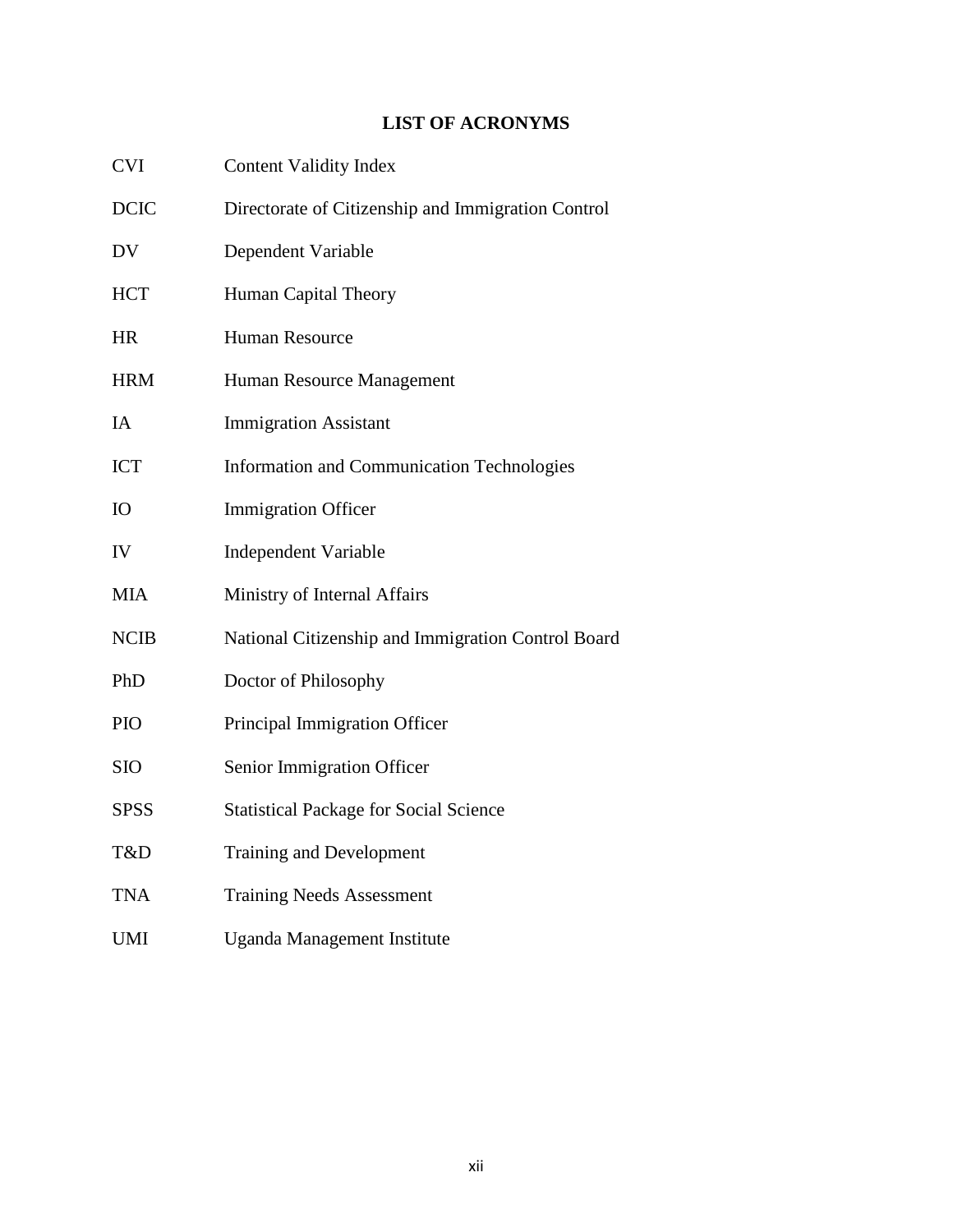## LIST OF ACRONYMS

| | |
|---|---|
| CVI | Content Validity Index |
| DCIC | Directorate of Citizenship and Immigration Control |
| DV | Dependent Variable |
| HCT | Human Capital Theory |
| HR | Human Resource |
| HRM | Human Resource Management |
| IA | Immigration Assistant |
| ICT | Information and Communication Technologies |
| IO | Immigration Officer |
| IV | Independent Variable |
| MIA | Ministry of Internal Affairs |
| NCIB | National Citizenship and Immigration Control Board |
| PhD | Doctor of Philosophy |
| PIO | Principal Immigration Officer |
| SIO | Senior Immigration Officer |
| SPSS | Statistical Package for Social Science |
| T&D | Training and Development |
| TNA | Training Needs Assessment |
| UMI | Uganda Management Institute |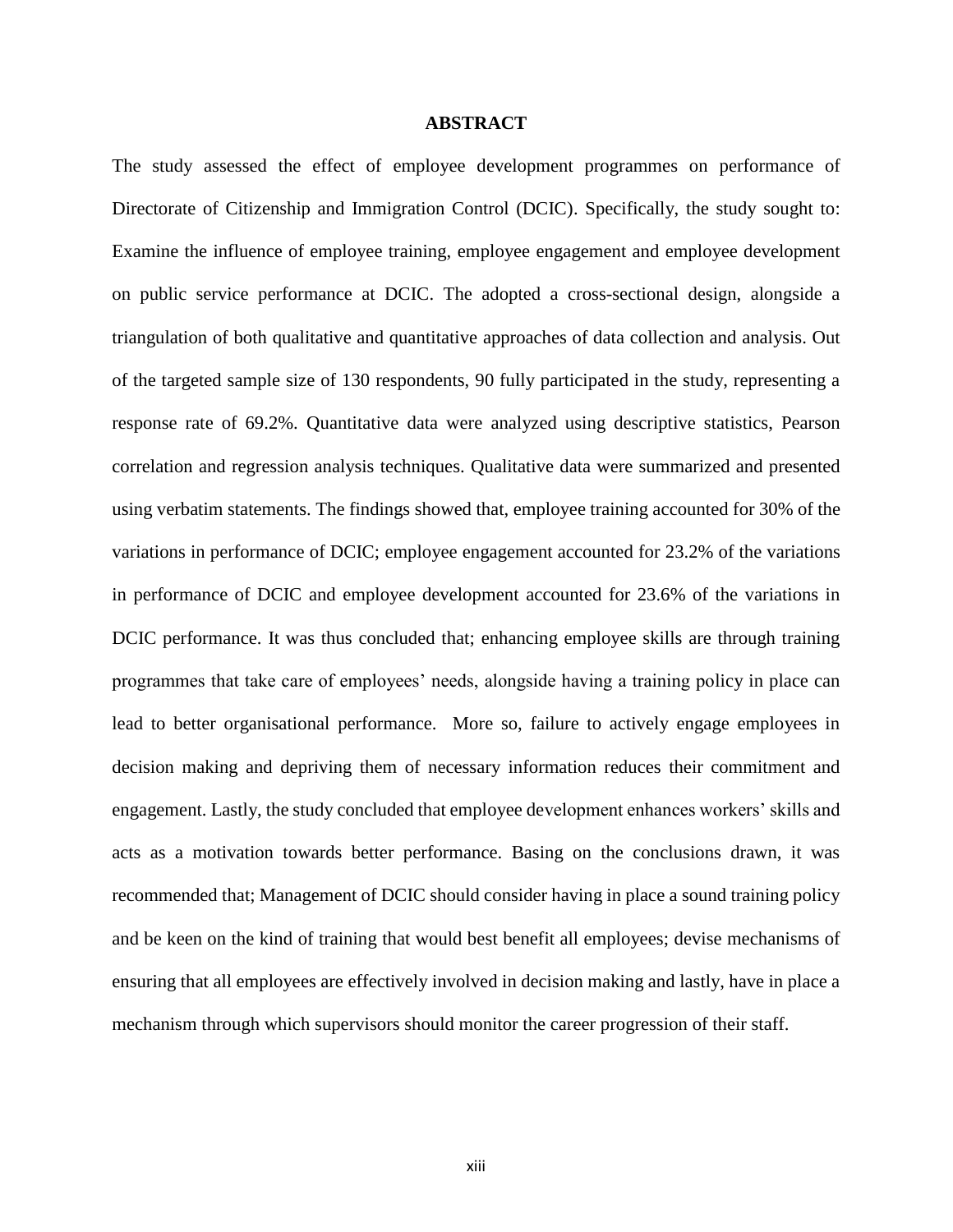# ABSTRACT

The study assessed the effect of employee development programmes on performance of Directorate of Citizenship and Immigration Control (DCIC). Specifically, the study sought to: Examine the influence of employee training, employee engagement and employee development on public service performance at DCIC. The adopted a cross-sectional design, alongside a triangulation of both qualitative and quantitative approaches of data collection and analysis. Out of the targeted sample size of 130 respondents, 90 fully participated in the study, representing a response rate of 69.2%. Quantitative data were analyzed using descriptive statistics, Pearson correlation and regression analysis techniques. Qualitative data were summarized and presented using verbatim statements. The findings showed that, employee training accounted for 30% of the variations in performance of DCIC; employee engagement accounted for 23.2% of the variations in performance of DCIC and employee development accounted for 23.6% of the variations in DCIC performance. It was thus concluded that; enhancing employee skills are through training programmes that take care of employees' needs, alongside having a training policy in place can lead to better organisational performance. More so, failure to actively engage employees in decision making and depriving them of necessary information reduces their commitment and engagement. Lastly, the study concluded that employee development enhances workers' skills and acts as a motivation towards better performance. Basing on the conclusions drawn, it was recommended that; Management of DCIC should consider having in place a sound training policy and be keen on the kind of training that would best benefit all employees; devise mechanisms of ensuring that all employees are effectively involved in decision making and lastly, have in place a mechanism through which supervisors should monitor the career progression of their staff.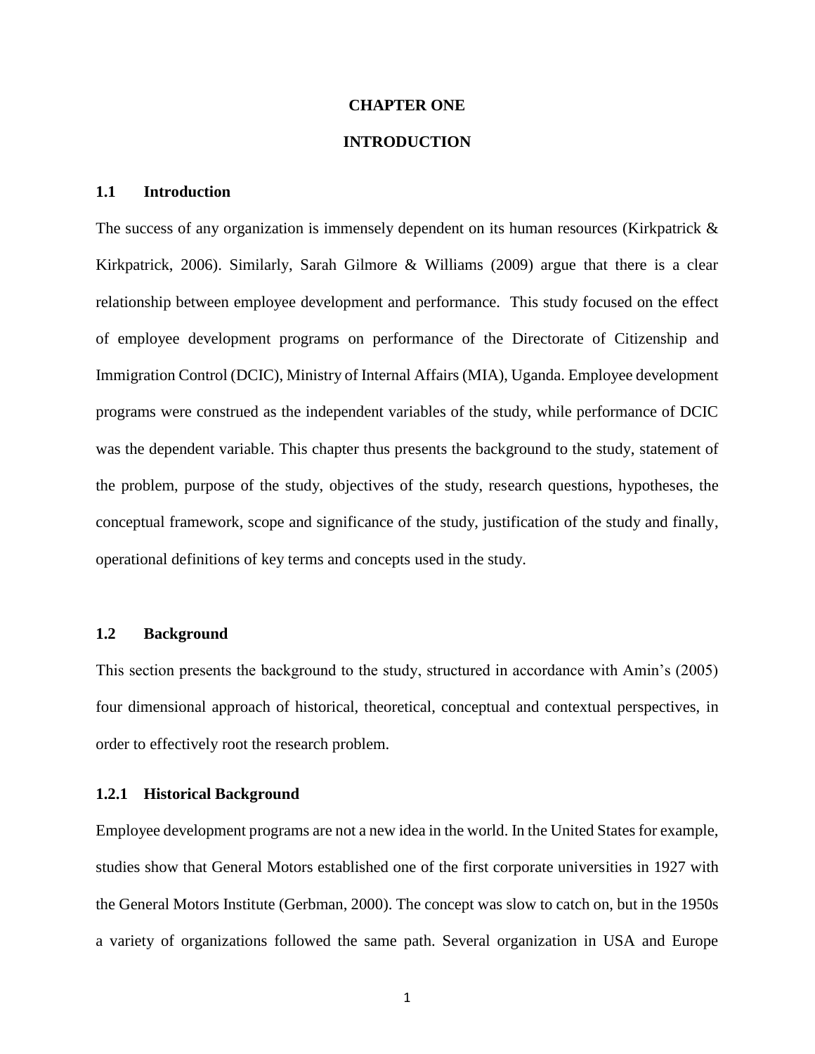# CHAPTER ONE

# INTRODUCTION

## 1.1 Introduction

The success of any organization is immensely dependent on its human resources (Kirkpatrick & Kirkpatrick, 2006). Similarly, Sarah Gilmore & Williams (2009) argue that there is a clear relationship between employee development and performance. This study focused on the effect of employee development programs on performance of the Directorate of Citizenship and Immigration Control (DCIC), Ministry of Internal Affairs (MIA), Uganda. Employee development programs were construed as the independent variables of the study, while performance of DCIC was the dependent variable. This chapter thus presents the background to the study, statement of the problem, purpose of the study, objectives of the study, research questions, hypotheses, the conceptual framework, scope and significance of the study, justification of the study and finally, operational definitions of key terms and concepts used in the study.

## 1.2 Background

This section presents the background to the study, structured in accordance with Amin's (2005) four dimensional approach of historical, theoretical, conceptual and contextual perspectives, in order to effectively root the research problem.

### 1.2.1 Historical Background

Employee development programs are not a new idea in the world. In the United States for example, studies show that General Motors established one of the first corporate universities in 1927 with the General Motors Institute (Gerbman, 2000). The concept was slow to catch on, but in the 1950s a variety of organizations followed the same path. Several organization in USA and Europe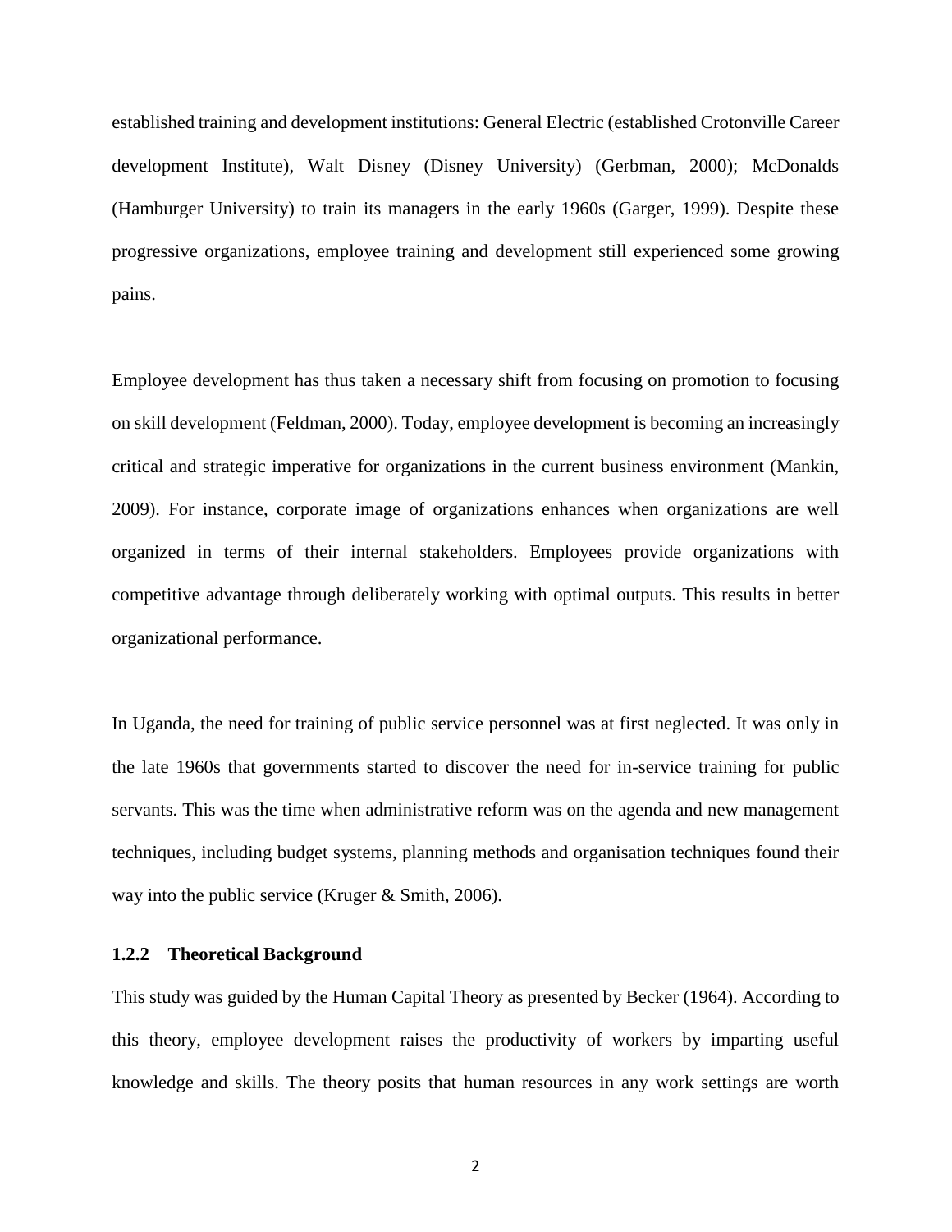established training and development institutions: General Electric (established Crotonville Career development Institute), Walt Disney (Disney University) (Gerbman, 2000); McDonalds (Hamburger University) to train its managers in the early 1960s (Garger, 1999). Despite these progressive organizations, employee training and development still experienced some growing pains.

Employee development has thus taken a necessary shift from focusing on promotion to focusing on skill development (Feldman, 2000). Today, employee development is becoming an increasingly critical and strategic imperative for organizations in the current business environment (Mankin, 2009). For instance, corporate image of organizations enhances when organizations are well organized in terms of their internal stakeholders. Employees provide organizations with competitive advantage through deliberately working with optimal outputs. This results in better organizational performance.

In Uganda, the need for training of public service personnel was at first neglected. It was only in the late 1960s that governments started to discover the need for in-service training for public servants. This was the time when administrative reform was on the agenda and new management techniques, including budget systems, planning methods and organisation techniques found their way into the public service (Kruger & Smith, 2006).

### 1.2.2 Theoretical Background

This study was guided by the Human Capital Theory as presented by Becker (1964). According to this theory, employee development raises the productivity of workers by imparting useful knowledge and skills. The theory posits that human resources in any work settings are worth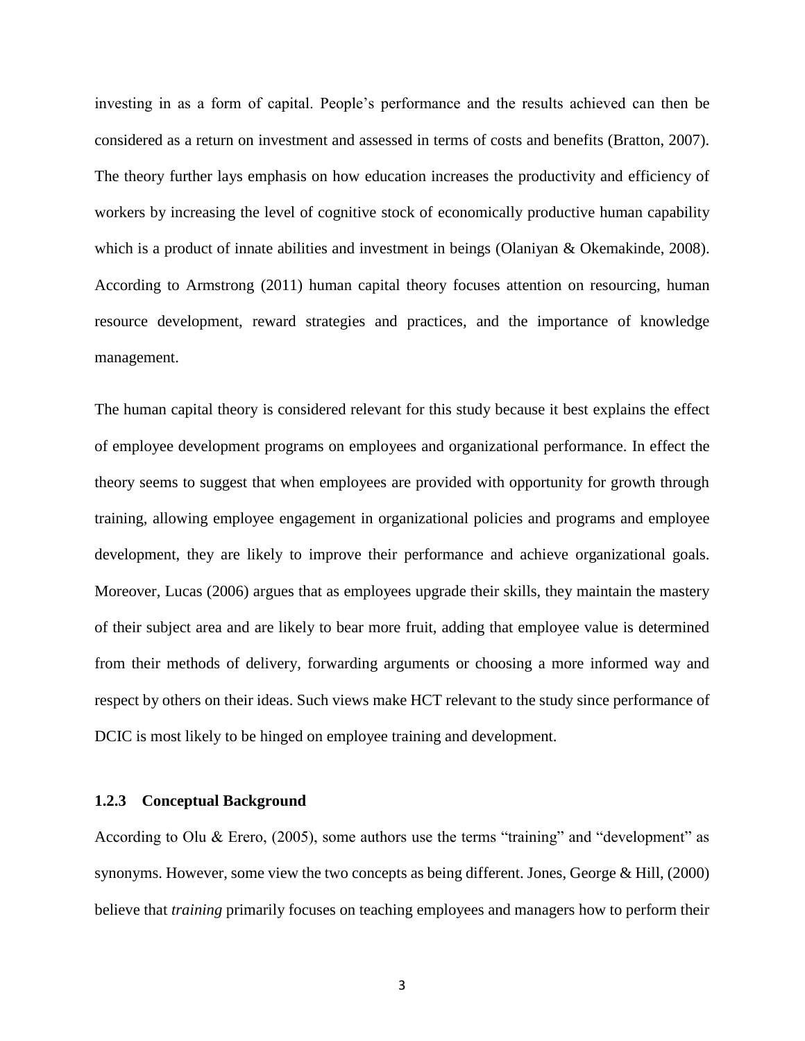investing in as a form of capital. People's performance and the results achieved can then be considered as a return on investment and assessed in terms of costs and benefits (Bratton, 2007). The theory further lays emphasis on how education increases the productivity and efficiency of workers by increasing the level of cognitive stock of economically productive human capability which is a product of innate abilities and investment in beings (Olaniyan & Okemakinde, 2008). According to Armstrong (2011) human capital theory focuses attention on resourcing, human resource development, reward strategies and practices, and the importance of knowledge management.

The human capital theory is considered relevant for this study because it best explains the effect of employee development programs on employees and organizational performance. In effect the theory seems to suggest that when employees are provided with opportunity for growth through training, allowing employee engagement in organizational policies and programs and employee development, they are likely to improve their performance and achieve organizational goals. Moreover, Lucas (2006) argues that as employees upgrade their skills, they maintain the mastery of their subject area and are likely to bear more fruit, adding that employee value is determined from their methods of delivery, forwarding arguments or choosing a more informed way and respect by others on their ideas. Such views make HCT relevant to the study since performance of DCIC is most likely to be hinged on employee training and development.

### 1.2.3 Conceptual Background

According to Olu & Erero, (2005), some authors use the terms "training" and "development" as synonyms. However, some view the two concepts as being different. Jones, George & Hill, (2000) believe that *training* primarily focuses on teaching employees and managers how to perform their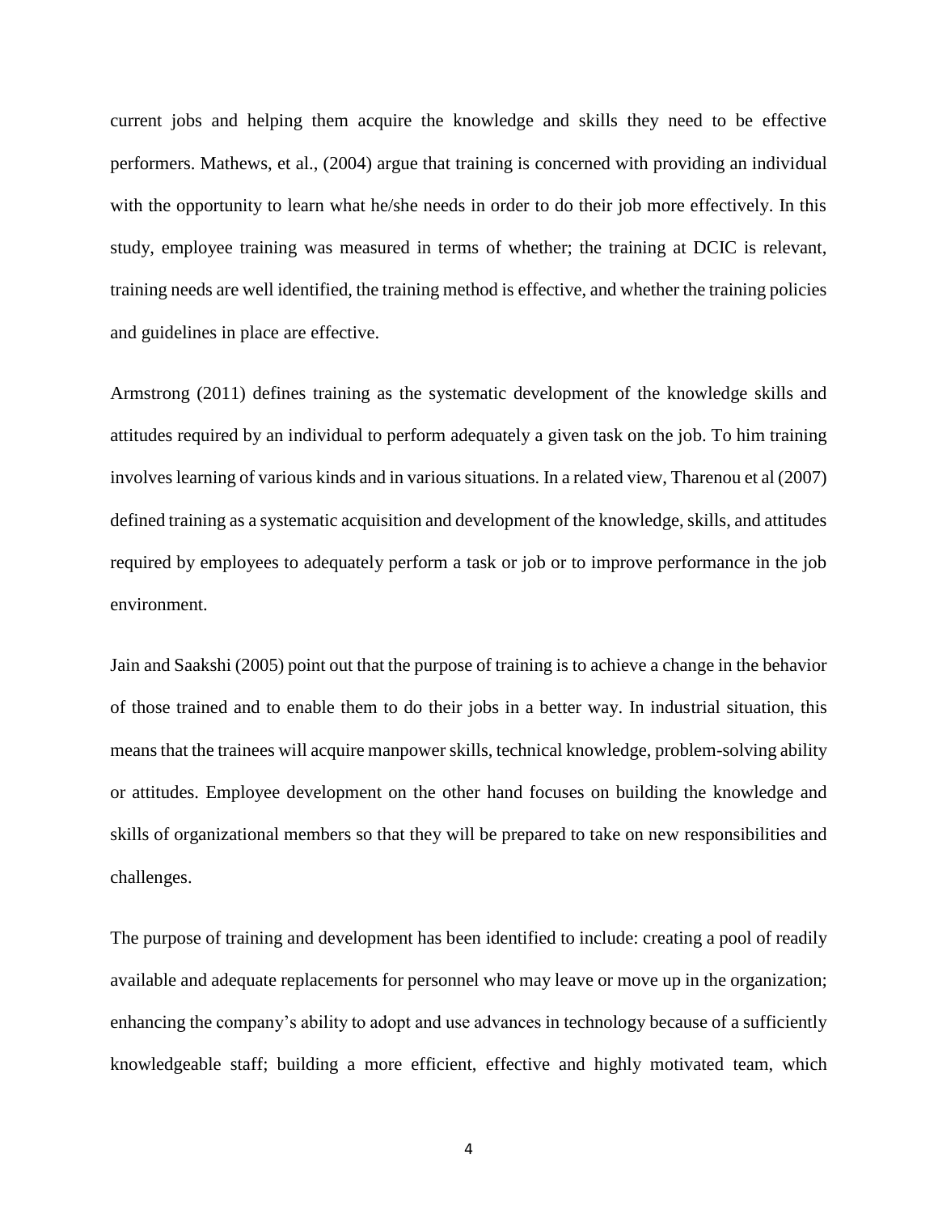current jobs and helping them acquire the knowledge and skills they need to be effective performers. Mathews, et al., (2004) argue that training is concerned with providing an individual with the opportunity to learn what he/she needs in order to do their job more effectively. In this study, employee training was measured in terms of whether; the training at DCIC is relevant, training needs are well identified, the training method is effective, and whether the training policies and guidelines in place are effective.

Armstrong (2011) defines training as the systematic development of the knowledge skills and attitudes required by an individual to perform adequately a given task on the job. To him training involves learning of various kinds and in various situations. In a related view, Tharenou et al (2007) defined training as a systematic acquisition and development of the knowledge, skills, and attitudes required by employees to adequately perform a task or job or to improve performance in the job environment.

Jain and Saakshi (2005) point out that the purpose of training is to achieve a change in the behavior of those trained and to enable them to do their jobs in a better way. In industrial situation, this means that the trainees will acquire manpower skills, technical knowledge, problem-solving ability or attitudes. Employee development on the other hand focuses on building the knowledge and skills of organizational members so that they will be prepared to take on new responsibilities and challenges.

The purpose of training and development has been identified to include: creating a pool of readily available and adequate replacements for personnel who may leave or move up in the organization; enhancing the company's ability to adopt and use advances in technology because of a sufficiently knowledgeable staff; building a more efficient, effective and highly motivated team, which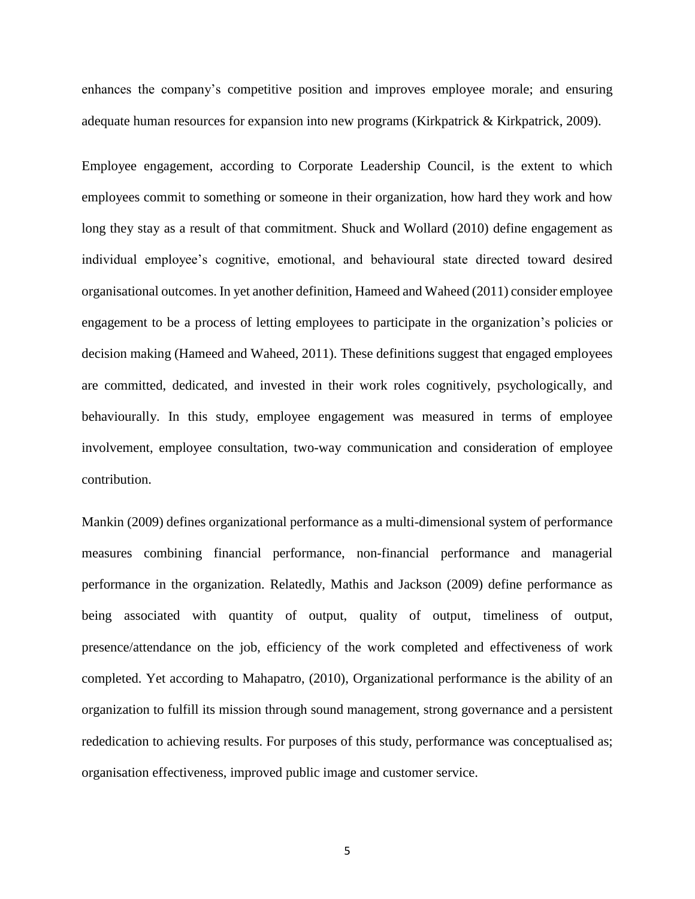enhances the company's competitive position and improves employee morale; and ensuring adequate human resources for expansion into new programs (Kirkpatrick & Kirkpatrick, 2009).

Employee engagement, according to Corporate Leadership Council, is the extent to which employees commit to something or someone in their organization, how hard they work and how long they stay as a result of that commitment. Shuck and Wollard (2010) define engagement as individual employee's cognitive, emotional, and behavioural state directed toward desired organisational outcomes. In yet another definition, Hameed and Waheed (2011) consider employee engagement to be a process of letting employees to participate in the organization's policies or decision making (Hameed and Waheed, 2011). These definitions suggest that engaged employees are committed, dedicated, and invested in their work roles cognitively, psychologically, and behaviourally. In this study, employee engagement was measured in terms of employee involvement, employee consultation, two-way communication and consideration of employee contribution.

Mankin (2009) defines organizational performance as a multi-dimensional system of performance measures combining financial performance, non-financial performance and managerial performance in the organization. Relatedly, Mathis and Jackson (2009) define performance as being associated with quantity of output, quality of output, timeliness of output, presence/attendance on the job, efficiency of the work completed and effectiveness of work completed. Yet according to Mahapatro, (2010), Organizational performance is the ability of an organization to fulfill its mission through sound management, strong governance and a persistent rededication to achieving results. For purposes of this study, performance was conceptualised as; organisation effectiveness, improved public image and customer service.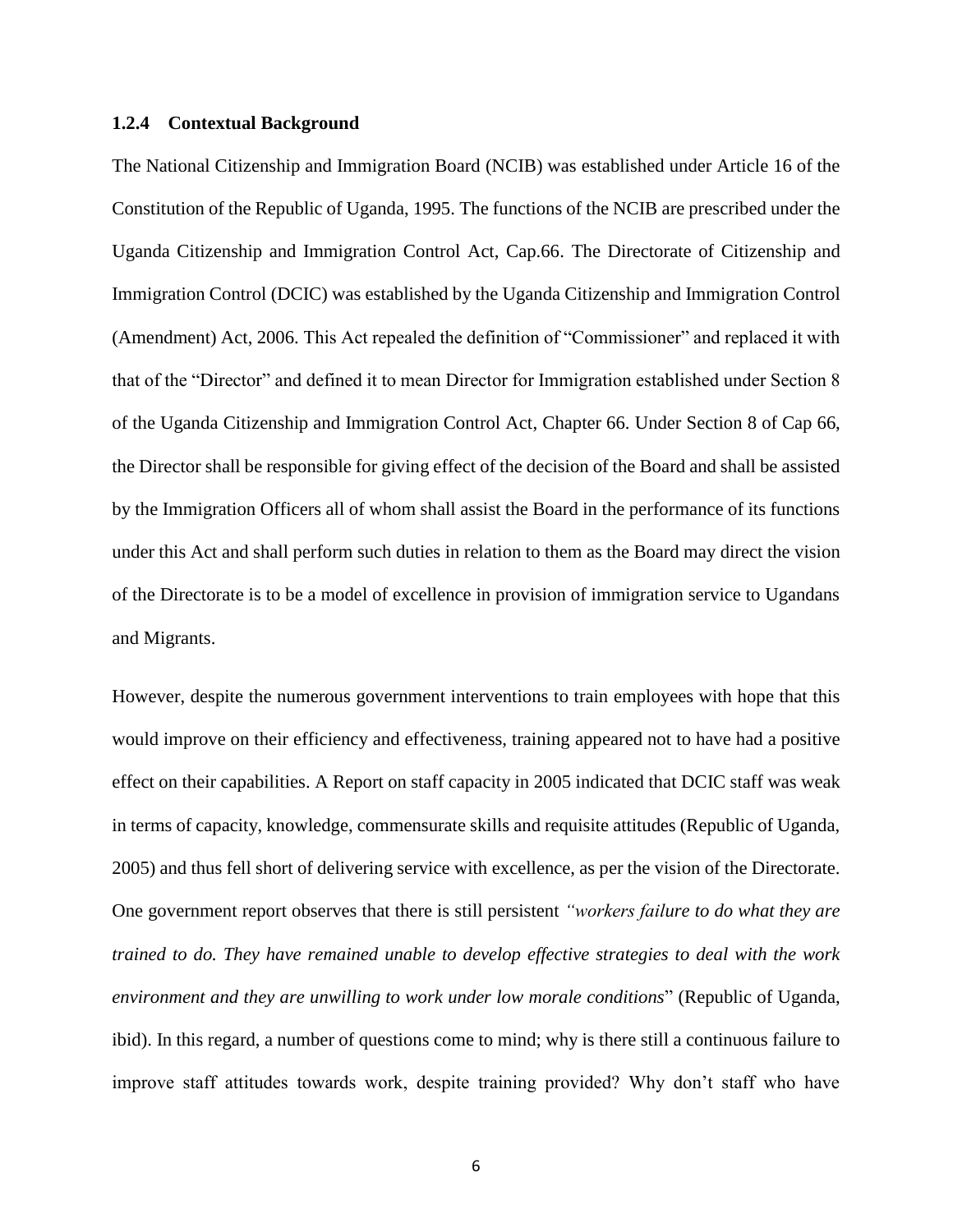### 1.2.4 Contextual Background

The National Citizenship and Immigration Board (NCIB) was established under Article 16 of the Constitution of the Republic of Uganda, 1995. The functions of the NCIB are prescribed under the Uganda Citizenship and Immigration Control Act, Cap.66. The Directorate of Citizenship and Immigration Control (DCIC) was established by the Uganda Citizenship and Immigration Control (Amendment) Act, 2006. This Act repealed the definition of "Commissioner" and replaced it with that of the "Director" and defined it to mean Director for Immigration established under Section 8 of the Uganda Citizenship and Immigration Control Act, Chapter 66. Under Section 8 of Cap 66, the Director shall be responsible for giving effect of the decision of the Board and shall be assisted by the Immigration Officers all of whom shall assist the Board in the performance of its functions under this Act and shall perform such duties in relation to them as the Board may direct the vision of the Directorate is to be a model of excellence in provision of immigration service to Ugandans and Migrants.

However, despite the numerous government interventions to train employees with hope that this would improve on their efficiency and effectiveness, training appeared not to have had a positive effect on their capabilities. A Report on staff capacity in 2005 indicated that DCIC staff was weak in terms of capacity, knowledge, commensurate skills and requisite attitudes (Republic of Uganda, 2005) and thus fell short of delivering service with excellence, as per the vision of the Directorate. One government report observes that there is still persistent *"workers failure to do what they are trained to do. They have remained unable to develop effective strategies to deal with the work environment and they are unwilling to work under low morale conditions*" (Republic of Uganda, ibid). In this regard, a number of questions come to mind; why is there still a continuous failure to improve staff attitudes towards work, despite training provided? Why don't staff who have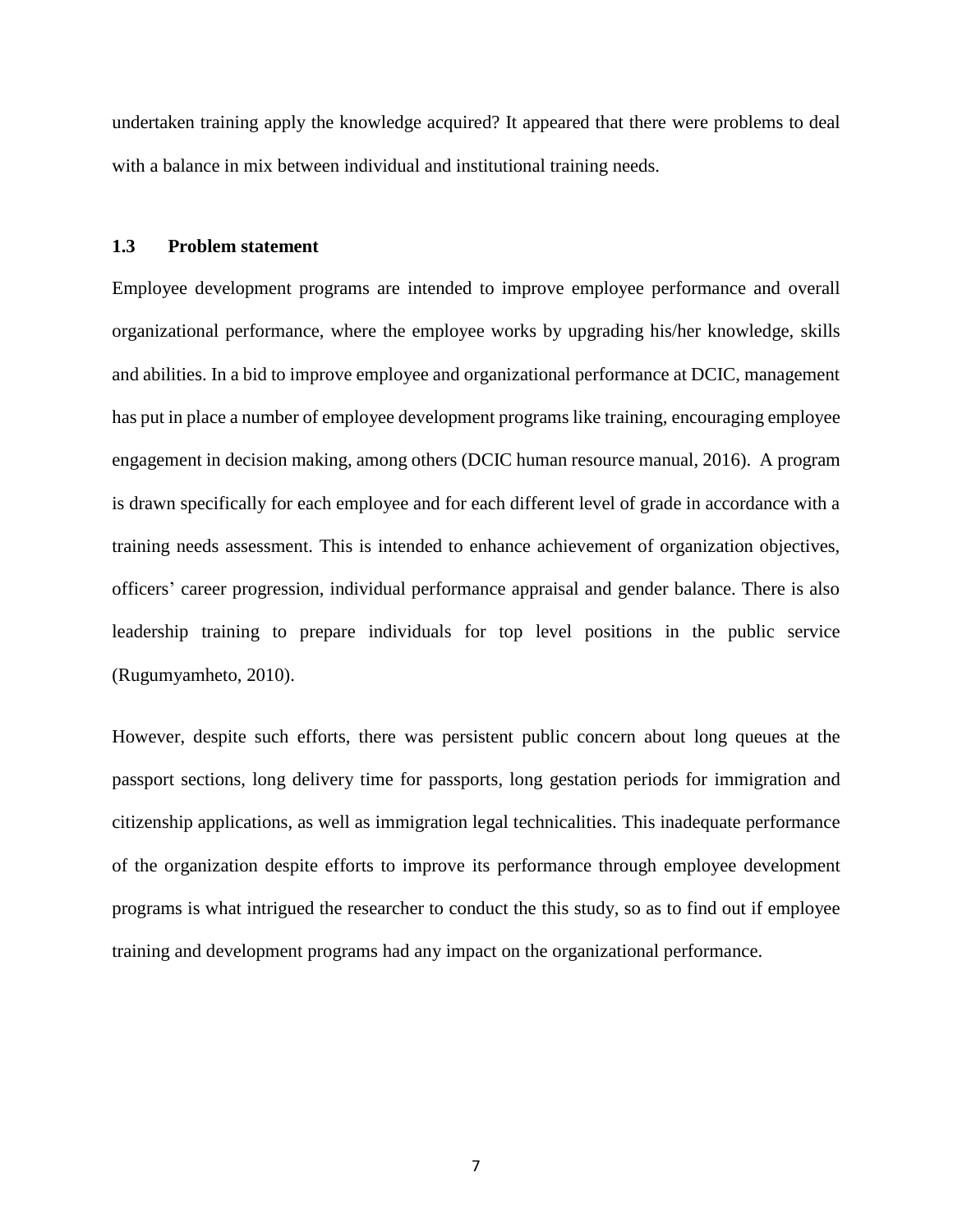undertaken training apply the knowledge acquired? It appeared that there were problems to deal with a balance in mix between individual and institutional training needs.

### 1.3 Problem statement

Employee development programs are intended to improve employee performance and overall organizational performance, where the employee works by upgrading his/her knowledge, skills and abilities. In a bid to improve employee and organizational performance at DCIC, management has put in place a number of employee development programs like training, encouraging employee engagement in decision making, among others (DCIC human resource manual, 2016). A program is drawn specifically for each employee and for each different level of grade in accordance with a training needs assessment. This is intended to enhance achievement of organization objectives, officers' career progression, individual performance appraisal and gender balance. There is also leadership training to prepare individuals for top level positions in the public service (Rugumyamheto, 2010).

However, despite such efforts, there was persistent public concern about long queues at the passport sections, long delivery time for passports, long gestation periods for immigration and citizenship applications, as well as immigration legal technicalities. This inadequate performance of the organization despite efforts to improve its performance through employee development programs is what intrigued the researcher to conduct the this study, so as to find out if employee training and development programs had any impact on the organizational performance.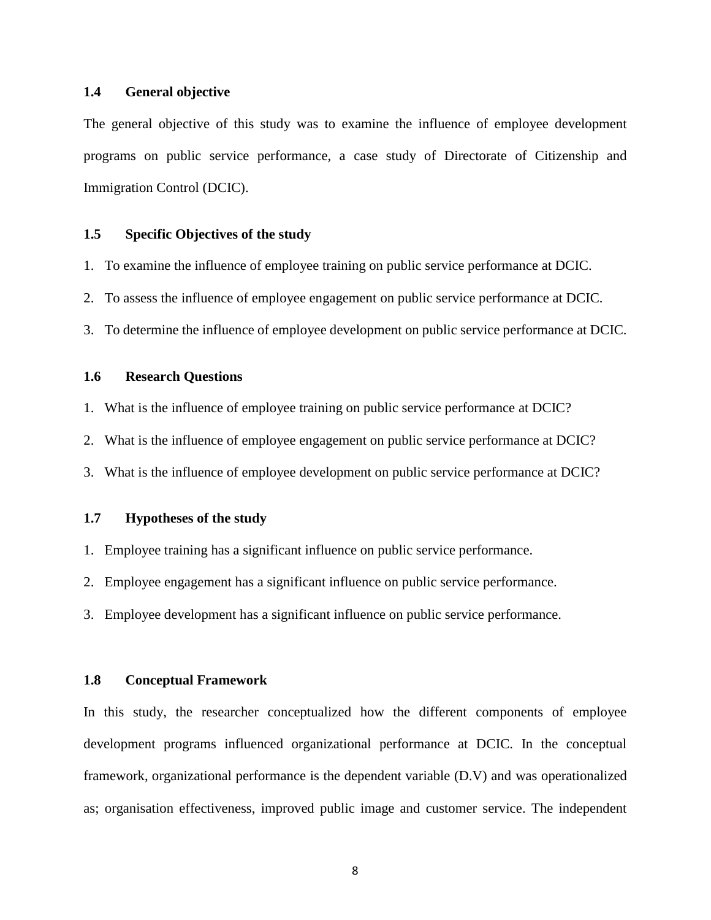## 1.4 General objective

The general objective of this study was to examine the influence of employee development programs on public service performance, a case study of Directorate of Citizenship and Immigration Control (DCIC).

## 1.5 Specific Objectives of the study

1. To examine the influence of employee training on public service performance at DCIC.
2. To assess the influence of employee engagement on public service performance at DCIC.
3. To determine the influence of employee development on public service performance at DCIC.

## 1.6 Research Questions

1. What is the influence of employee training on public service performance at DCIC?
2. What is the influence of employee engagement on public service performance at DCIC?
3. What is the influence of employee development on public service performance at DCIC?

## 1.7 Hypotheses of the study

1. Employee training has a significant influence on public service performance.
2. Employee engagement has a significant influence on public service performance.
3. Employee development has a significant influence on public service performance.

## 1.8 Conceptual Framework

In this study, the researcher conceptualized how the different components of employee development programs influenced organizational performance at DCIC. In the conceptual framework, organizational performance is the dependent variable (D.V) and was operationalized as; organisation effectiveness, improved public image and customer service. The independent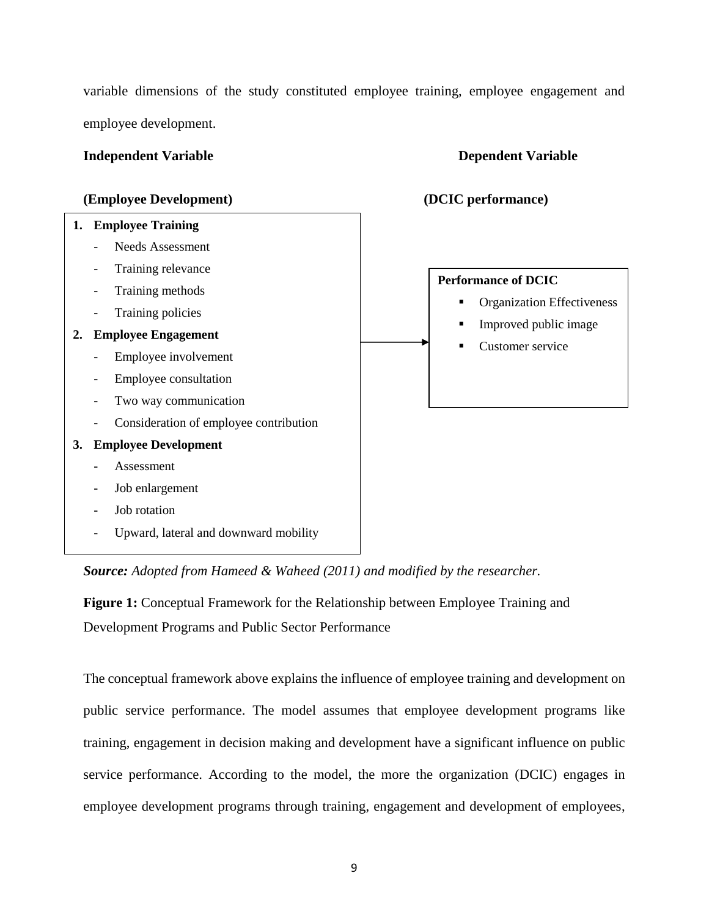variable dimensions of the study constituted employee training, employee engagement and employee development.

**Independent Variable** **Dependent Variable**

**(Employee Development)** **(DCIC performance)**

1. **Employee Training**
   - Needs Assessment
   - Training relevance
   - Training methods
   - Training policies
2. **Employee Engagement**
   - Employee involvement
   - Employee consultation
   - Two way communication
   - Consideration of employee contribution
3. **Employee Development**
   - Assessment
   - Job enlargement
   - Job rotation
   - Upward, lateral and downward mobility

→

**Performance of DCIC**

- Organization Effectiveness
- Improved public image
- Customer service

***Source:*** *Adopted from Hameed & Waheed (2011) and modified by the researcher.*

**Figure 1:** Conceptual Framework for the Relationship between Employee Training and Development Programs and Public Sector Performance

The conceptual framework above explains the influence of employee training and development on public service performance. The model assumes that employee development programs like training, engagement in decision making and development have a significant influence on public service performance. According to the model, the more the organization (DCIC) engages in employee development programs through training, engagement and development of employees,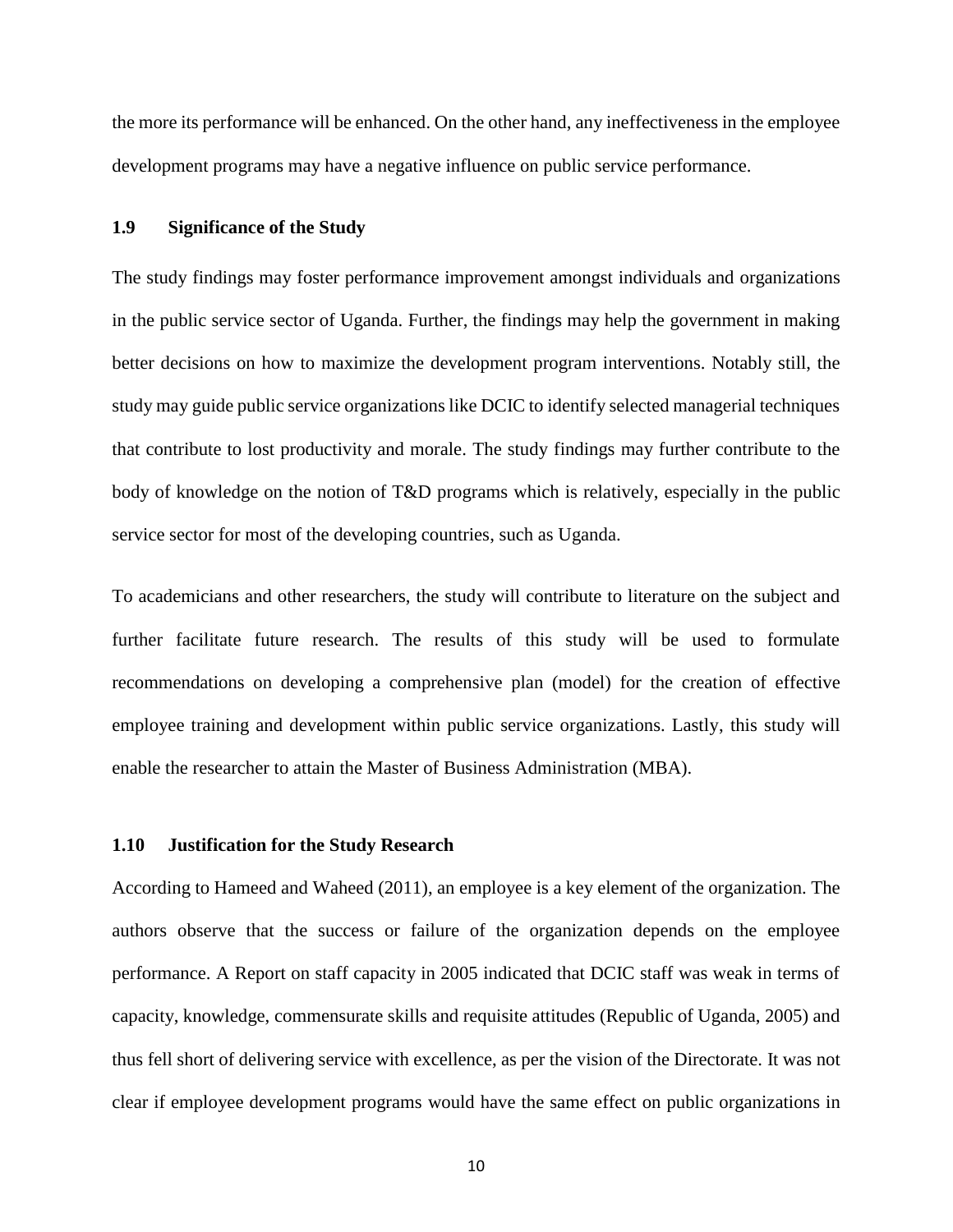the more its performance will be enhanced. On the other hand, any ineffectiveness in the employee development programs may have a negative influence on public service performance.

### 1.9 Significance of the Study

The study findings may foster performance improvement amongst individuals and organizations in the public service sector of Uganda. Further, the findings may help the government in making better decisions on how to maximize the development program interventions. Notably still, the study may guide public service organizations like DCIC to identify selected managerial techniques that contribute to lost productivity and morale. The study findings may further contribute to the body of knowledge on the notion of T&D programs which is relatively, especially in the public service sector for most of the developing countries, such as Uganda.

To academicians and other researchers, the study will contribute to literature on the subject and further facilitate future research. The results of this study will be used to formulate recommendations on developing a comprehensive plan (model) for the creation of effective employee training and development within public service organizations. Lastly, this study will enable the researcher to attain the Master of Business Administration (MBA).

### 1.10 Justification for the Study Research

According to Hameed and Waheed (2011), an employee is a key element of the organization. The authors observe that the success or failure of the organization depends on the employee performance. A Report on staff capacity in 2005 indicated that DCIC staff was weak in terms of capacity, knowledge, commensurate skills and requisite attitudes (Republic of Uganda, 2005) and thus fell short of delivering service with excellence, as per the vision of the Directorate. It was not clear if employee development programs would have the same effect on public organizations in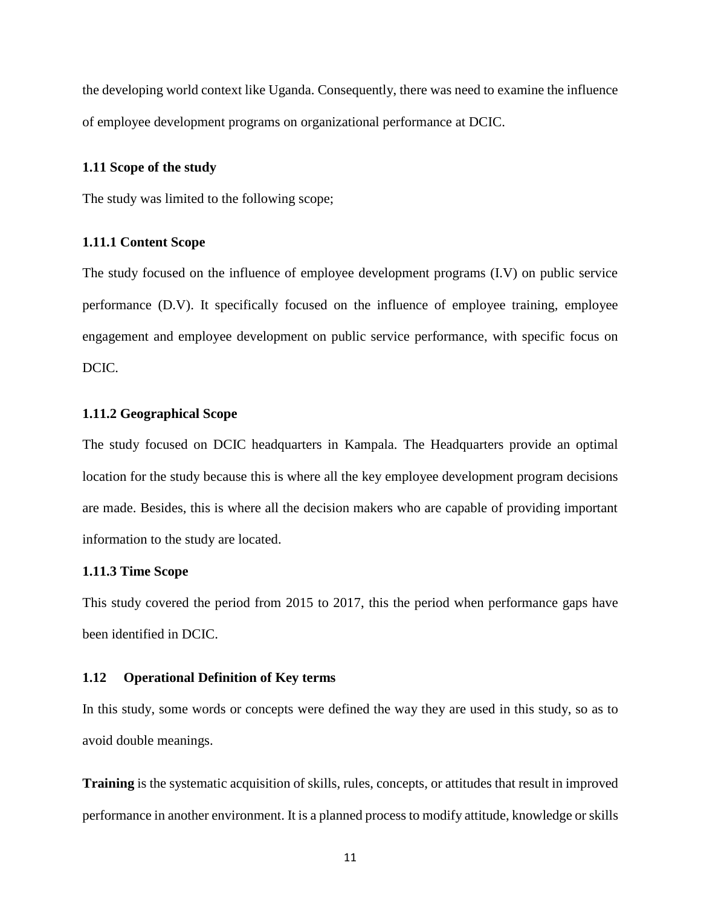the developing world context like Uganda. Consequently, there was need to examine the influence of employee development programs on organizational performance at DCIC.

## 1.11 Scope of the study

The study was limited to the following scope;

### 1.11.1 Content Scope

The study focused on the influence of employee development programs (I.V) on public service performance (D.V). It specifically focused on the influence of employee training, employee engagement and employee development on public service performance, with specific focus on DCIC.

### 1.11.2 Geographical Scope

The study focused on DCIC headquarters in Kampala. The Headquarters provide an optimal location for the study because this is where all the key employee development program decisions are made. Besides, this is where all the decision makers who are capable of providing important information to the study are located.

### 1.11.3 Time Scope

This study covered the period from 2015 to 2017, this the period when performance gaps have been identified in DCIC.

## 1.12 Operational Definition of Key terms

In this study, some words or concepts were defined the way they are used in this study, so as to avoid double meanings.

**Training** is the systematic acquisition of skills, rules, concepts, or attitudes that result in improved performance in another environment. It is a planned process to modify attitude, knowledge or skills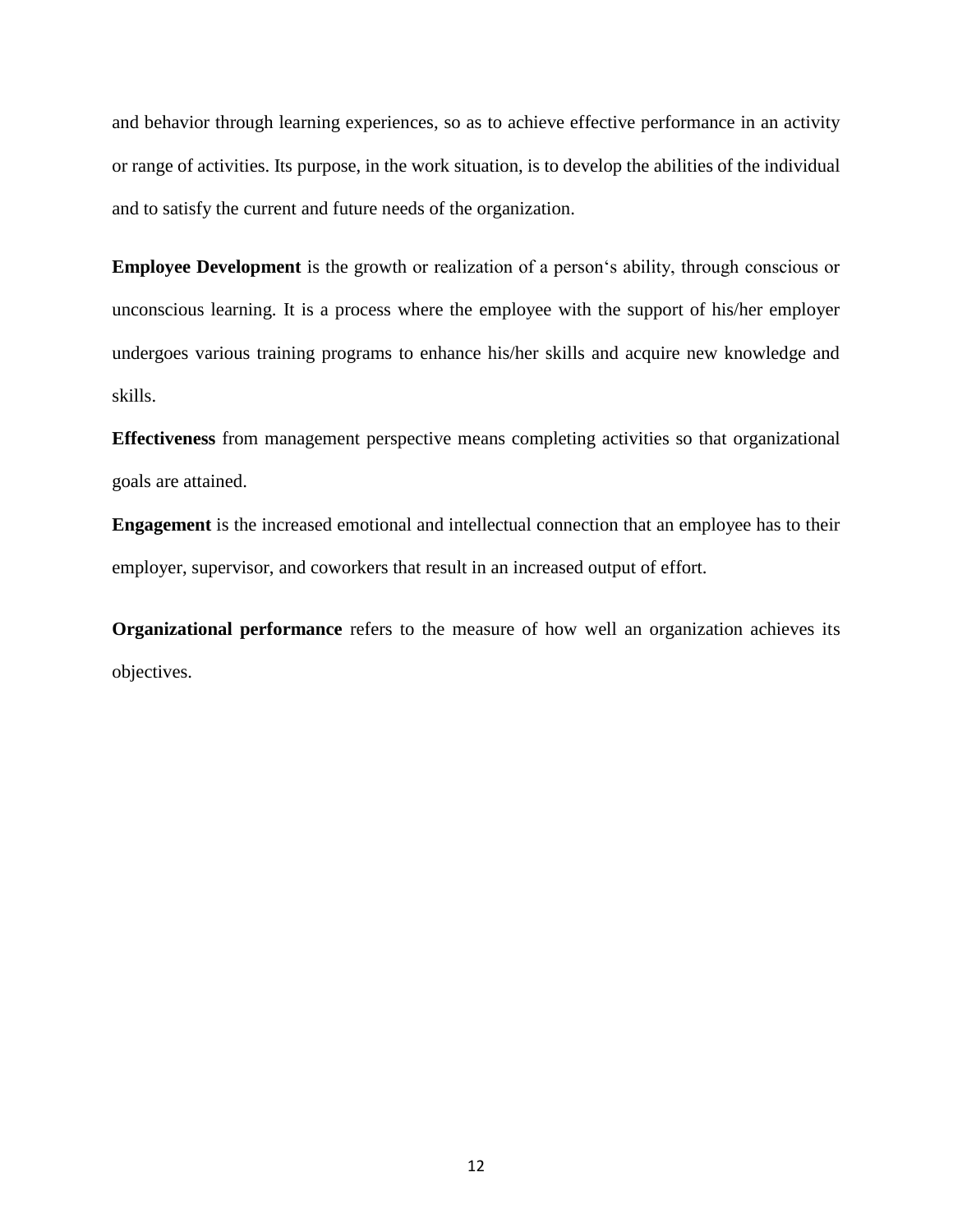and behavior through learning experiences, so as to achieve effective performance in an activity or range of activities. Its purpose, in the work situation, is to develop the abilities of the individual and to satisfy the current and future needs of the organization.

**Employee Development** is the growth or realization of a person's ability, through conscious or unconscious learning. It is a process where the employee with the support of his/her employer undergoes various training programs to enhance his/her skills and acquire new knowledge and skills.

**Effectiveness** from management perspective means completing activities so that organizational goals are attained.

**Engagement** is the increased emotional and intellectual connection that an employee has to their employer, supervisor, and coworkers that result in an increased output of effort.

**Organizational performance** refers to the measure of how well an organization achieves its objectives.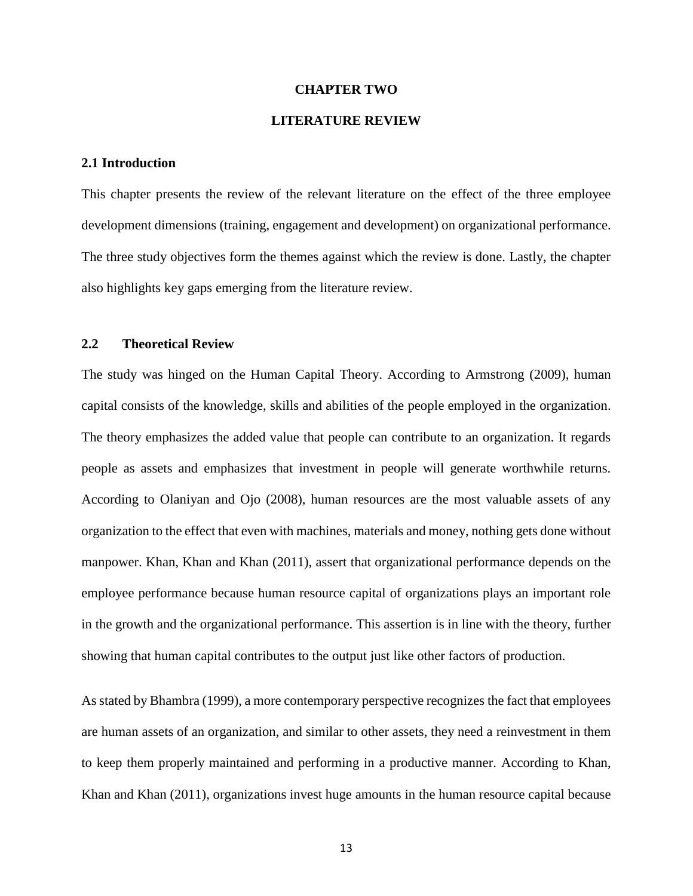# CHAPTER TWO

# LITERATURE REVIEW

## 2.1 Introduction

This chapter presents the review of the relevant literature on the effect of the three employee development dimensions (training, engagement and development) on organizational performance. The three study objectives form the themes against which the review is done. Lastly, the chapter also highlights key gaps emerging from the literature review.

## 2.2 Theoretical Review

The study was hinged on the Human Capital Theory. According to Armstrong (2009), human capital consists of the knowledge, skills and abilities of the people employed in the organization. The theory emphasizes the added value that people can contribute to an organization. It regards people as assets and emphasizes that investment in people will generate worthwhile returns. According to Olaniyan and Ojo (2008), human resources are the most valuable assets of any organization to the effect that even with machines, materials and money, nothing gets done without manpower. Khan, Khan and Khan (2011), assert that organizational performance depends on the employee performance because human resource capital of organizations plays an important role in the growth and the organizational performance. This assertion is in line with the theory, further showing that human capital contributes to the output just like other factors of production.

As stated by Bhambra (1999), a more contemporary perspective recognizes the fact that employees are human assets of an organization, and similar to other assets, they need a reinvestment in them to keep them properly maintained and performing in a productive manner. According to Khan, Khan and Khan (2011), organizations invest huge amounts in the human resource capital because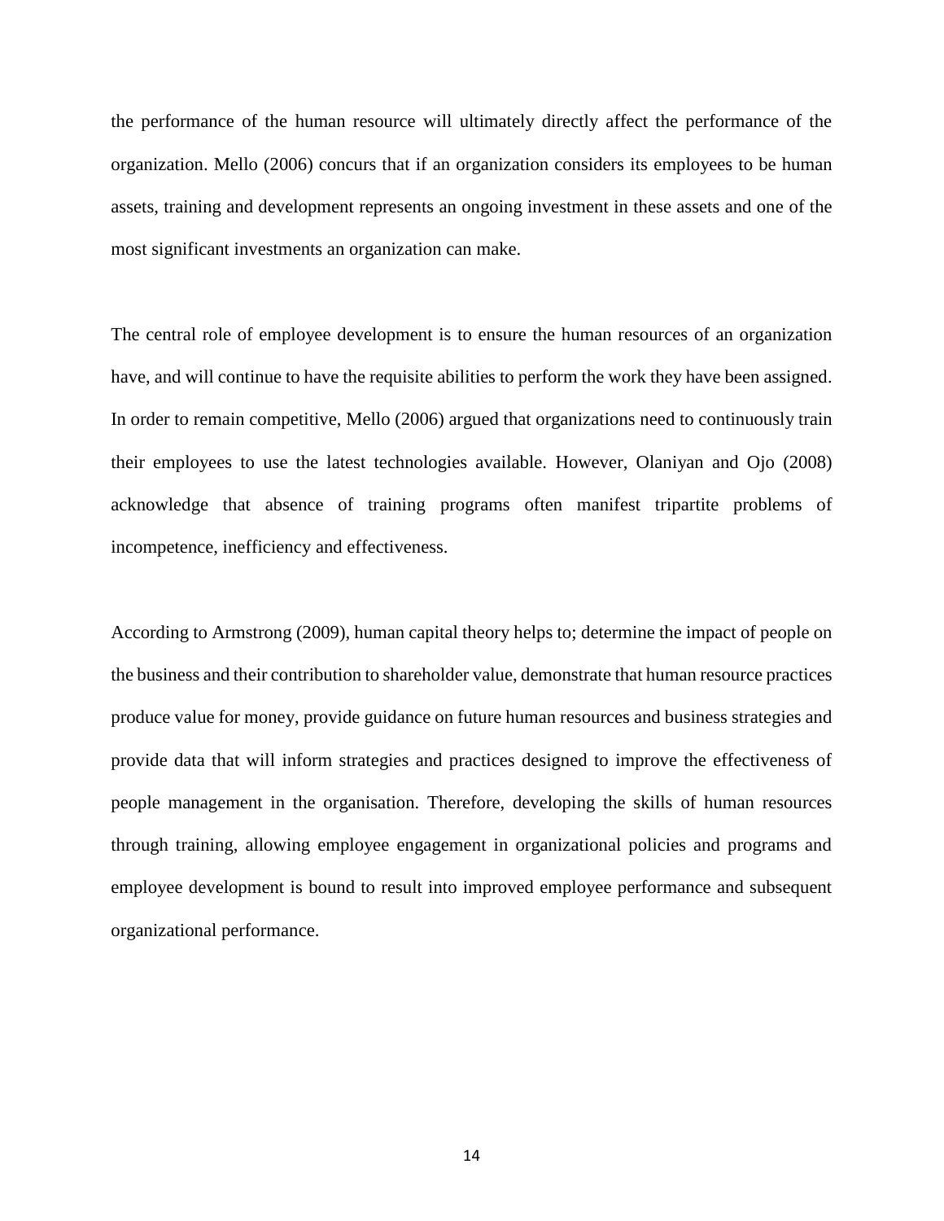the performance of the human resource will ultimately directly affect the performance of the organization. Mello (2006) concurs that if an organization considers its employees to be human assets, training and development represents an ongoing investment in these assets and one of the most significant investments an organization can make.

The central role of employee development is to ensure the human resources of an organization have, and will continue to have the requisite abilities to perform the work they have been assigned. In order to remain competitive, Mello (2006) argued that organizations need to continuously train their employees to use the latest technologies available. However, Olaniyan and Ojo (2008) acknowledge that absence of training programs often manifest tripartite problems of incompetence, inefficiency and effectiveness.

According to Armstrong (2009), human capital theory helps to; determine the impact of people on the business and their contribution to shareholder value, demonstrate that human resource practices produce value for money, provide guidance on future human resources and business strategies and provide data that will inform strategies and practices designed to improve the effectiveness of people management in the organisation. Therefore, developing the skills of human resources through training, allowing employee engagement in organizational policies and programs and employee development is bound to result into improved employee performance and subsequent organizational performance.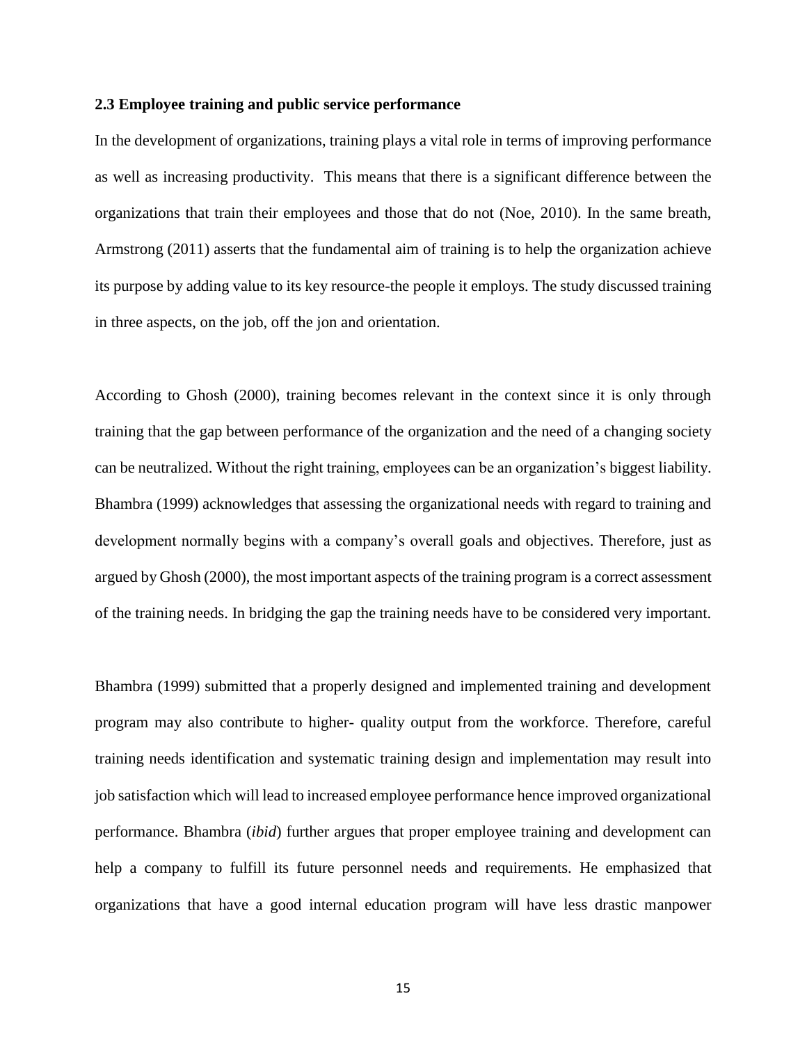### 2.3 Employee training and public service performance

In the development of organizations, training plays a vital role in terms of improving performance as well as increasing productivity. This means that there is a significant difference between the organizations that train their employees and those that do not (Noe, 2010). In the same breath, Armstrong (2011) asserts that the fundamental aim of training is to help the organization achieve its purpose by adding value to its key resource-the people it employs. The study discussed training in three aspects, on the job, off the jon and orientation.

According to Ghosh (2000), training becomes relevant in the context since it is only through training that the gap between performance of the organization and the need of a changing society can be neutralized. Without the right training, employees can be an organization's biggest liability. Bhambra (1999) acknowledges that assessing the organizational needs with regard to training and development normally begins with a company's overall goals and objectives. Therefore, just as argued by Ghosh (2000), the most important aspects of the training program is a correct assessment of the training needs. In bridging the gap the training needs have to be considered very important.

Bhambra (1999) submitted that a properly designed and implemented training and development program may also contribute to higher- quality output from the workforce. Therefore, careful training needs identification and systematic training design and implementation may result into job satisfaction which will lead to increased employee performance hence improved organizational performance. Bhambra (*ibid*) further argues that proper employee training and development can help a company to fulfill its future personnel needs and requirements. He emphasized that organizations that have a good internal education program will have less drastic manpower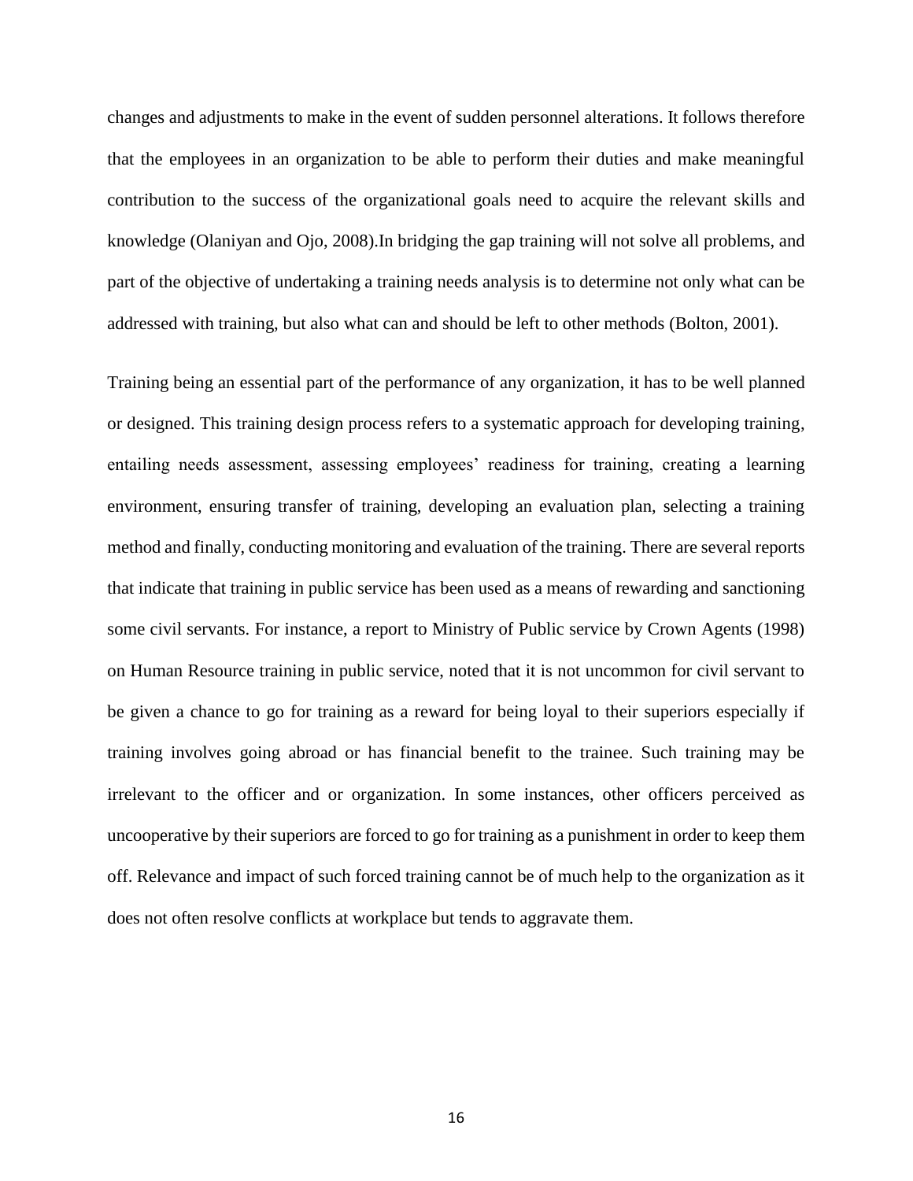changes and adjustments to make in the event of sudden personnel alterations. It follows therefore that the employees in an organization to be able to perform their duties and make meaningful contribution to the success of the organizational goals need to acquire the relevant skills and knowledge (Olaniyan and Ojo, 2008).In bridging the gap training will not solve all problems, and part of the objective of undertaking a training needs analysis is to determine not only what can be addressed with training, but also what can and should be left to other methods (Bolton, 2001).

Training being an essential part of the performance of any organization, it has to be well planned or designed. This training design process refers to a systematic approach for developing training, entailing needs assessment, assessing employees' readiness for training, creating a learning environment, ensuring transfer of training, developing an evaluation plan, selecting a training method and finally, conducting monitoring and evaluation of the training. There are several reports that indicate that training in public service has been used as a means of rewarding and sanctioning some civil servants. For instance, a report to Ministry of Public service by Crown Agents (1998) on Human Resource training in public service, noted that it is not uncommon for civil servant to be given a chance to go for training as a reward for being loyal to their superiors especially if training involves going abroad or has financial benefit to the trainee. Such training may be irrelevant to the officer and or organization. In some instances, other officers perceived as uncooperative by their superiors are forced to go for training as a punishment in order to keep them off. Relevance and impact of such forced training cannot be of much help to the organization as it does not often resolve conflicts at workplace but tends to aggravate them.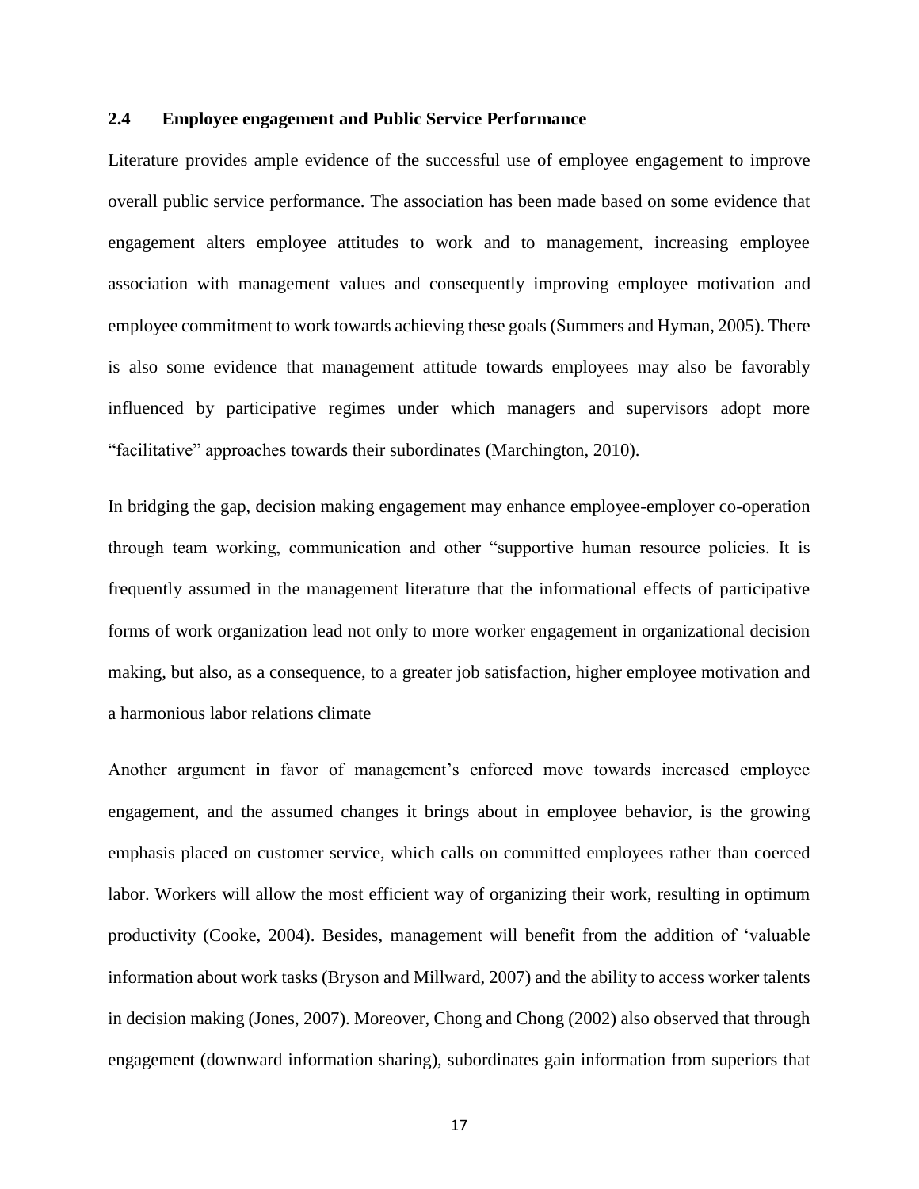## 2.4 Employee engagement and Public Service Performance

Literature provides ample evidence of the successful use of employee engagement to improve overall public service performance. The association has been made based on some evidence that engagement alters employee attitudes to work and to management, increasing employee association with management values and consequently improving employee motivation and employee commitment to work towards achieving these goals (Summers and Hyman, 2005). There is also some evidence that management attitude towards employees may also be favorably influenced by participative regimes under which managers and supervisors adopt more "facilitative" approaches towards their subordinates (Marchington, 2010).

In bridging the gap, decision making engagement may enhance employee-employer co-operation through team working, communication and other "supportive human resource policies. It is frequently assumed in the management literature that the informational effects of participative forms of work organization lead not only to more worker engagement in organizational decision making, but also, as a consequence, to a greater job satisfaction, higher employee motivation and a harmonious labor relations climate

Another argument in favor of management's enforced move towards increased employee engagement, and the assumed changes it brings about in employee behavior, is the growing emphasis placed on customer service, which calls on committed employees rather than coerced labor. Workers will allow the most efficient way of organizing their work, resulting in optimum productivity (Cooke, 2004). Besides, management will benefit from the addition of 'valuable information about work tasks (Bryson and Millward, 2007) and the ability to access worker talents in decision making (Jones, 2007). Moreover, Chong and Chong (2002) also observed that through engagement (downward information sharing), subordinates gain information from superiors that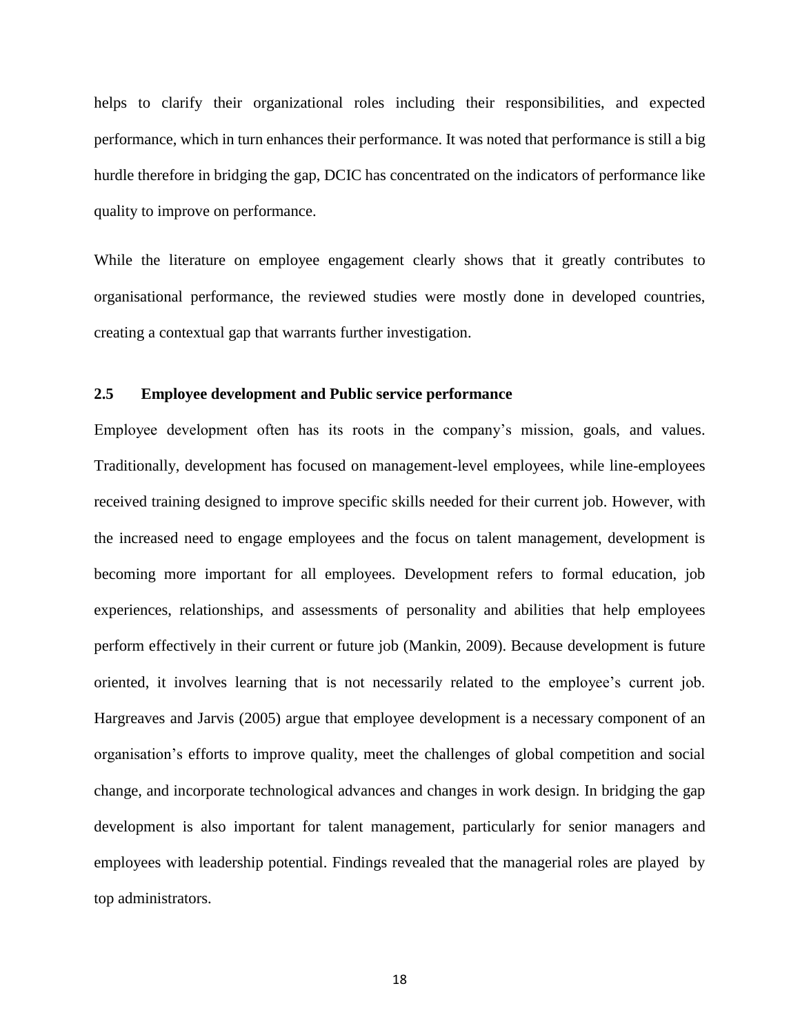helps to clarify their organizational roles including their responsibilities, and expected performance, which in turn enhances their performance. It was noted that performance is still a big hurdle therefore in bridging the gap, DCIC has concentrated on the indicators of performance like quality to improve on performance.

While the literature on employee engagement clearly shows that it greatly contributes to organisational performance, the reviewed studies were mostly done in developed countries, creating a contextual gap that warrants further investigation.

## 2.5 Employee development and Public service performance

Employee development often has its roots in the company's mission, goals, and values. Traditionally, development has focused on management-level employees, while line-employees received training designed to improve specific skills needed for their current job. However, with the increased need to engage employees and the focus on talent management, development is becoming more important for all employees. Development refers to formal education, job experiences, relationships, and assessments of personality and abilities that help employees perform effectively in their current or future job (Mankin, 2009). Because development is future oriented, it involves learning that is not necessarily related to the employee's current job. Hargreaves and Jarvis (2005) argue that employee development is a necessary component of an organisation's efforts to improve quality, meet the challenges of global competition and social change, and incorporate technological advances and changes in work design. In bridging the gap development is also important for talent management, particularly for senior managers and employees with leadership potential. Findings revealed that the managerial roles are played by top administrators.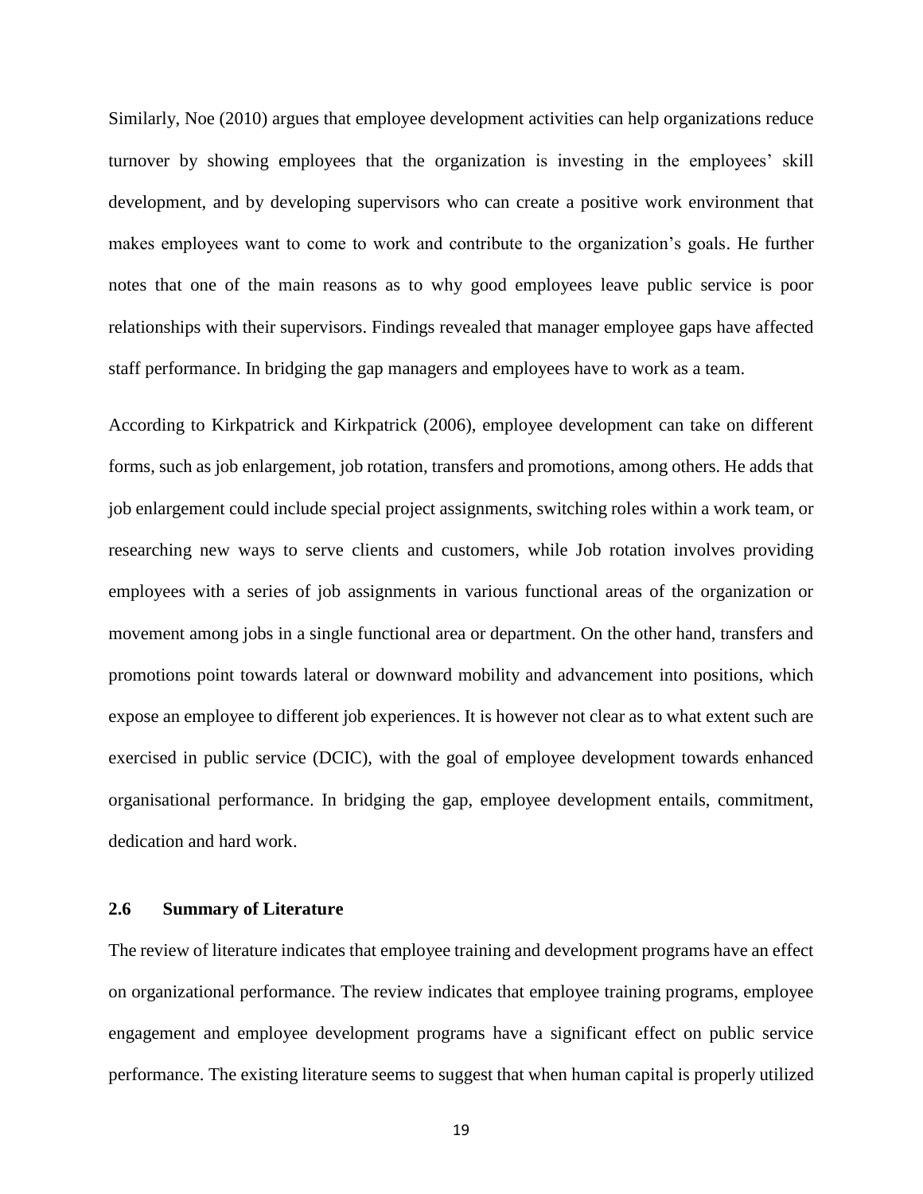Similarly, Noe (2010) argues that employee development activities can help organizations reduce turnover by showing employees that the organization is investing in the employees' skill development, and by developing supervisors who can create a positive work environment that makes employees want to come to work and contribute to the organization's goals. He further notes that one of the main reasons as to why good employees leave public service is poor relationships with their supervisors. Findings revealed that manager employee gaps have affected staff performance. In bridging the gap managers and employees have to work as a team.

According to Kirkpatrick and Kirkpatrick (2006), employee development can take on different forms, such as job enlargement, job rotation, transfers and promotions, among others. He adds that job enlargement could include special project assignments, switching roles within a work team, or researching new ways to serve clients and customers, while Job rotation involves providing employees with a series of job assignments in various functional areas of the organization or movement among jobs in a single functional area or department. On the other hand, transfers and promotions point towards lateral or downward mobility and advancement into positions, which expose an employee to different job experiences. It is however not clear as to what extent such are exercised in public service (DCIC), with the goal of employee development towards enhanced organisational performance. In bridging the gap, employee development entails, commitment, dedication and hard work.

## 2.6 Summary of Literature

The review of literature indicates that employee training and development programs have an effect on organizational performance. The review indicates that employee training programs, employee engagement and employee development programs have a significant effect on public service performance. The existing literature seems to suggest that when human capital is properly utilized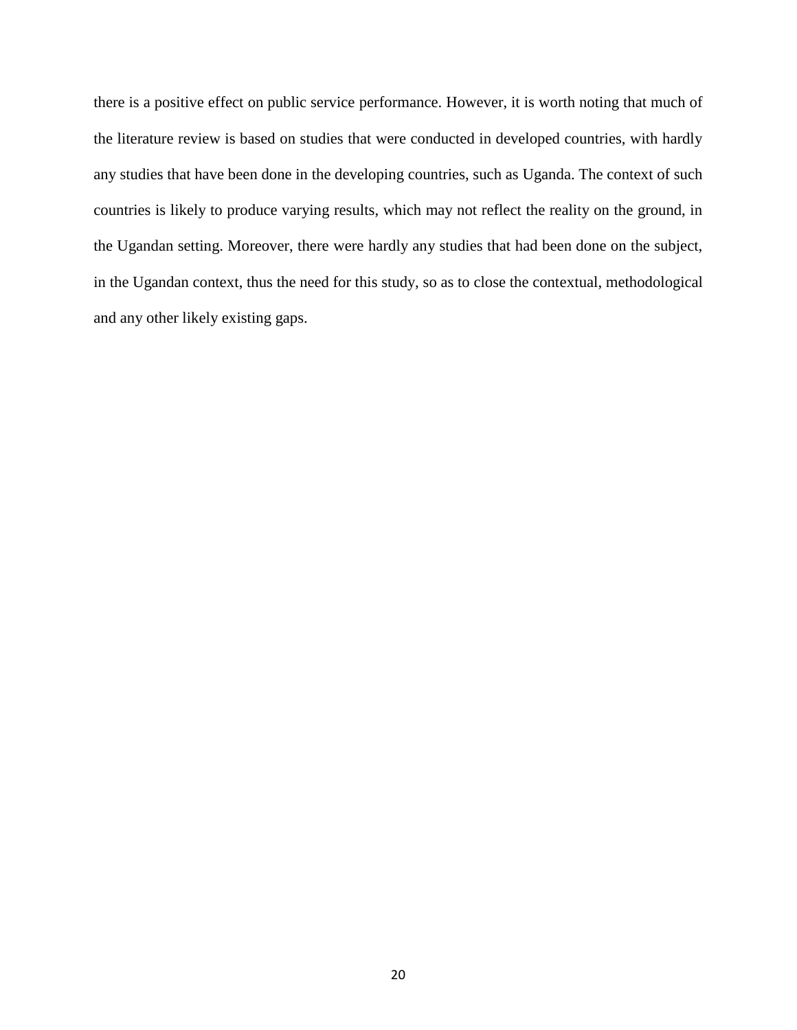there is a positive effect on public service performance. However, it is worth noting that much of the literature review is based on studies that were conducted in developed countries, with hardly any studies that have been done in the developing countries, such as Uganda. The context of such countries is likely to produce varying results, which may not reflect the reality on the ground, in the Ugandan setting. Moreover, there were hardly any studies that had been done on the subject, in the Ugandan context, thus the need for this study, so as to close the contextual, methodological and any other likely existing gaps.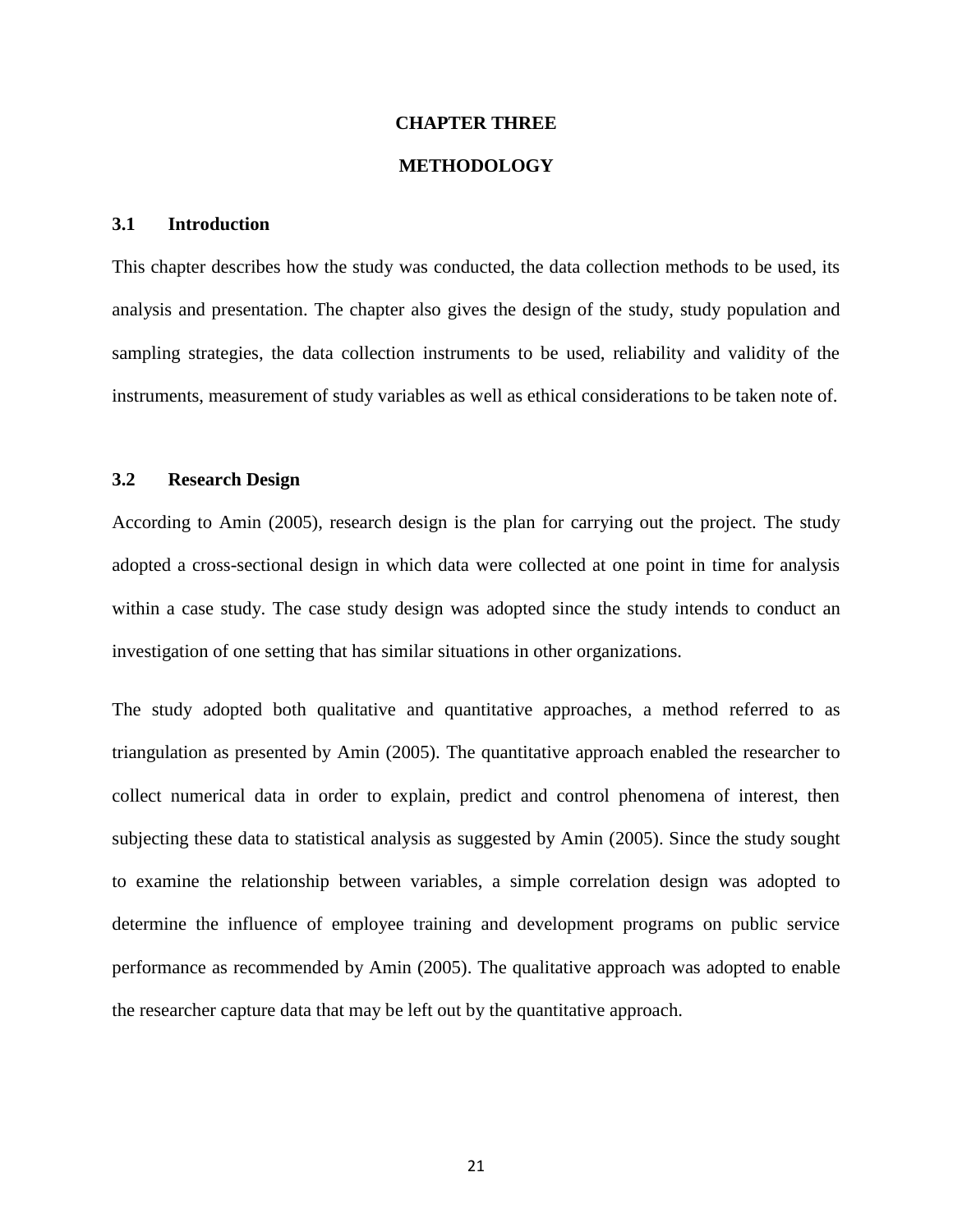# CHAPTER THREE

# METHODOLOGY

## 3.1 Introduction

This chapter describes how the study was conducted, the data collection methods to be used, its analysis and presentation. The chapter also gives the design of the study, study population and sampling strategies, the data collection instruments to be used, reliability and validity of the instruments, measurement of study variables as well as ethical considerations to be taken note of.

## 3.2 Research Design

According to Amin (2005), research design is the plan for carrying out the project. The study adopted a cross-sectional design in which data were collected at one point in time for analysis within a case study. The case study design was adopted since the study intends to conduct an investigation of one setting that has similar situations in other organizations.

The study adopted both qualitative and quantitative approaches, a method referred to as triangulation as presented by Amin (2005). The quantitative approach enabled the researcher to collect numerical data in order to explain, predict and control phenomena of interest, then subjecting these data to statistical analysis as suggested by Amin (2005). Since the study sought to examine the relationship between variables, a simple correlation design was adopted to determine the influence of employee training and development programs on public service performance as recommended by Amin (2005). The qualitative approach was adopted to enable the researcher capture data that may be left out by the quantitative approach.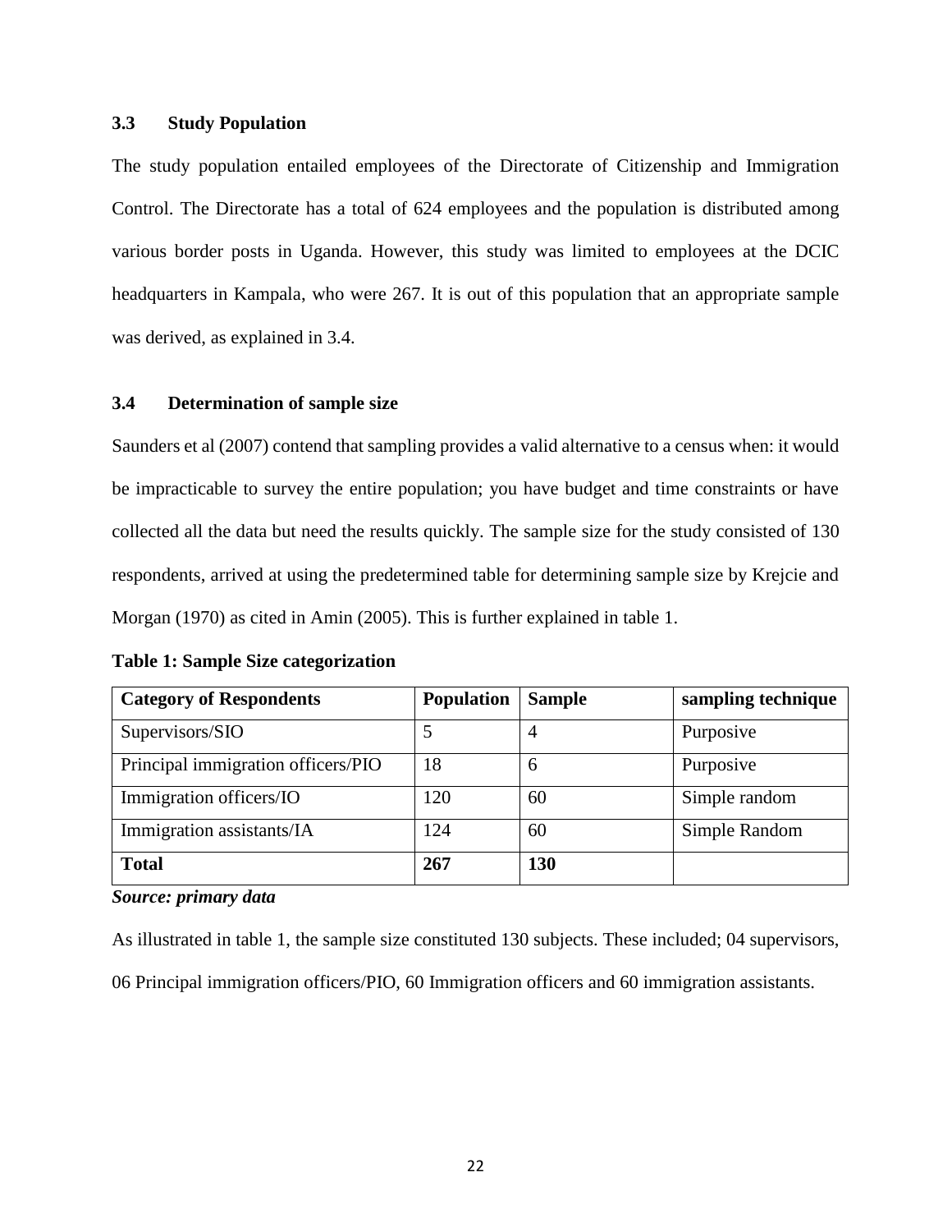### 3.3 Study Population

The study population entailed employees of the Directorate of Citizenship and Immigration Control. The Directorate has a total of 624 employees and the population is distributed among various border posts in Uganda. However, this study was limited to employees at the DCIC headquarters in Kampala, who were 267. It is out of this population that an appropriate sample was derived, as explained in 3.4.

### 3.4 Determination of sample size

Saunders et al (2007) contend that sampling provides a valid alternative to a census when: it would be impracticable to survey the entire population; you have budget and time constraints or have collected all the data but need the results quickly. The sample size for the study consisted of 130 respondents, arrived at using the predetermined table for determining sample size by Krejcie and Morgan (1970) as cited in Amin (2005). This is further explained in table 1.

**Table 1: Sample Size categorization**

| Category of Respondents | Population | Sample | sampling technique |
|---|---|---|---|
| Supervisors/SIO | 5 | 4 | Purposive |
| Principal immigration officers/PIO | 18 | 6 | Purposive |
| Immigration officers/IO | 120 | 60 | Simple random |
| Immigration assistants/IA | 124 | 60 | Simple Random |
| **Total** | **267** | **130** | |

***Source: primary data***

As illustrated in table 1, the sample size constituted 130 subjects. These included; 04 supervisors, 06 Principal immigration officers/PIO, 60 Immigration officers and 60 immigration assistants.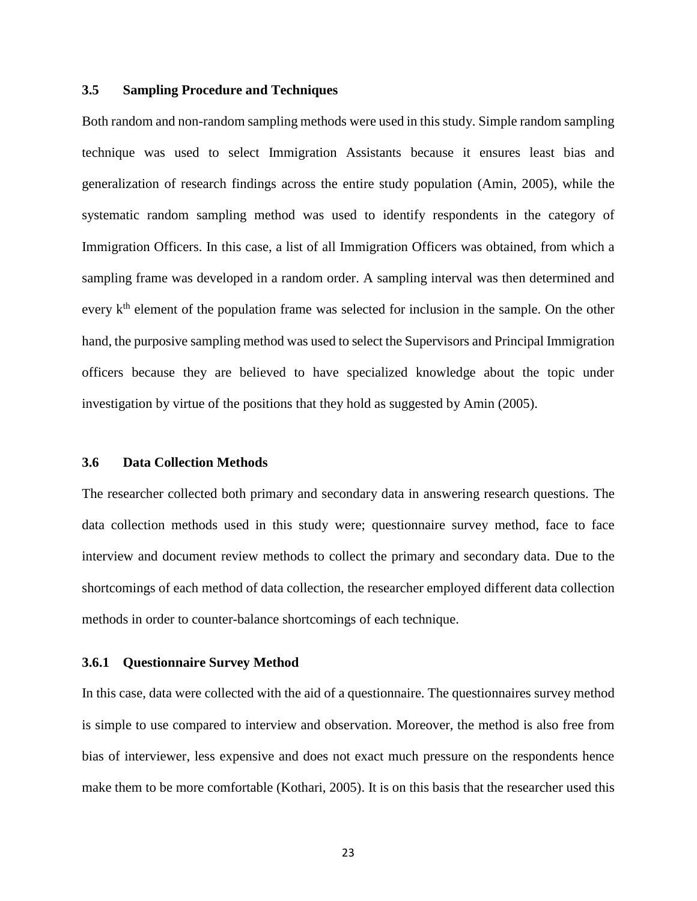### 3.5 Sampling Procedure and Techniques

Both random and non-random sampling methods were used in this study. Simple random sampling technique was used to select Immigration Assistants because it ensures least bias and generalization of research findings across the entire study population (Amin, 2005), while the systematic random sampling method was used to identify respondents in the category of Immigration Officers. In this case, a list of all Immigration Officers was obtained, from which a sampling frame was developed in a random order. A sampling interval was then determined and every $k^{th}$ element of the population frame was selected for inclusion in the sample. On the other hand, the purposive sampling method was used to select the Supervisors and Principal Immigration officers because they are believed to have specialized knowledge about the topic under investigation by virtue of the positions that they hold as suggested by Amin (2005).

### 3.6 Data Collection Methods

The researcher collected both primary and secondary data in answering research questions. The data collection methods used in this study were; questionnaire survey method, face to face interview and document review methods to collect the primary and secondary data. Due to the shortcomings of each method of data collection, the researcher employed different data collection methods in order to counter-balance shortcomings of each technique.

#### 3.6.1 Questionnaire Survey Method

In this case, data were collected with the aid of a questionnaire. The questionnaires survey method is simple to use compared to interview and observation. Moreover, the method is also free from bias of interviewer, less expensive and does not exact much pressure on the respondents hence make them to be more comfortable (Kothari, 2005). It is on this basis that the researcher used this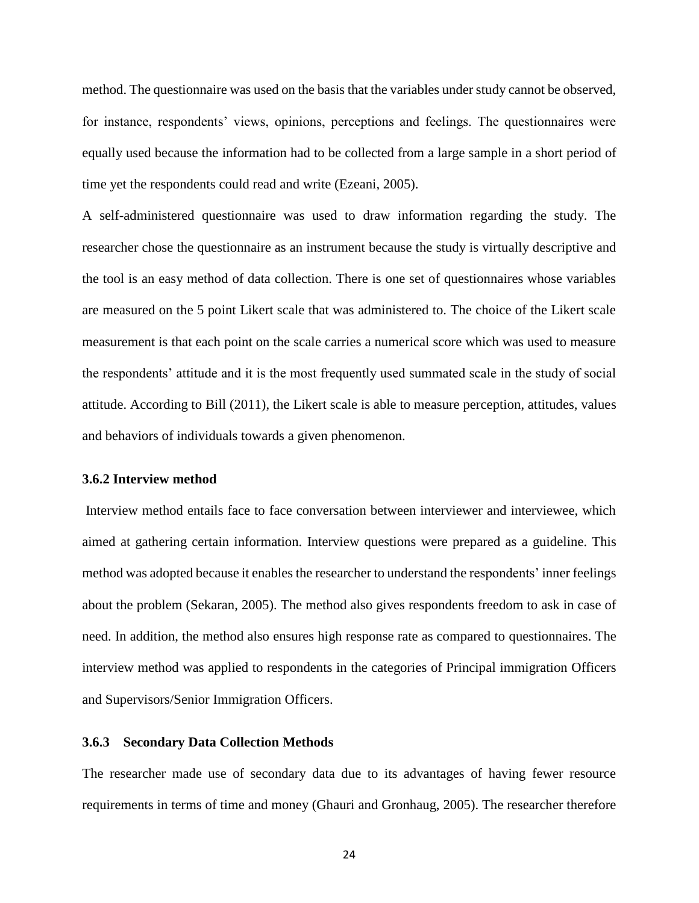method. The questionnaire was used on the basis that the variables under study cannot be observed, for instance, respondents' views, opinions, perceptions and feelings. The questionnaires were equally used because the information had to be collected from a large sample in a short period of time yet the respondents could read and write (Ezeani, 2005).

A self-administered questionnaire was used to draw information regarding the study. The researcher chose the questionnaire as an instrument because the study is virtually descriptive and the tool is an easy method of data collection. There is one set of questionnaires whose variables are measured on the 5 point Likert scale that was administered to. The choice of the Likert scale measurement is that each point on the scale carries a numerical score which was used to measure the respondents' attitude and it is the most frequently used summated scale in the study of social attitude. According to Bill (2011), the Likert scale is able to measure perception, attitudes, values and behaviors of individuals towards a given phenomenon.

### 3.6.2 Interview method

Interview method entails face to face conversation between interviewer and interviewee, which aimed at gathering certain information. Interview questions were prepared as a guideline. This method was adopted because it enables the researcher to understand the respondents' inner feelings about the problem (Sekaran, 2005). The method also gives respondents freedom to ask in case of need. In addition, the method also ensures high response rate as compared to questionnaires. The interview method was applied to respondents in the categories of Principal immigration Officers and Supervisors/Senior Immigration Officers.

### 3.6.3 Secondary Data Collection Methods

The researcher made use of secondary data due to its advantages of having fewer resource requirements in terms of time and money (Ghauri and Gronhaug, 2005). The researcher therefore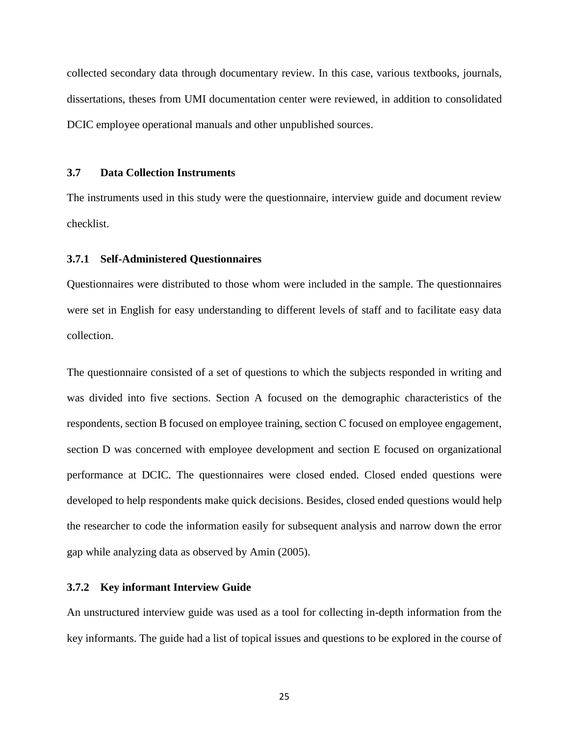collected secondary data through documentary review. In this case, various textbooks, journals, dissertations, theses from UMI documentation center were reviewed, in addition to consolidated DCIC employee operational manuals and other unpublished sources.

### 3.7 Data Collection Instruments

The instruments used in this study were the questionnaire, interview guide and document review checklist.

#### 3.7.1 Self-Administered Questionnaires

Questionnaires were distributed to those whom were included in the sample. The questionnaires were set in English for easy understanding to different levels of staff and to facilitate easy data collection.

The questionnaire consisted of a set of questions to which the subjects responded in writing and was divided into five sections. Section A focused on the demographic characteristics of the respondents, section B focused on employee training, section C focused on employee engagement, section D was concerned with employee development and section E focused on organizational performance at DCIC. The questionnaires were closed ended. Closed ended questions were developed to help respondents make quick decisions. Besides, closed ended questions would help the researcher to code the information easily for subsequent analysis and narrow down the error gap while analyzing data as observed by Amin (2005).

#### 3.7.2 Key informant Interview Guide

An unstructured interview guide was used as a tool for collecting in-depth information from the key informants. The guide had a list of topical issues and questions to be explored in the course of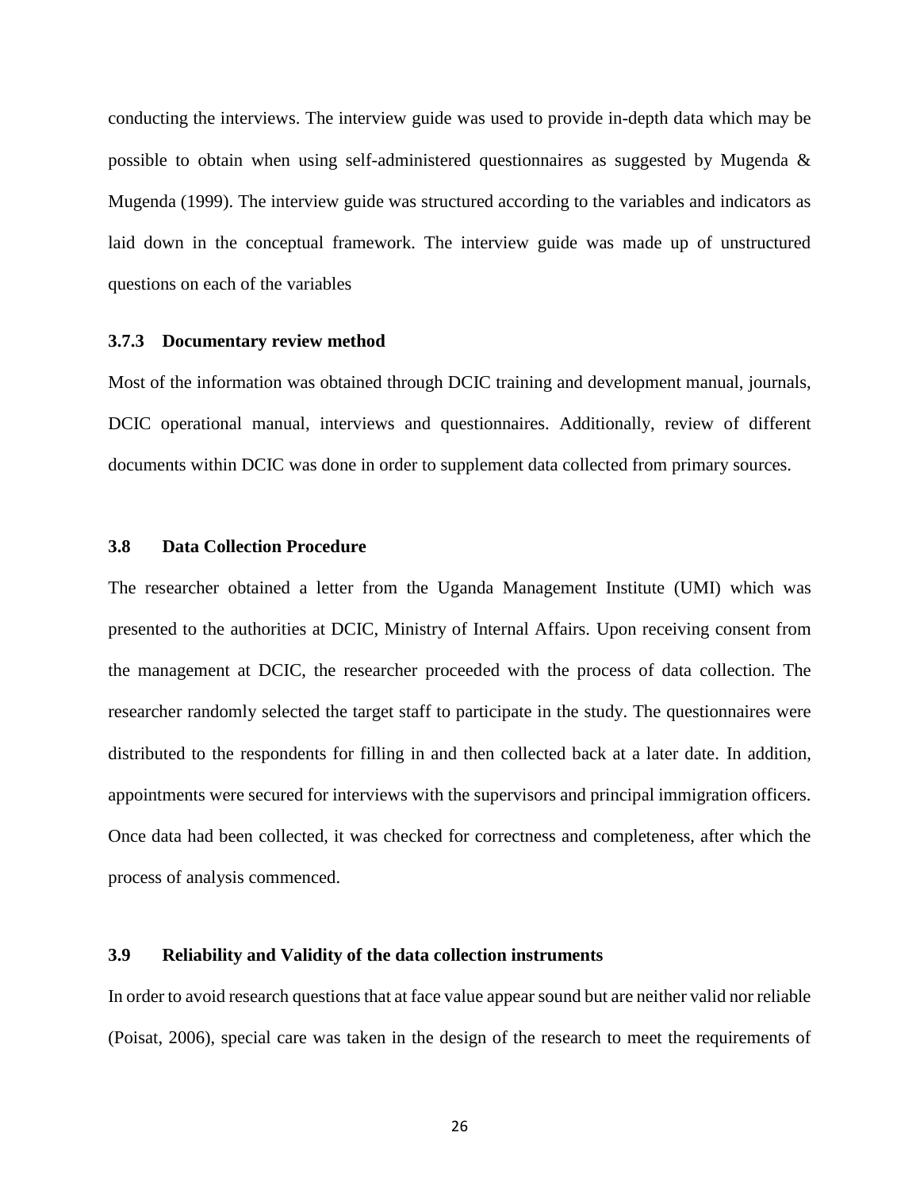conducting the interviews. The interview guide was used to provide in-depth data which may be possible to obtain when using self-administered questionnaires as suggested by Mugenda & Mugenda (1999). The interview guide was structured according to the variables and indicators as laid down in the conceptual framework. The interview guide was made up of unstructured questions on each of the variables

### 3.7.3 Documentary review method

Most of the information was obtained through DCIC training and development manual, journals, DCIC operational manual, interviews and questionnaires. Additionally, review of different documents within DCIC was done in order to supplement data collected from primary sources.

## 3.8 Data Collection Procedure

The researcher obtained a letter from the Uganda Management Institute (UMI) which was presented to the authorities at DCIC, Ministry of Internal Affairs. Upon receiving consent from the management at DCIC, the researcher proceeded with the process of data collection. The researcher randomly selected the target staff to participate in the study. The questionnaires were distributed to the respondents for filling in and then collected back at a later date. In addition, appointments were secured for interviews with the supervisors and principal immigration officers. Once data had been collected, it was checked for correctness and completeness, after which the process of analysis commenced.

## 3.9 Reliability and Validity of the data collection instruments

In order to avoid research questions that at face value appear sound but are neither valid nor reliable (Poisat, 2006), special care was taken in the design of the research to meet the requirements of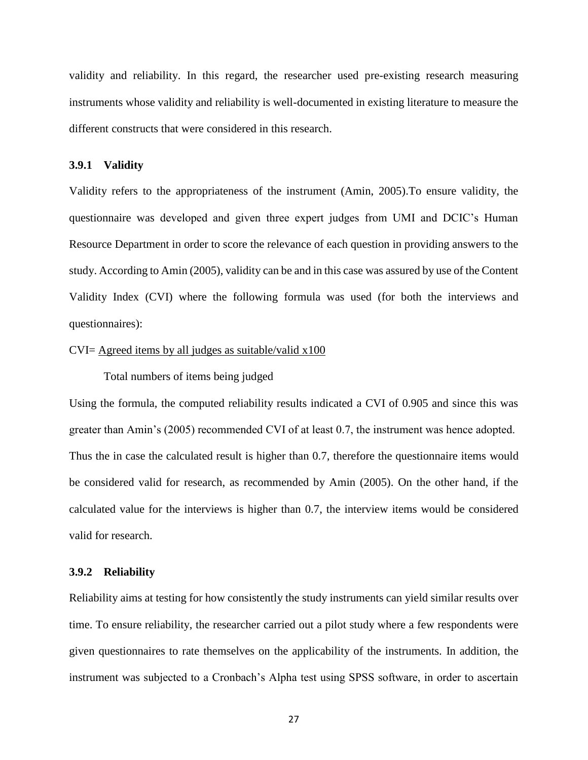validity and reliability. In this regard, the researcher used pre-existing research measuring instruments whose validity and reliability is well-documented in existing literature to measure the different constructs that were considered in this research.

### 3.9.1 Validity

Validity refers to the appropriateness of the instrument (Amin, 2005).To ensure validity, the questionnaire was developed and given three expert judges from UMI and DCIC's Human Resource Department in order to score the relevance of each question in providing answers to the study. According to Amin (2005), validity can be and in this case was assured by use of the Content Validity Index (CVI) where the following formula was used (for both the interviews and questionnaires):

$$CVI = \frac{\text{Agreed items by all judges as suitable/valid} \times 100}{\text{Total numbers of items being judged}}$$

Using the formula, the computed reliability results indicated a CVI of 0.905 and since this was greater than Amin's (2005) recommended CVI of at least 0.7, the instrument was hence adopted. Thus the in case the calculated result is higher than 0.7, therefore the questionnaire items would be considered valid for research, as recommended by Amin (2005). On the other hand, if the calculated value for the interviews is higher than 0.7, the interview items would be considered valid for research.

### 3.9.2 Reliability

Reliability aims at testing for how consistently the study instruments can yield similar results over time. To ensure reliability, the researcher carried out a pilot study where a few respondents were given questionnaires to rate themselves on the applicability of the instruments. In addition, the instrument was subjected to a Cronbach's Alpha test using SPSS software, in order to ascertain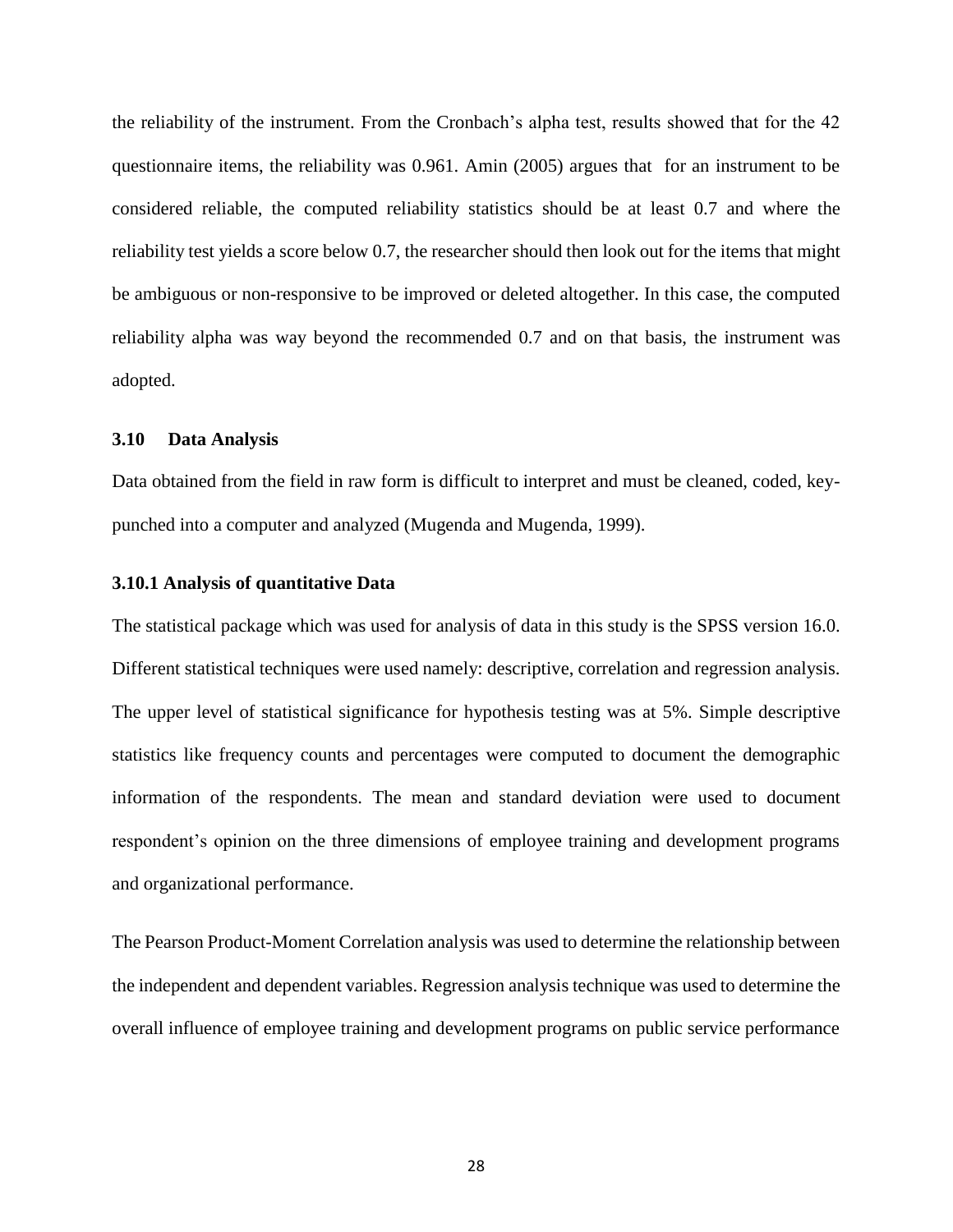the reliability of the instrument. From the Cronbach's alpha test, results showed that for the 42 questionnaire items, the reliability was 0.961. Amin (2005) argues that for an instrument to be considered reliable, the computed reliability statistics should be at least 0.7 and where the reliability test yields a score below 0.7, the researcher should then look out for the items that might be ambiguous or non-responsive to be improved or deleted altogether. In this case, the computed reliability alpha was way beyond the recommended 0.7 and on that basis, the instrument was adopted.

### 3.10 Data Analysis

Data obtained from the field in raw form is difficult to interpret and must be cleaned, coded, key-punched into a computer and analyzed (Mugenda and Mugenda, 1999).

#### 3.10.1 Analysis of quantitative Data

The statistical package which was used for analysis of data in this study is the SPSS version 16.0. Different statistical techniques were used namely: descriptive, correlation and regression analysis. The upper level of statistical significance for hypothesis testing was at 5%. Simple descriptive statistics like frequency counts and percentages were computed to document the demographic information of the respondents. The mean and standard deviation were used to document respondent's opinion on the three dimensions of employee training and development programs and organizational performance.

The Pearson Product-Moment Correlation analysis was used to determine the relationship between the independent and dependent variables. Regression analysis technique was used to determine the overall influence of employee training and development programs on public service performance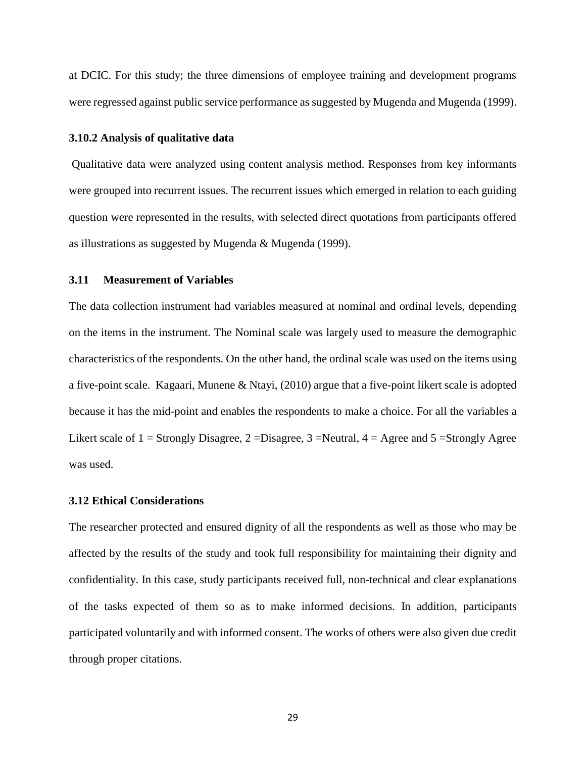at DCIC. For this study; the three dimensions of employee training and development programs were regressed against public service performance as suggested by Mugenda and Mugenda (1999).

### 3.10.2 Analysis of qualitative data

Qualitative data were analyzed using content analysis method. Responses from key informants were grouped into recurrent issues. The recurrent issues which emerged in relation to each guiding question were represented in the results, with selected direct quotations from participants offered as illustrations as suggested by Mugenda & Mugenda (1999).

## 3.11 Measurement of Variables

The data collection instrument had variables measured at nominal and ordinal levels, depending on the items in the instrument. The Nominal scale was largely used to measure the demographic characteristics of the respondents. On the other hand, the ordinal scale was used on the items using a five-point scale. Kagaari, Munene & Ntayi, (2010) argue that a five-point likert scale is adopted because it has the mid-point and enables the respondents to make a choice. For all the variables a Likert scale of 1 = Strongly Disagree, 2 =Disagree, 3 =Neutral, 4 = Agree and 5 =Strongly Agree was used.

## 3.12 Ethical Considerations

The researcher protected and ensured dignity of all the respondents as well as those who may be affected by the results of the study and took full responsibility for maintaining their dignity and confidentiality. In this case, study participants received full, non-technical and clear explanations of the tasks expected of them so as to make informed decisions. In addition, participants participated voluntarily and with informed consent. The works of others were also given due credit through proper citations.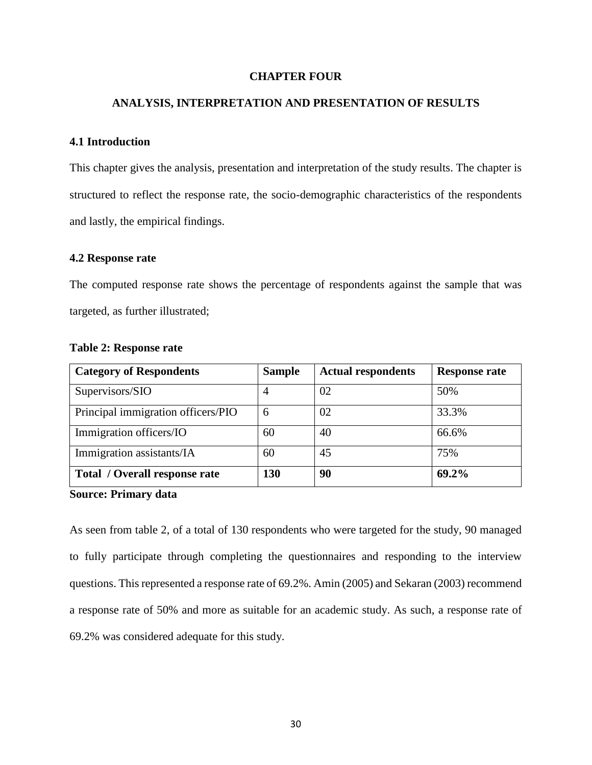# CHAPTER FOUR

# ANALYSIS, INTERPRETATION AND PRESENTATION OF RESULTS

## 4.1 Introduction

This chapter gives the analysis, presentation and interpretation of the study results. The chapter is structured to reflect the response rate, the socio-demographic characteristics of the respondents and lastly, the empirical findings.

## 4.2 Response rate

The computed response rate shows the percentage of respondents against the sample that was targeted, as further illustrated;

**Table 2: Response rate**

| Category of Respondents | Sample | Actual respondents | Response rate |
|---|---|---|---|
| Supervisors/SIO | 4 | 02 | 50% |
| Principal immigration officers/PIO | 6 | 02 | 33.3% |
| Immigration officers/IO | 60 | 40 | 66.6% |
| Immigration assistants/IA | 60 | 45 | 75% |
| **Total / Overall response rate** | **130** | **90** | **69.2%** |

**Source: Primary data**

As seen from table 2, of a total of 130 respondents who were targeted for the study, 90 managed to fully participate through completing the questionnaires and responding to the interview questions. This represented a response rate of 69.2%. Amin (2005) and Sekaran (2003) recommend a response rate of 50% and more as suitable for an academic study. As such, a response rate of 69.2% was considered adequate for this study.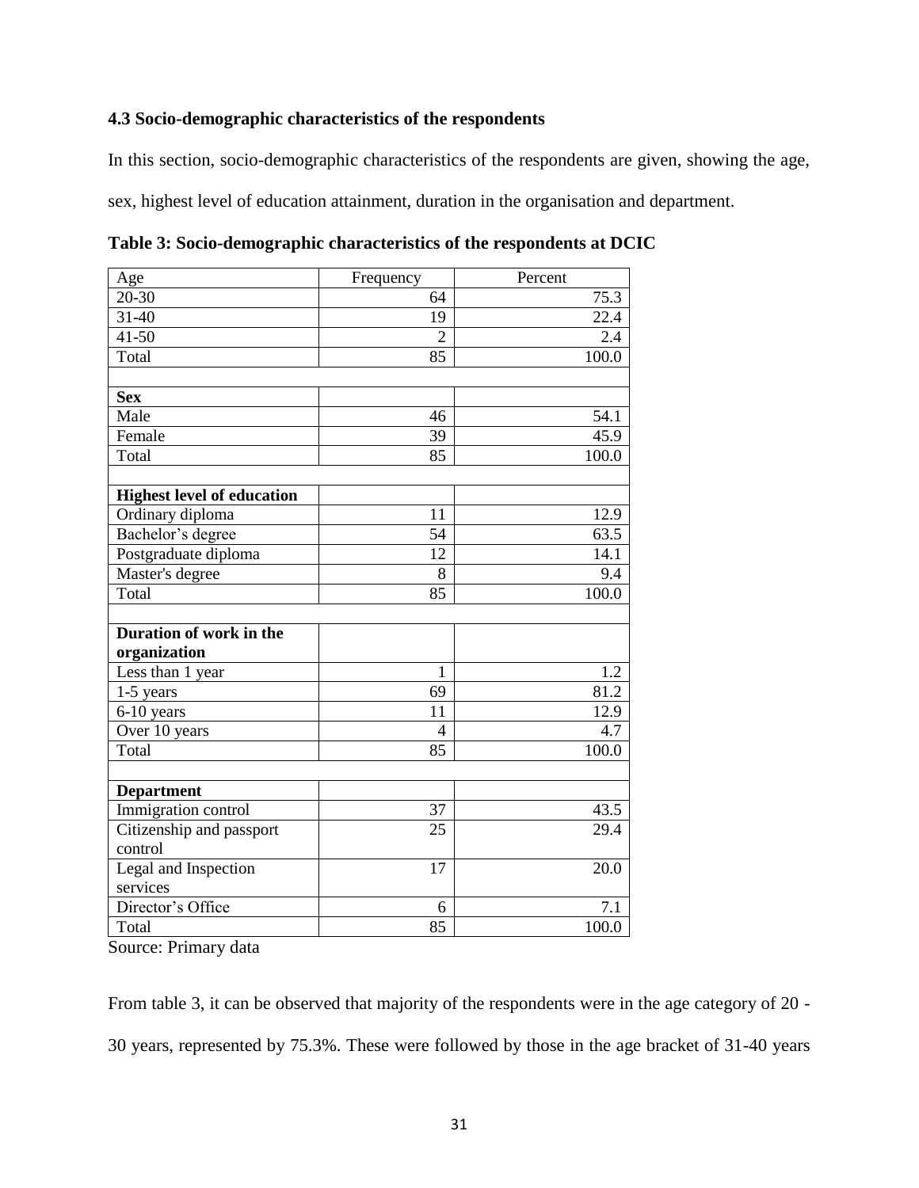### 4.3 Socio-demographic characteristics of the respondents

In this section, socio-demographic characteristics of the respondents are given, showing the age, sex, highest level of education attainment, duration in the organisation and department.

**Table 3: Socio-demographic characteristics of the respondents at DCIC**

| Age | Frequency | Percent |
|---|---|---|
| 20-30 | 64 | 75.3 |
| 31-40 | 19 | 22.4 |
| 41-50 | 2 | 2.4 |
| Total | 85 | 100.0 |
| | | |
| **Sex** | | |
| Male | 46 | 54.1 |
| Female | 39 | 45.9 |
| Total | 85 | 100.0 |
| | | |
| **Highest level of education** | | |
| Ordinary diploma | 11 | 12.9 |
| Bachelor's degree | 54 | 63.5 |
| Postgraduate diploma | 12 | 14.1 |
| Master's degree | 8 | 9.4 |
| Total | 85 | 100.0 |
| | | |
| **Duration of work in the organization** | | |
| Less than 1 year | 1 | 1.2 |
| 1-5 years | 69 | 81.2 |
| 6-10 years | 11 | 12.9 |
| Over 10 years | 4 | 4.7 |
| Total | 85 | 100.0 |
| | | |
| **Department** | | |
| Immigration control | 37 | 43.5 |
| Citizenship and passport control | 25 | 29.4 |
| Legal and Inspection services | 17 | 20.0 |
| Director's Office | 6 | 7.1 |
| Total | 85 | 100.0 |

Source: Primary data

From table 3, it can be observed that majority of the respondents were in the age category of 20 - 30 years, represented by 75.3%. These were followed by those in the age bracket of 31-40 years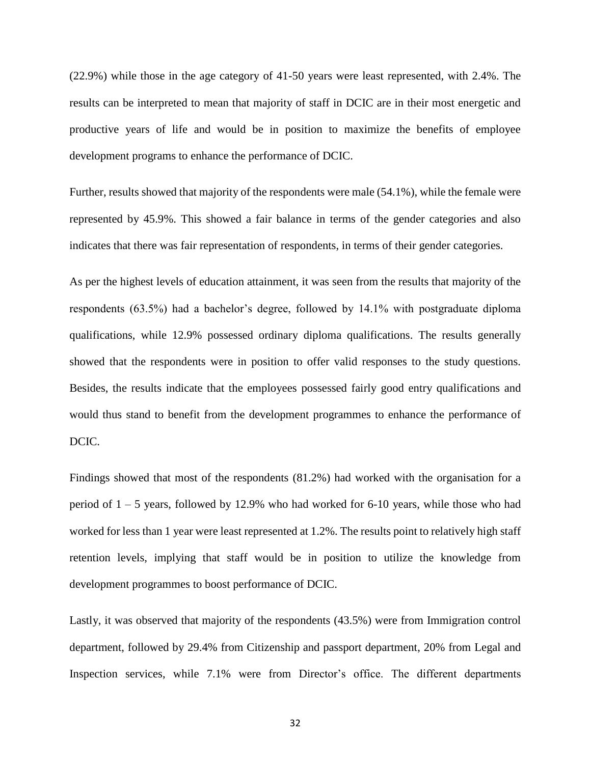(22.9%) while those in the age category of 41-50 years were least represented, with 2.4%. The results can be interpreted to mean that majority of staff in DCIC are in their most energetic and productive years of life and would be in position to maximize the benefits of employee development programs to enhance the performance of DCIC.

Further, results showed that majority of the respondents were male (54.1%), while the female were represented by 45.9%. This showed a fair balance in terms of the gender categories and also indicates that there was fair representation of respondents, in terms of their gender categories.

As per the highest levels of education attainment, it was seen from the results that majority of the respondents (63.5%) had a bachelor's degree, followed by 14.1% with postgraduate diploma qualifications, while 12.9% possessed ordinary diploma qualifications. The results generally showed that the respondents were in position to offer valid responses to the study questions. Besides, the results indicate that the employees possessed fairly good entry qualifications and would thus stand to benefit from the development programmes to enhance the performance of DCIC.

Findings showed that most of the respondents (81.2%) had worked with the organisation for a period of 1 – 5 years, followed by 12.9% who had worked for 6-10 years, while those who had worked for less than 1 year were least represented at 1.2%. The results point to relatively high staff retention levels, implying that staff would be in position to utilize the knowledge from development programmes to boost performance of DCIC.

Lastly, it was observed that majority of the respondents (43.5%) were from Immigration control department, followed by 29.4% from Citizenship and passport department, 20% from Legal and Inspection services, while 7.1% were from Director's office. The different departments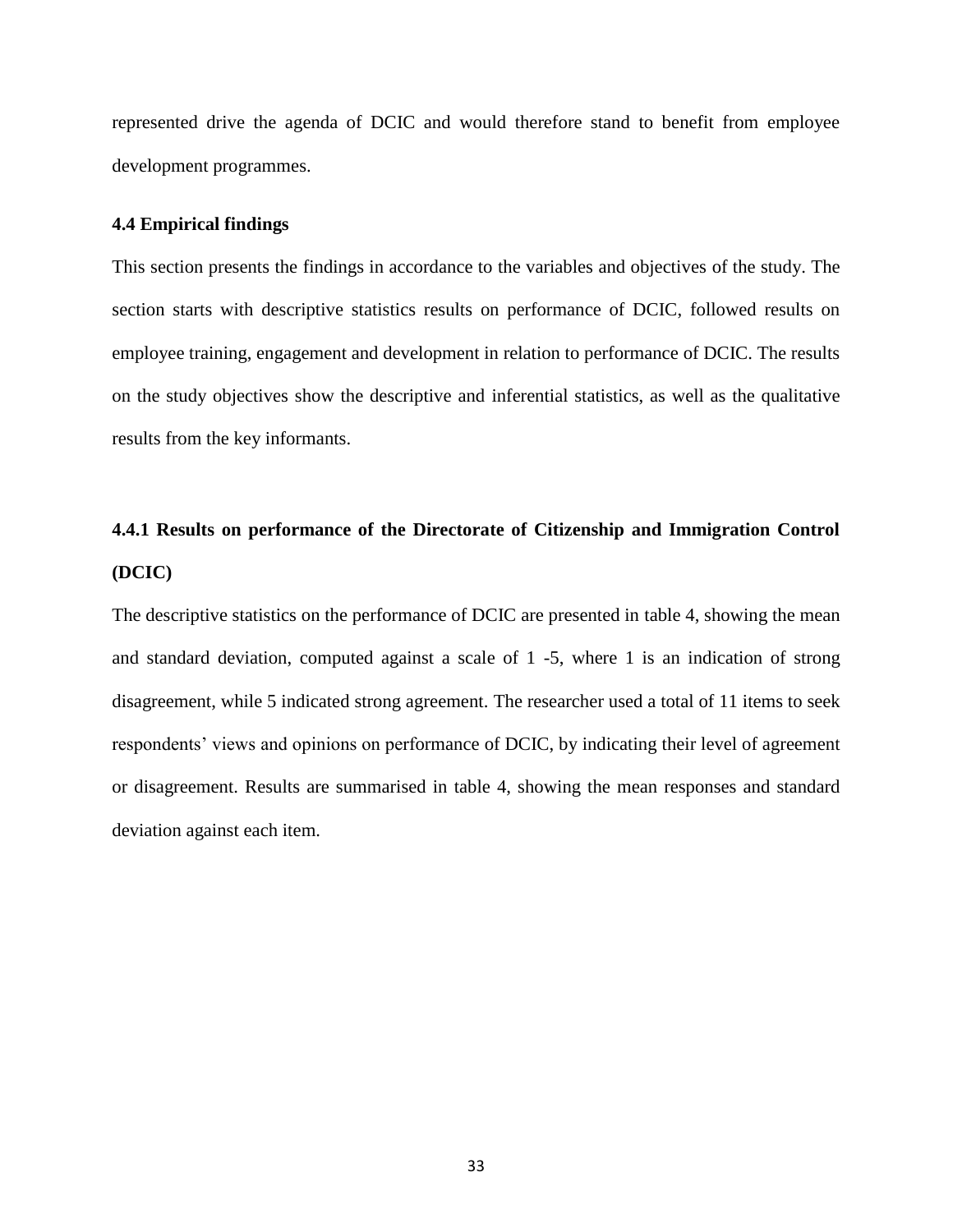represented drive the agenda of DCIC and would therefore stand to benefit from employee development programmes.

### 4.4 Empirical findings

This section presents the findings in accordance to the variables and objectives of the study. The section starts with descriptive statistics results on performance of DCIC, followed results on employee training, engagement and development in relation to performance of DCIC. The results on the study objectives show the descriptive and inferential statistics, as well as the qualitative results from the key informants.

#### 4.4.1 Results on performance of the Directorate of Citizenship and Immigration Control (DCIC)

The descriptive statistics on the performance of DCIC are presented in table 4, showing the mean and standard deviation, computed against a scale of 1 -5, where 1 is an indication of strong disagreement, while 5 indicated strong agreement. The researcher used a total of 11 items to seek respondents' views and opinions on performance of DCIC, by indicating their level of agreement or disagreement. Results are summarised in table 4, showing the mean responses and standard deviation against each item.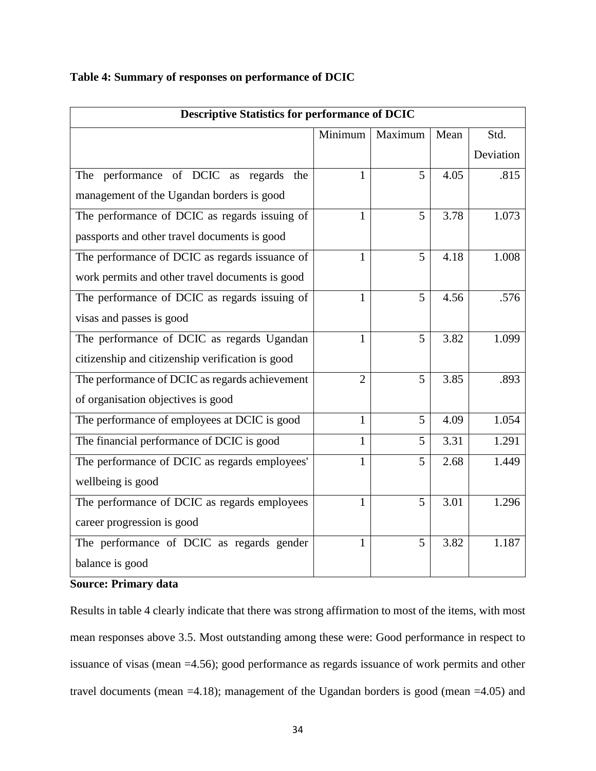**Table 4: Summary of responses on performance of DCIC**

| Descriptive Statistics for performance of DCIC | | | | |
|---|---|---|---|---|
| | Minimum | Maximum | Mean | Std. Deviation |
| The performance of DCIC as regards the management of the Ugandan borders is good | 1 | 5 | 4.05 | .815 |
| The performance of DCIC as regards issuing of passports and other travel documents is good | 1 | 5 | 3.78 | 1.073 |
| The performance of DCIC as regards issuance of work permits and other travel documents is good | 1 | 5 | 4.18 | 1.008 |
| The performance of DCIC as regards issuing of visas and passes is good | 1 | 5 | 4.56 | .576 |
| The performance of DCIC as regards Ugandan citizenship and citizenship verification is good | 1 | 5 | 3.82 | 1.099 |
| The performance of DCIC as regards achievement of organisation objectives is good | 2 | 5 | 3.85 | .893 |
| The performance of employees at DCIC is good | 1 | 5 | 4.09 | 1.054 |
| The financial performance of DCIC is good | 1 | 5 | 3.31 | 1.291 |
| The performance of DCIC as regards employees' wellbeing is good | 1 | 5 | 2.68 | 1.449 |
| The performance of DCIC as regards employees career progression is good | 1 | 5 | 3.01 | 1.296 |
| The performance of DCIC as regards gender balance is good | 1 | 5 | 3.82 | 1.187 |

**Source: Primary data**

Results in table 4 clearly indicate that there was strong affirmation to most of the items, with most mean responses above 3.5. Most outstanding among these were: Good performance in respect to issuance of visas (mean =4.56); good performance as regards issuance of work permits and other travel documents (mean =4.18); management of the Ugandan borders is good (mean =4.05) and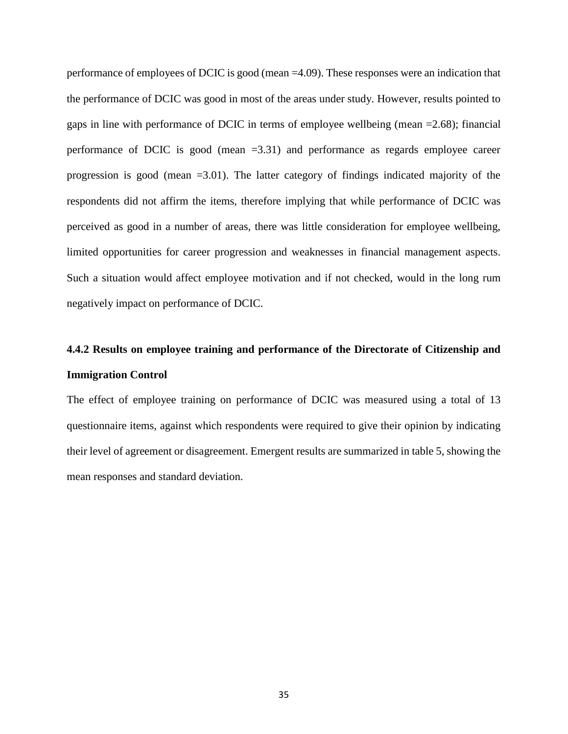performance of employees of DCIC is good (mean =4.09). These responses were an indication that the performance of DCIC was good in most of the areas under study. However, results pointed to gaps in line with performance of DCIC in terms of employee wellbeing (mean =2.68); financial performance of DCIC is good (mean =3.31) and performance as regards employee career progression is good (mean =3.01). The latter category of findings indicated majority of the respondents did not affirm the items, therefore implying that while performance of DCIC was perceived as good in a number of areas, there was little consideration for employee wellbeing, limited opportunities for career progression and weaknesses in financial management aspects. Such a situation would affect employee motivation and if not checked, would in the long rum negatively impact on performance of DCIC.

### 4.4.2 Results on employee training and performance of the Directorate of Citizenship and Immigration Control

The effect of employee training on performance of DCIC was measured using a total of 13 questionnaire items, against which respondents were required to give their opinion by indicating their level of agreement or disagreement. Emergent results are summarized in table 5, showing the mean responses and standard deviation.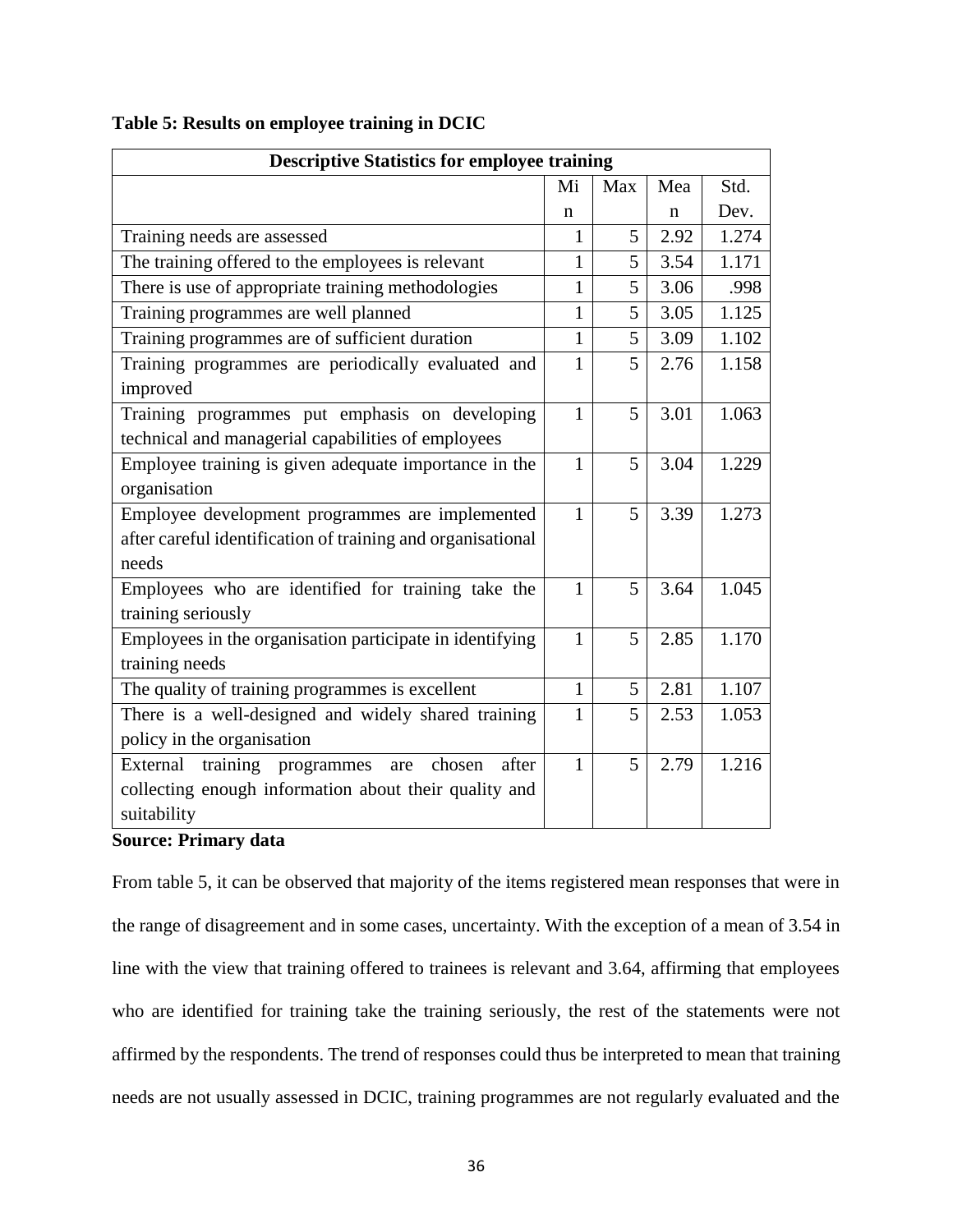**Table 5: Results on employee training in DCIC**

| Descriptive Statistics for employee training | | | | |
|---|---|---|---|---|
| | Min | Max | Mean | Std. Dev. |
| Training needs are assessed | 1 | 5 | 2.92 | 1.274 |
| The training offered to the employees is relevant | 1 | 5 | 3.54 | 1.171 |
| There is use of appropriate training methodologies | 1 | 5 | 3.06 | .998 |
| Training programmes are well planned | 1 | 5 | 3.05 | 1.125 |
| Training programmes are of sufficient duration | 1 | 5 | 3.09 | 1.102 |
| Training programmes are periodically evaluated and improved | 1 | 5 | 2.76 | 1.158 |
| Training programmes put emphasis on developing technical and managerial capabilities of employees | 1 | 5 | 3.01 | 1.063 |
| Employee training is given adequate importance in the organisation | 1 | 5 | 3.04 | 1.229 |
| Employee development programmes are implemented after careful identification of training and organisational needs | 1 | 5 | 3.39 | 1.273 |
| Employees who are identified for training take the training seriously | 1 | 5 | 3.64 | 1.045 |
| Employees in the organisation participate in identifying training needs | 1 | 5 | 2.85 | 1.170 |
| The quality of training programmes is excellent | 1 | 5 | 2.81 | 1.107 |
| There is a well-designed and widely shared training policy in the organisation | 1 | 5 | 2.53 | 1.053 |
| External training programmes are chosen after collecting enough information about their quality and suitability | 1 | 5 | 2.79 | 1.216 |

**Source: Primary data**

From table 5, it can be observed that majority of the items registered mean responses that were in the range of disagreement and in some cases, uncertainty. With the exception of a mean of 3.54 in line with the view that training offered to trainees is relevant and 3.64, affirming that employees who are identified for training take the training seriously, the rest of the statements were not affirmed by the respondents. The trend of responses could thus be interpreted to mean that training needs are not usually assessed in DCIC, training programmes are not regularly evaluated and the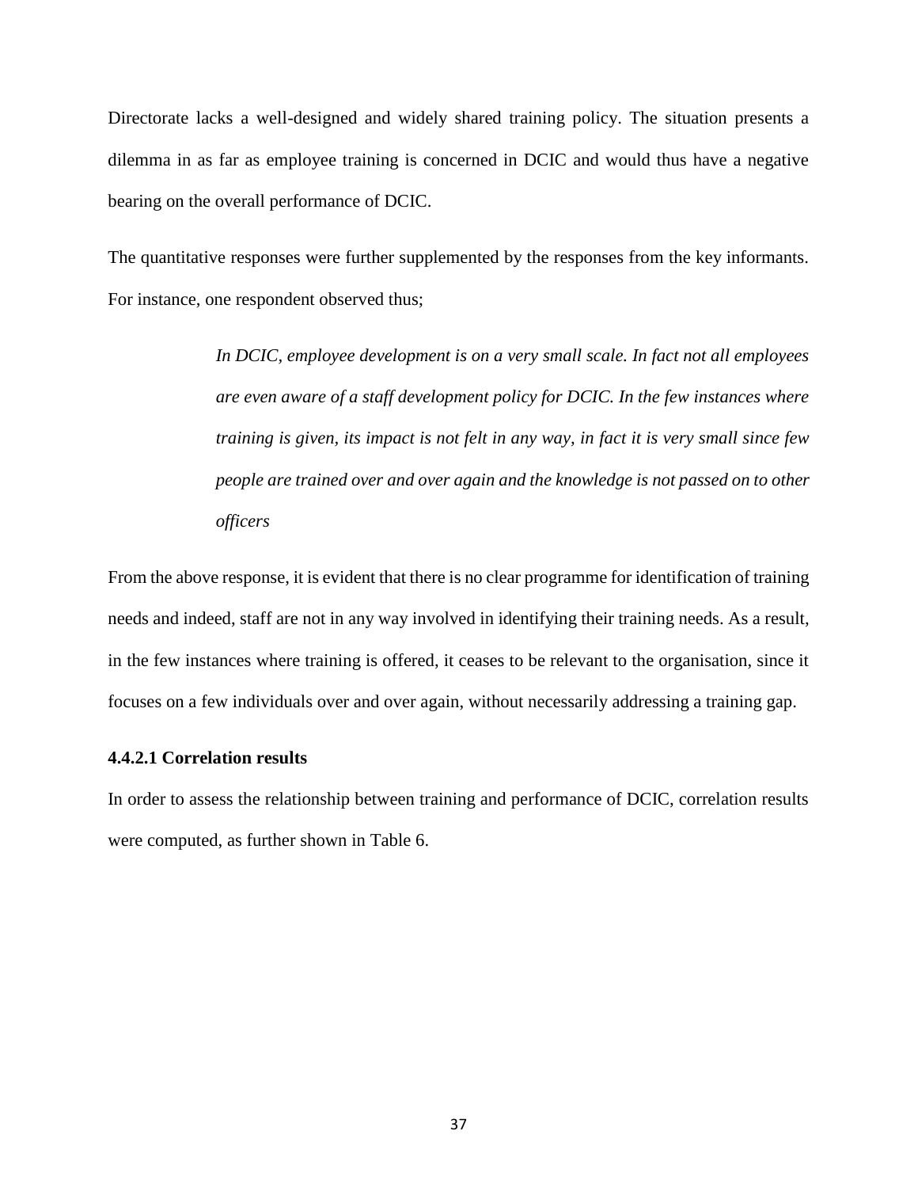Directorate lacks a well-designed and widely shared training policy. The situation presents a dilemma in as far as employee training is concerned in DCIC and would thus have a negative bearing on the overall performance of DCIC.

The quantitative responses were further supplemented by the responses from the key informants. For instance, one respondent observed thus;

> *In DCIC, employee development is on a very small scale. In fact not all employees are even aware of a staff development policy for DCIC. In the few instances where training is given, its impact is not felt in any way, in fact it is very small since few people are trained over and over again and the knowledge is not passed on to other officers*

From the above response, it is evident that there is no clear programme for identification of training needs and indeed, staff are not in any way involved in identifying their training needs. As a result, in the few instances where training is offered, it ceases to be relevant to the organisation, since it focuses on a few individuals over and over again, without necessarily addressing a training gap.

#### 4.4.2.1 Correlation results

In order to assess the relationship between training and performance of DCIC, correlation results were computed, as further shown in Table 6.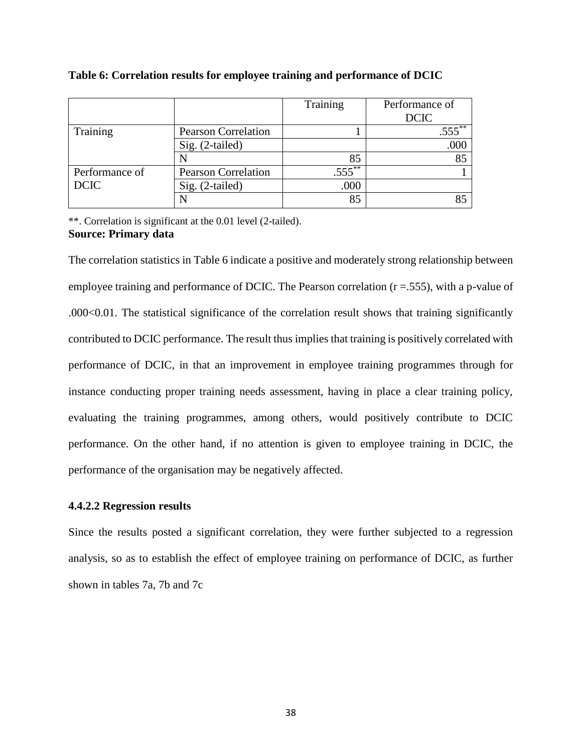**Table 6: Correlation results for employee training and performance of DCIC**

| | | Training | Performance of DCIC |
|---|---|---|---|
| Training | Pearson Correlation | 1 | .555** |
| | Sig. (2-tailed) | | .000 |
| | N | 85 | 85 |
| Performance of DCIC | Pearson Correlation | .555** | 1 |
| | Sig. (2-tailed) | .000 | |
| | N | 85 | 85 |

**. Correlation is significant at the 0.01 level (2-tailed).

**Source: Primary data**

The correlation statistics in Table 6 indicate a positive and moderately strong relationship between employee training and performance of DCIC. The Pearson correlation ($r = .555$), with a p-value of $.000 < 0.01$. The statistical significance of the correlation result shows that training significantly contributed to DCIC performance. The result thus implies that training is positively correlated with performance of DCIC, in that an improvement in employee training programmes through for instance conducting proper training needs assessment, having in place a clear training policy, evaluating the training programmes, among others, would positively contribute to DCIC performance. On the other hand, if no attention is given to employee training in DCIC, the performance of the organisation may be negatively affected.

#### 4.4.2.2 Regression results

Since the results posted a significant correlation, they were further subjected to a regression analysis, so as to establish the effect of employee training on performance of DCIC, as further shown in tables 7a, 7b and 7c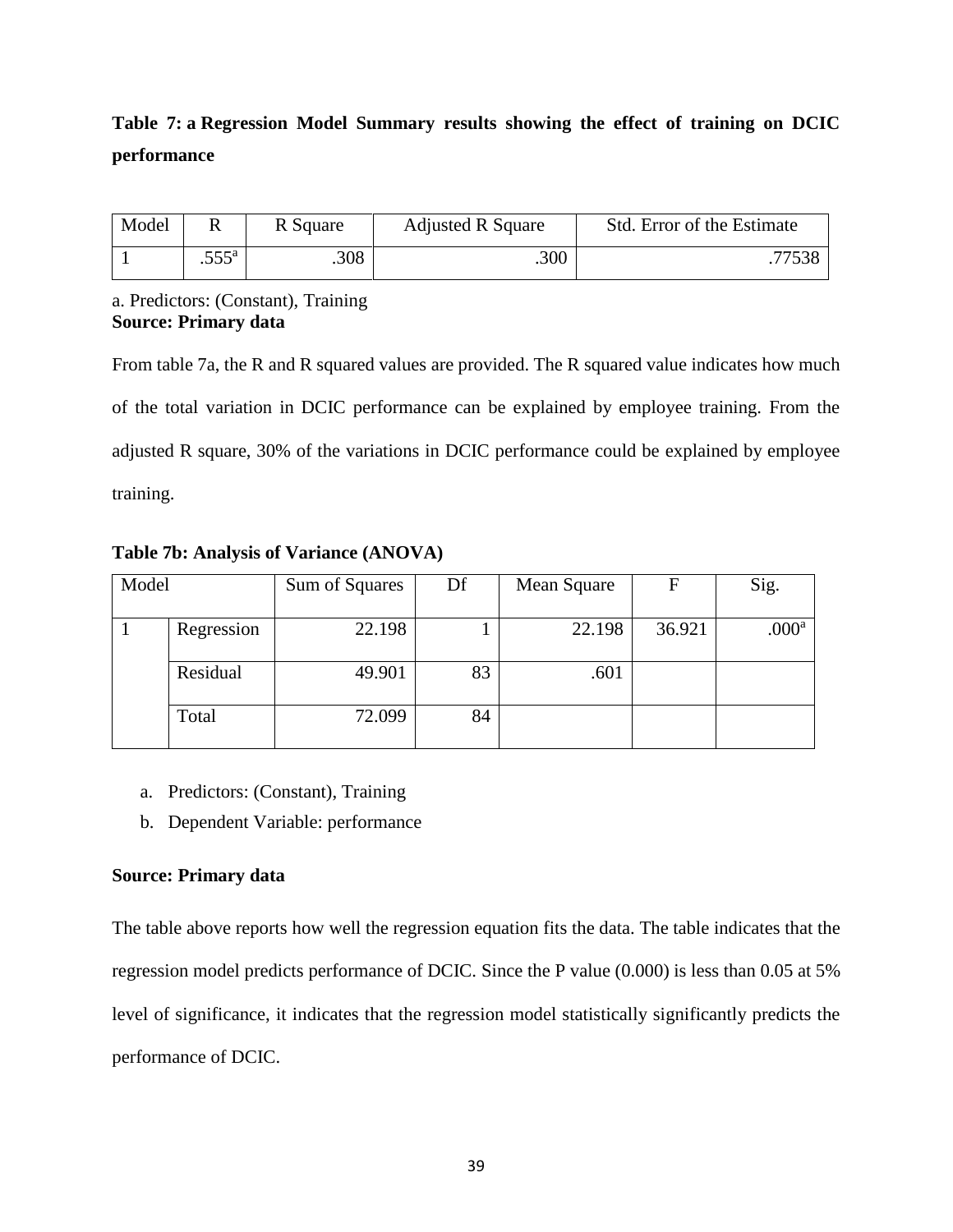**Table 7: a Regression Model Summary results showing the effect of training on DCIC performance**

| Model | R | R Square | Adjusted R Square | Std. Error of the Estimate |
|---|---|---|---|---|
| 1 | .555[a] | .308 | .300 | .77538 |

a. Predictors: (Constant), Training

**Source: Primary data**

From table 7a, the R and R squared values are provided. The R squared value indicates how much of the total variation in DCIC performance can be explained by employee training. From the adjusted R square, 30% of the variations in DCIC performance could be explained by employee training.

**Table 7b: Analysis of Variance (ANOVA)**

| Model | | Sum of Squares | Df | Mean Square | F | Sig. |
|---|---|---|---|---|---|---|
| 1 | Regression | 22.198 | 1 | 22.198 | 36.921 | .000[a] |
| | Residual | 49.901 | 83 | .601 | | |
| | Total | 72.099 | 84 | | | |

a. Predictors: (Constant), Training
b. Dependent Variable: performance

**Source: Primary data**

The table above reports how well the regression equation fits the data. The table indicates that the regression model predicts performance of DCIC. Since the P value (0.000) is less than 0.05 at 5% level of significance, it indicates that the regression model statistically significantly predicts the performance of DCIC.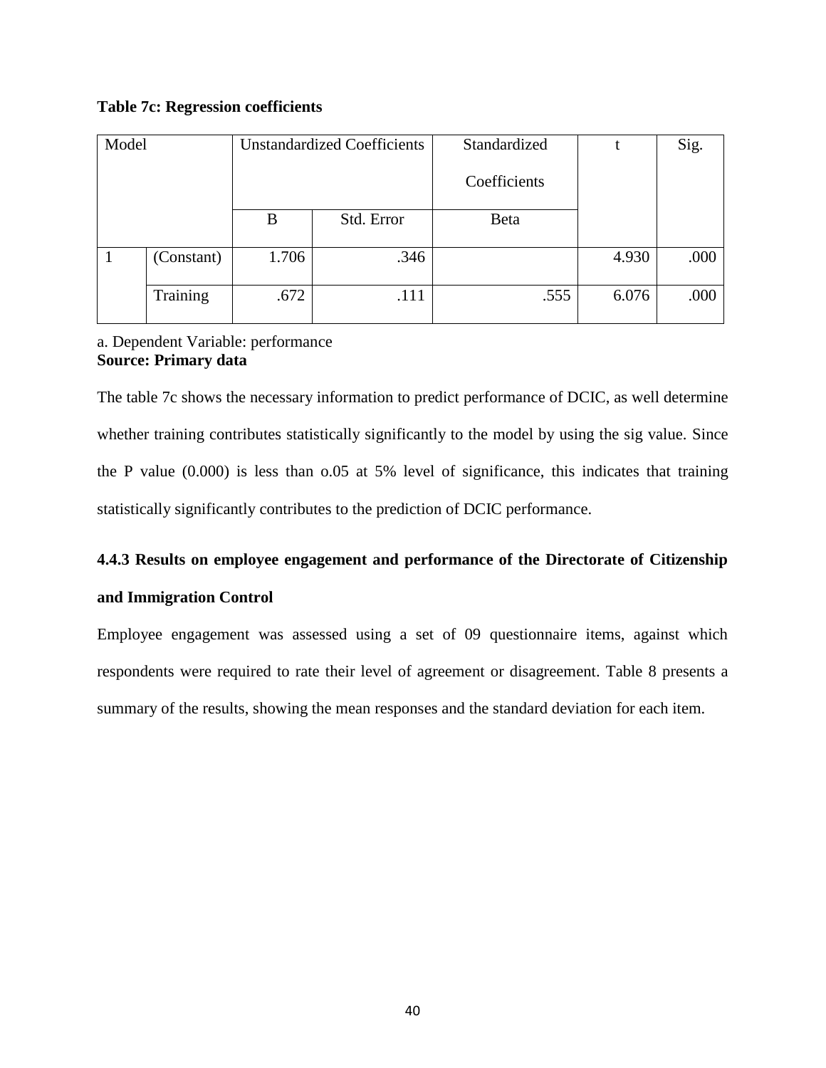**Table 7c: Regression coefficients**

| Model | | Unstandardized Coefficients | | Standardized Coefficients | t | Sig. |
|---|---|---|---|---|---|---|
| | | B | Std. Error | Beta | | |
| 1 | (Constant) | 1.706 | .346 | | 4.930 | .000 |
| | Training | .672 | .111 | .555 | 6.076 | .000 |

a. Dependent Variable: performance
**Source: Primary data**

The table 7c shows the necessary information to predict performance of DCIC, as well determine whether training contributes statistically significantly to the model by using the sig value. Since the P value (0.000) is less than o.05 at 5% level of significance, this indicates that training statistically significantly contributes to the prediction of DCIC performance.

### 4.4.3 Results on employee engagement and performance of the Directorate of Citizenship and Immigration Control

Employee engagement was assessed using a set of 09 questionnaire items, against which respondents were required to rate their level of agreement or disagreement. Table 8 presents a summary of the results, showing the mean responses and the standard deviation for each item.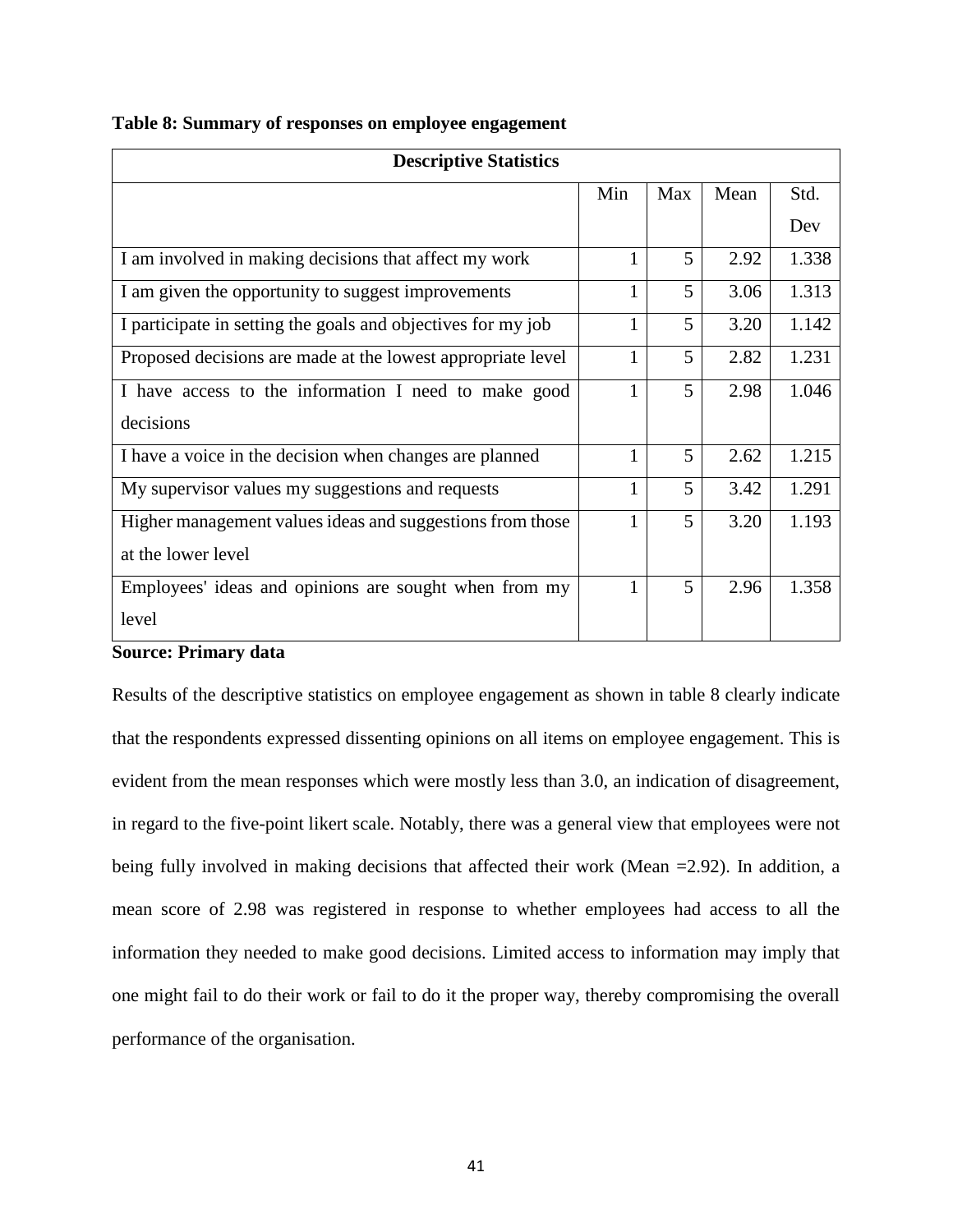**Table 8: Summary of responses on employee engagement**

| Descriptive Statistics | | | | |
|---|---|---|---|---|
| | Min | Max | Mean | Std. Dev |
| I am involved in making decisions that affect my work | 1 | 5 | 2.92 | 1.338 |
| I am given the opportunity to suggest improvements | 1 | 5 | 3.06 | 1.313 |
| I participate in setting the goals and objectives for my job | 1 | 5 | 3.20 | 1.142 |
| Proposed decisions are made at the lowest appropriate level | 1 | 5 | 2.82 | 1.231 |
| I have access to the information I need to make good decisions | 1 | 5 | 2.98 | 1.046 |
| I have a voice in the decision when changes are planned | 1 | 5 | 2.62 | 1.215 |
| My supervisor values my suggestions and requests | 1 | 5 | 3.42 | 1.291 |
| Higher management values ideas and suggestions from those at the lower level | 1 | 5 | 3.20 | 1.193 |
| Employees' ideas and opinions are sought when from my level | 1 | 5 | 2.96 | 1.358 |

**Source: Primary data**

Results of the descriptive statistics on employee engagement as shown in table 8 clearly indicate that the respondents expressed dissenting opinions on all items on employee engagement. This is evident from the mean responses which were mostly less than 3.0, an indication of disagreement, in regard to the five-point likert scale. Notably, there was a general view that employees were not being fully involved in making decisions that affected their work (Mean =2.92). In addition, a mean score of 2.98 was registered in response to whether employees had access to all the information they needed to make good decisions. Limited access to information may imply that one might fail to do their work or fail to do it the proper way, thereby compromising the overall performance of the organisation.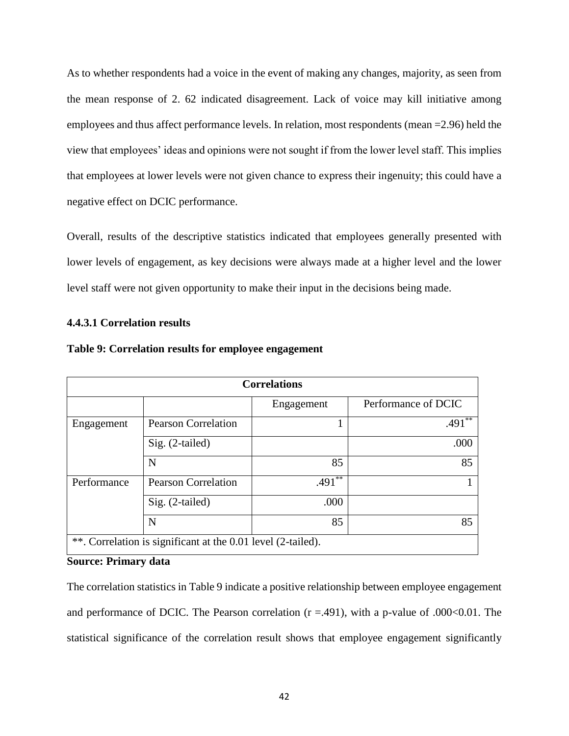As to whether respondents had a voice in the event of making any changes, majority, as seen from the mean response of 2. 62 indicated disagreement. Lack of voice may kill initiative among employees and thus affect performance levels. In relation, most respondents (mean =2.96) held the view that employees' ideas and opinions were not sought if from the lower level staff. This implies that employees at lower levels were not given chance to express their ingenuity; this could have a negative effect on DCIC performance.

Overall, results of the descriptive statistics indicated that employees generally presented with lower levels of engagement, as key decisions were always made at a higher level and the lower level staff were not given opportunity to make their input in the decisions being made.

#### 4.4.3.1 Correlation results

**Table 9: Correlation results for employee engagement**

| Correlations | | | |
|---|---|---|---|
| | | Engagement | Performance of DCIC |
| Engagement | Pearson Correlation | 1 | .491** |
| | Sig. (2-tailed) | | .000 |
| | N | 85 | 85 |
| Performance | Pearson Correlation | .491** | 1 |
| | Sig. (2-tailed) | .000 | |
| | N | 85 | 85 |
| **. Correlation is significant at the 0.01 level (2-tailed). | | | |

**Source: Primary data**

The correlation statistics in Table 9 indicate a positive relationship between employee engagement and performance of DCIC. The Pearson correlation ($r = .491$), with a p-value of $.000 < 0.01$. The statistical significance of the correlation result shows that employee engagement significantly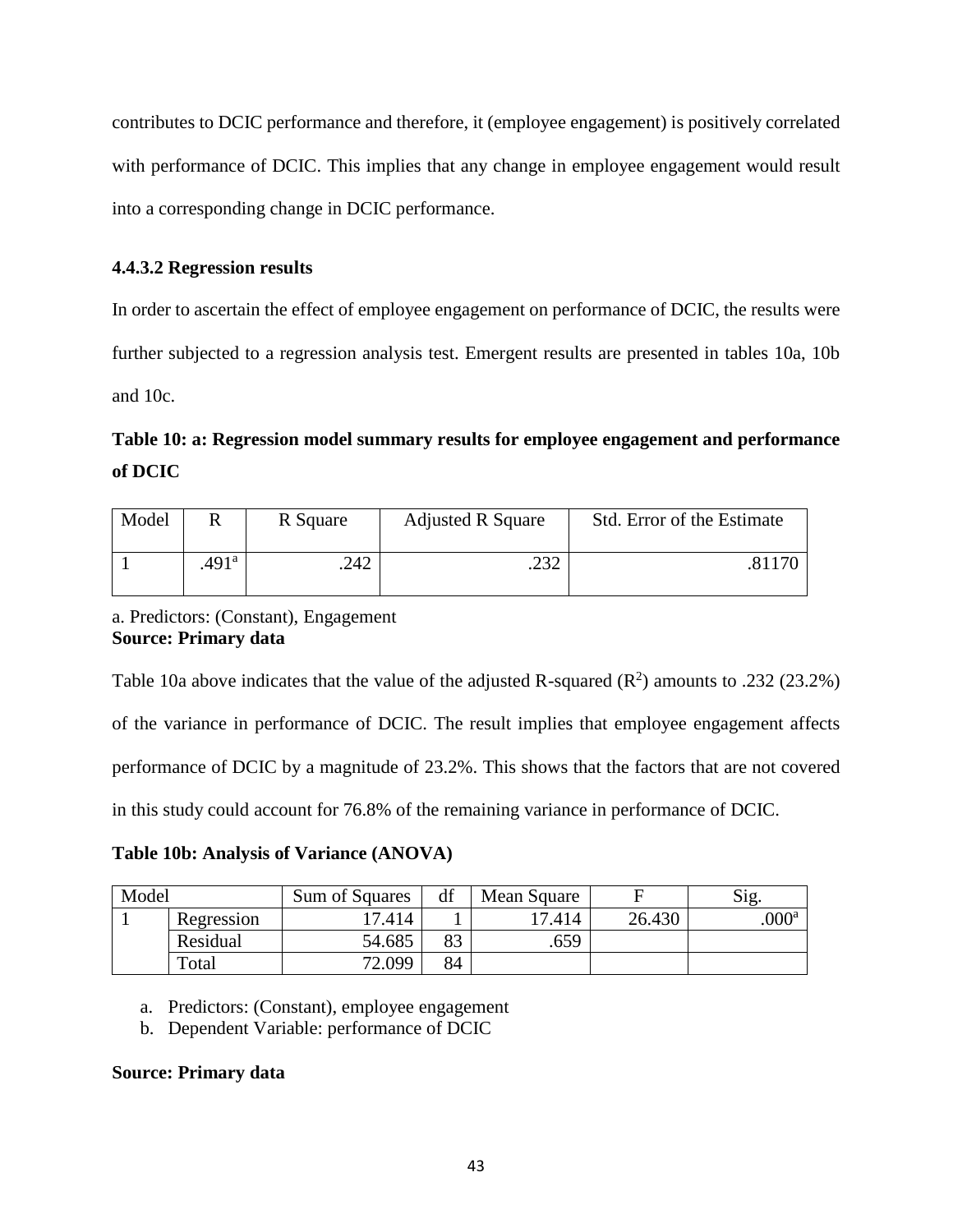contributes to DCIC performance and therefore, it (employee engagement) is positively correlated with performance of DCIC. This implies that any change in employee engagement would result into a corresponding change in DCIC performance.

#### 4.4.3.2 Regression results

In order to ascertain the effect of employee engagement on performance of DCIC, the results were further subjected to a regression analysis test. Emergent results are presented in tables 10a, 10b and 10c.

**Table 10: a: Regression model summary results for employee engagement and performance of DCIC**

| Model | R | R Square | Adjusted R Square | Std. Error of the Estimate |
|---|---|---|---|---|
| 1 | .491[a] | .242 | .232 | .81170 |

a. Predictors: (Constant), Engagement

**Source: Primary data**

Table 10a above indicates that the value of the adjusted R-squared ($R^2$) amounts to .232 (23.2%) of the variance in performance of DCIC. The result implies that employee engagement affects performance of DCIC by a magnitude of 23.2%. This shows that the factors that are not covered in this study could account for 76.8% of the remaining variance in performance of DCIC.

**Table 10b: Analysis of Variance (ANOVA)**

| Model | | Sum of Squares | df | Mean Square | F | Sig. |
|---|---|---|---|---|---|---|
| 1 | Regression | 17.414 | 1 | 17.414 | 26.430 | .000[a] |
| | Residual | 54.685 | 83 | .659 | | |
| | Total | 72.099 | 84 | | | |

a. Predictors: (Constant), employee engagement
b. Dependent Variable: performance of DCIC

**Source: Primary data**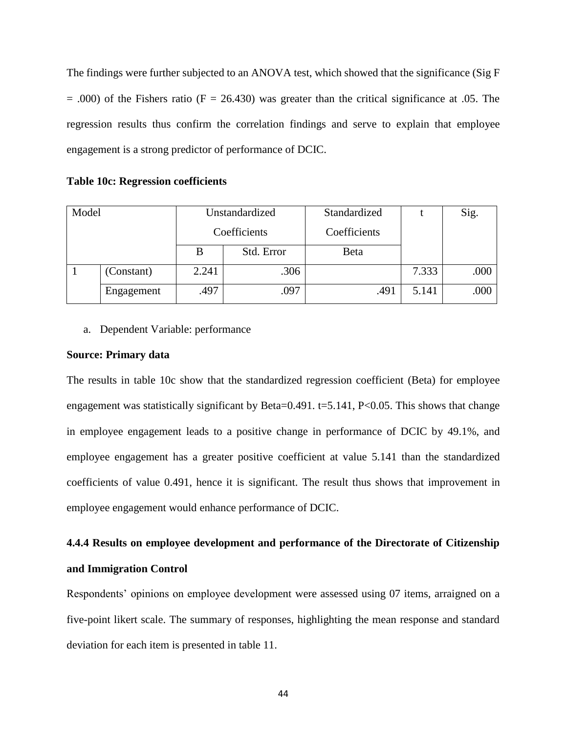The findings were further subjected to an ANOVA test, which showed that the significance (Sig F = .000) of the Fishers ratio (F = 26.430) was greater than the critical significance at .05. The regression results thus confirm the correlation findings and serve to explain that employee engagement is a strong predictor of performance of DCIC.

**Table 10c: Regression coefficients**

| Model | | Unstandardized Coefficients | | Standardized Coefficients | t | Sig. |
|---|---|---|---|---|---|---|
| | | B | Std. Error | Beta | | |
| 1 | (Constant) | 2.241 | .306 | | 7.333 | .000 |
| | Engagement | .497 | .097 | .491 | 5.141 | .000 |

a. Dependent Variable: performance

**Source: Primary data**

The results in table 10c show that the standardized regression coefficient (Beta) for employee engagement was statistically significant by Beta=0.491. t=5.141, P<0.05. This shows that change in employee engagement leads to a positive change in performance of DCIC by 49.1%, and employee engagement has a greater positive coefficient at value 5.141 than the standardized coefficients of value 0.491, hence it is significant. The result thus shows that improvement in employee engagement would enhance performance of DCIC.

### 4.4.4 Results on employee development and performance of the Directorate of Citizenship and Immigration Control

Respondents' opinions on employee development were assessed using 07 items, arraigned on a five-point likert scale. The summary of responses, highlighting the mean response and standard deviation for each item is presented in table 11.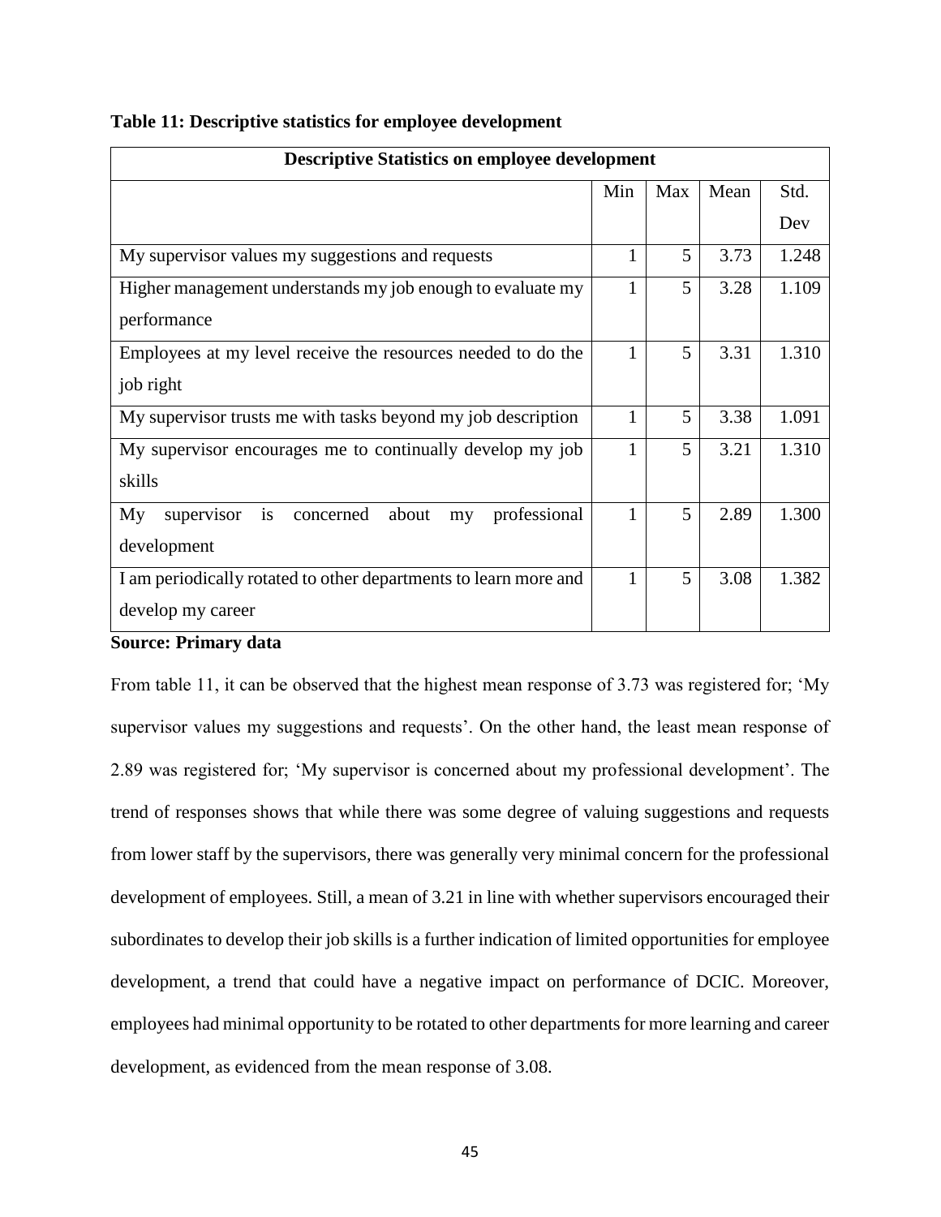**Table 11: Descriptive statistics for employee development**

| Descriptive Statistics on employee development | | | | |
|---|---|---|---|---|
| | Min | Max | Mean | Std. Dev |
| My supervisor values my suggestions and requests | 1 | 5 | 3.73 | 1.248 |
| Higher management understands my job enough to evaluate my performance | 1 | 5 | 3.28 | 1.109 |
| Employees at my level receive the resources needed to do the job right | 1 | 5 | 3.31 | 1.310 |
| My supervisor trusts me with tasks beyond my job description | 1 | 5 | 3.38 | 1.091 |
| My supervisor encourages me to continually develop my job skills | 1 | 5 | 3.21 | 1.310 |
| My supervisor is concerned about my professional development | 1 | 5 | 2.89 | 1.300 |
| I am periodically rotated to other departments to learn more and develop my career | 1 | 5 | 3.08 | 1.382 |

**Source: Primary data**

From table 11, it can be observed that the highest mean response of 3.73 was registered for; 'My supervisor values my suggestions and requests'. On the other hand, the least mean response of 2.89 was registered for; 'My supervisor is concerned about my professional development'. The trend of responses shows that while there was some degree of valuing suggestions and requests from lower staff by the supervisors, there was generally very minimal concern for the professional development of employees. Still, a mean of 3.21 in line with whether supervisors encouraged their subordinates to develop their job skills is a further indication of limited opportunities for employee development, a trend that could have a negative impact on performance of DCIC. Moreover, employees had minimal opportunity to be rotated to other departments for more learning and career development, as evidenced from the mean response of 3.08.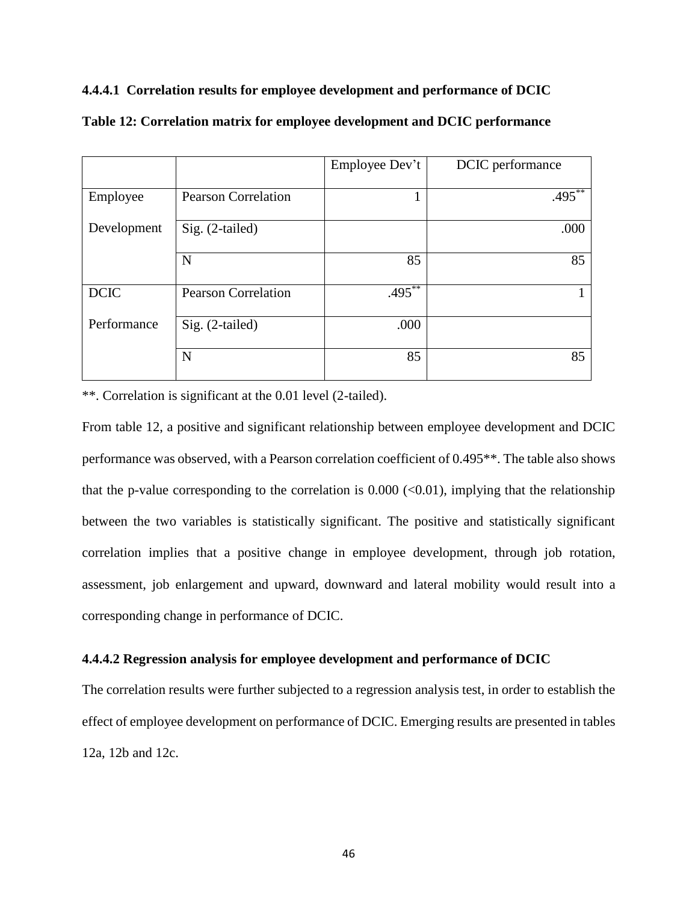#### 4.4.4.1 Correlation results for employee development and performance of DCIC

**Table 12: Correlation matrix for employee development and DCIC performance**

| | | Employee Dev't | DCIC performance |
|---|---|---|---|
| Employee Development | Pearson Correlation | 1 | .495** |
| | Sig. (2-tailed) | | .000 |
| | N | 85 | 85 |
| DCIC Performance | Pearson Correlation | .495** | 1 |
| | Sig. (2-tailed) | .000 | |
| | N | 85 | 85 |

**. Correlation is significant at the 0.01 level (2-tailed).

From table 12, a positive and significant relationship between employee development and DCIC performance was observed, with a Pearson correlation coefficient of 0.495**. The table also shows that the p-value corresponding to the correlation is 0.000 ($<0.01$), implying that the relationship between the two variables is statistically significant. The positive and statistically significant correlation implies that a positive change in employee development, through job rotation, assessment, job enlargement and upward, downward and lateral mobility would result into a corresponding change in performance of DCIC.

#### 4.4.4.2 Regression analysis for employee development and performance of DCIC

The correlation results were further subjected to a regression analysis test, in order to establish the effect of employee development on performance of DCIC. Emerging results are presented in tables 12a, 12b and 12c.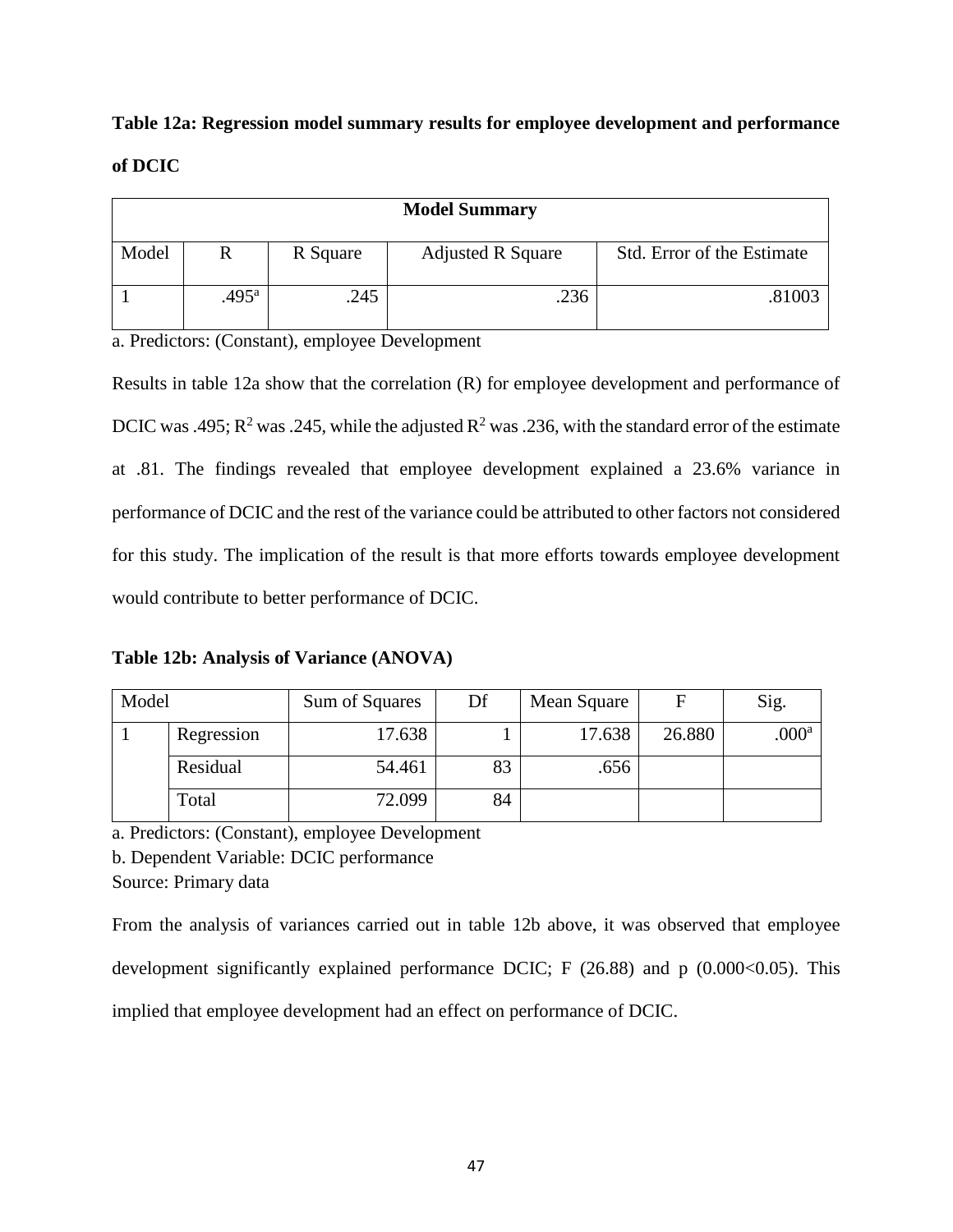**Table 12a: Regression model summary results for employee development and performance of DCIC**

| Model Summary | | | | |
|---|---|---|---|---|
| Model | R | R Square | Adjusted R Square | Std. Error of the Estimate |
| 1 | .495[a] | .245 | .236 | .81003 |

a. Predictors: (Constant), employee Development

Results in table 12a show that the correlation (R) for employee development and performance of DCIC was .495; $R^2$ was .245, while the adjusted $R^2$ was .236, with the standard error of the estimate at .81. The findings revealed that employee development explained a 23.6% variance in performance of DCIC and the rest of the variance could be attributed to other factors not considered for this study. The implication of the result is that more efforts towards employee development would contribute to better performance of DCIC.

**Table 12b: Analysis of Variance (ANOVA)**

| Model | | Sum of Squares | Df | Mean Square | F | Sig. |
|---|---|---|---|---|---|---|
| 1 | Regression | 17.638 | 1 | 17.638 | 26.880 | .000[a] |
| | Residual | 54.461 | 83 | .656 | | |
| | Total | 72.099 | 84 | | | |

a. Predictors: (Constant), employee Development

b. Dependent Variable: DCIC performance

Source: Primary data

From the analysis of variances carried out in table 12b above, it was observed that employee development significantly explained performance DCIC; F (26.88) and p ($0.000<0.05$). This implied that employee development had an effect on performance of DCIC.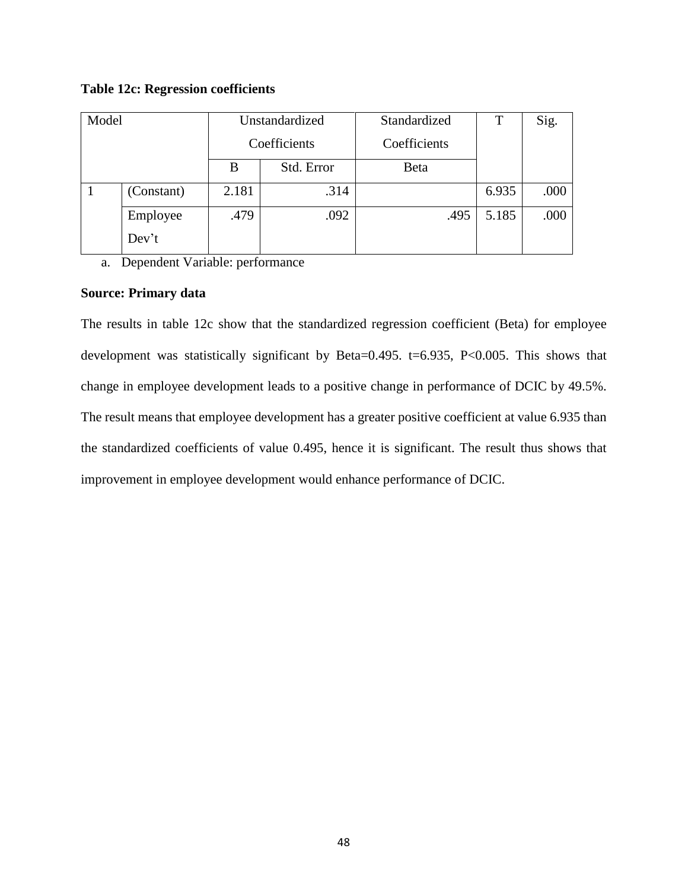**Table 12c: Regression coefficients**

| Model | | Unstandardized Coefficients | | Standardized Coefficients | T | Sig. |
|---|---|---|---|---|---|---|
| | | B | Std. Error | Beta | | |
| 1 | (Constant) | 2.181 | .314 | | 6.935 | .000 |
| | Employee Dev't | .479 | .092 | .495 | 5.185 | .000 |

a. Dependent Variable: performance

**Source: Primary data**

The results in table 12c show that the standardized regression coefficient (Beta) for employee development was statistically significant by Beta=0.495. t=6.935, P<0.005. This shows that change in employee development leads to a positive change in performance of DCIC by 49.5%. The result means that employee development has a greater positive coefficient at value 6.935 than the standardized coefficients of value 0.495, hence it is significant. The result thus shows that improvement in employee development would enhance performance of DCIC.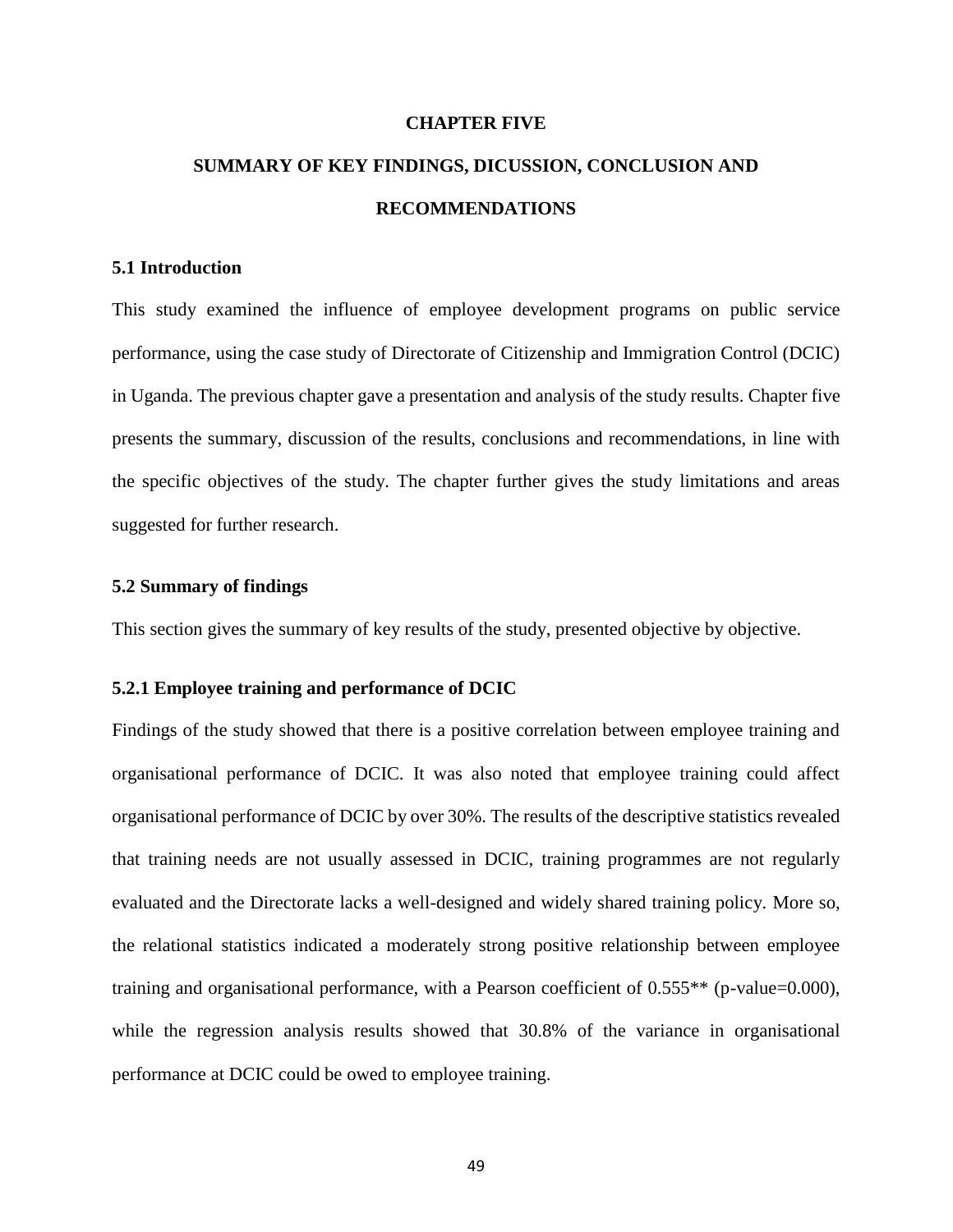# CHAPTER FIVE

# SUMMARY OF KEY FINDINGS, DICUSSION, CONCLUSION AND RECOMMENDATIONS

## 5.1 Introduction

This study examined the influence of employee development programs on public service performance, using the case study of Directorate of Citizenship and Immigration Control (DCIC) in Uganda. The previous chapter gave a presentation and analysis of the study results. Chapter five presents the summary, discussion of the results, conclusions and recommendations, in line with the specific objectives of the study. The chapter further gives the study limitations and areas suggested for further research.

## 5.2 Summary of findings

This section gives the summary of key results of the study, presented objective by objective.

### 5.2.1 Employee training and performance of DCIC

Findings of the study showed that there is a positive correlation between employee training and organisational performance of DCIC. It was also noted that employee training could affect organisational performance of DCIC by over 30%. The results of the descriptive statistics revealed that training needs are not usually assessed in DCIC, training programmes are not regularly evaluated and the Directorate lacks a well-designed and widely shared training policy. More so, the relational statistics indicated a moderately strong positive relationship between employee training and organisational performance, with a Pearson coefficient of 0.555** (p-value=0.000), while the regression analysis results showed that 30.8% of the variance in organisational performance at DCIC could be owed to employee training.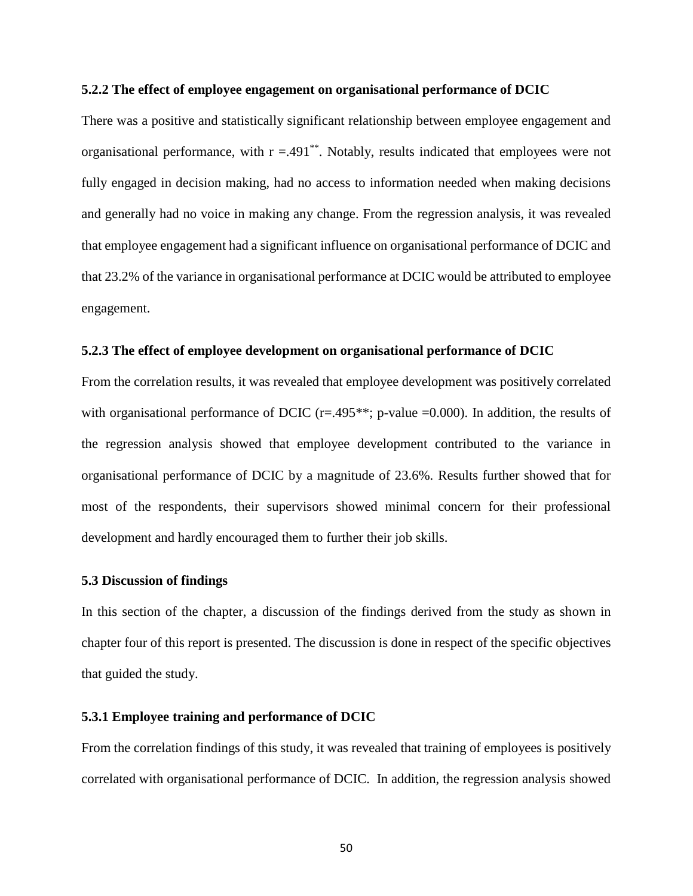### 5.2.2 The effect of employee engagement on organisational performance of DCIC

There was a positive and statistically significant relationship between employee engagement and organisational performance, with $r = .491^{**}$. Notably, results indicated that employees were not fully engaged in decision making, had no access to information needed when making decisions and generally had no voice in making any change. From the regression analysis, it was revealed that employee engagement had a significant influence on organisational performance of DCIC and that 23.2% of the variance in organisational performance at DCIC would be attributed to employee engagement.

### 5.2.3 The effect of employee development on organisational performance of DCIC

From the correlation results, it was revealed that employee development was positively correlated with organisational performance of DCIC ($r=.495^{**}$; p-value =0.000). In addition, the results of the regression analysis showed that employee development contributed to the variance in organisational performance of DCIC by a magnitude of 23.6%. Results further showed that for most of the respondents, their supervisors showed minimal concern for their professional development and hardly encouraged them to further their job skills.

## 5.3 Discussion of findings

In this section of the chapter, a discussion of the findings derived from the study as shown in chapter four of this report is presented. The discussion is done in respect of the specific objectives that guided the study.

### 5.3.1 Employee training and performance of DCIC

From the correlation findings of this study, it was revealed that training of employees is positively correlated with organisational performance of DCIC. In addition, the regression analysis showed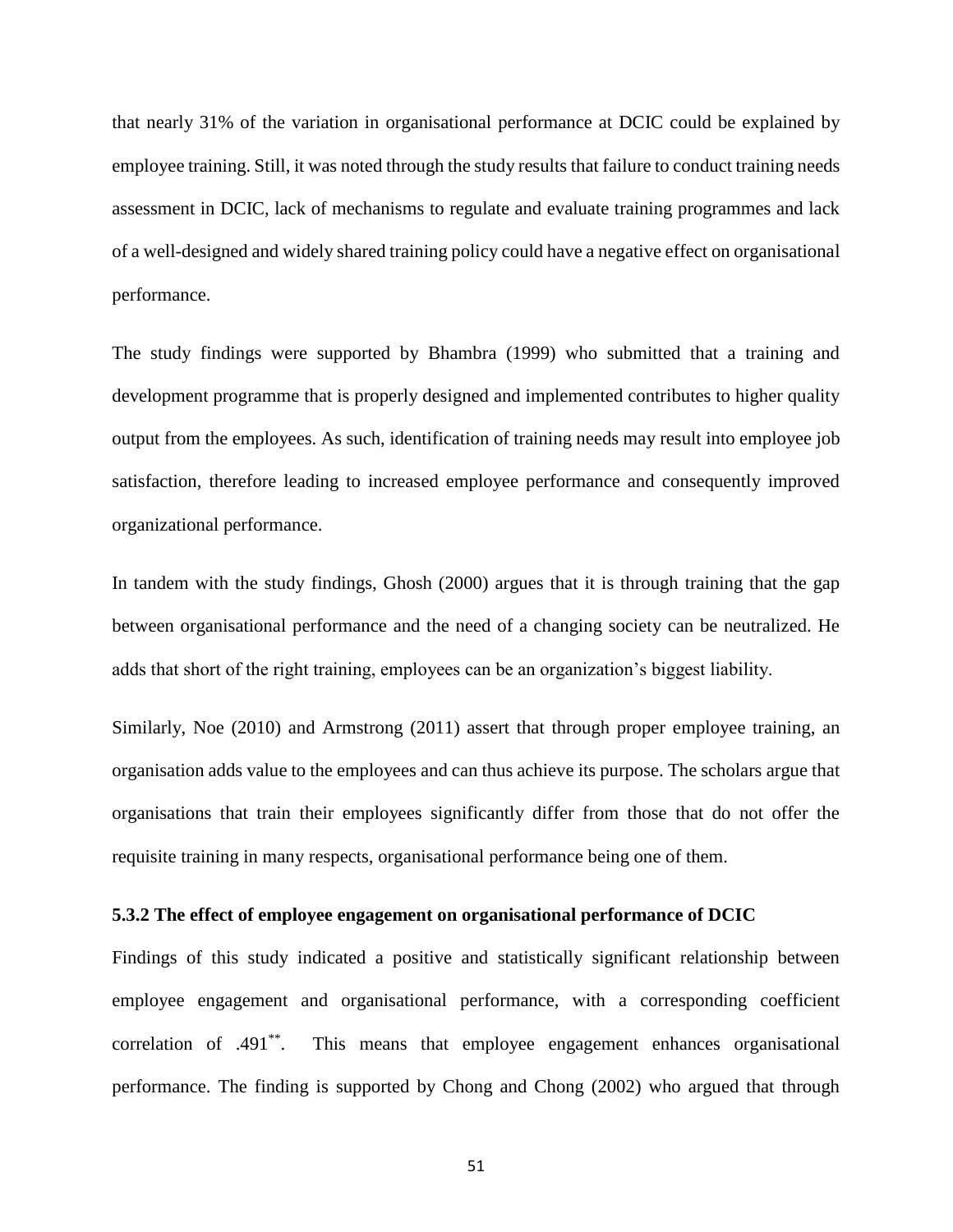that nearly 31% of the variation in organisational performance at DCIC could be explained by employee training. Still, it was noted through the study results that failure to conduct training needs assessment in DCIC, lack of mechanisms to regulate and evaluate training programmes and lack of a well-designed and widely shared training policy could have a negative effect on organisational performance.

The study findings were supported by Bhambra (1999) who submitted that a training and development programme that is properly designed and implemented contributes to higher quality output from the employees. As such, identification of training needs may result into employee job satisfaction, therefore leading to increased employee performance and consequently improved organizational performance.

In tandem with the study findings, Ghosh (2000) argues that it is through training that the gap between organisational performance and the need of a changing society can be neutralized. He adds that short of the right training, employees can be an organization's biggest liability.

Similarly, Noe (2010) and Armstrong (2011) assert that through proper employee training, an organisation adds value to the employees and can thus achieve its purpose. The scholars argue that organisations that train their employees significantly differ from those that do not offer the requisite training in many respects, organisational performance being one of them.

### 5.3.2 The effect of employee engagement on organisational performance of DCIC

Findings of this study indicated a positive and statistically significant relationship between employee engagement and organisational performance, with a corresponding coefficient correlation of .491**. This means that employee engagement enhances organisational performance. The finding is supported by Chong and Chong (2002) who argued that through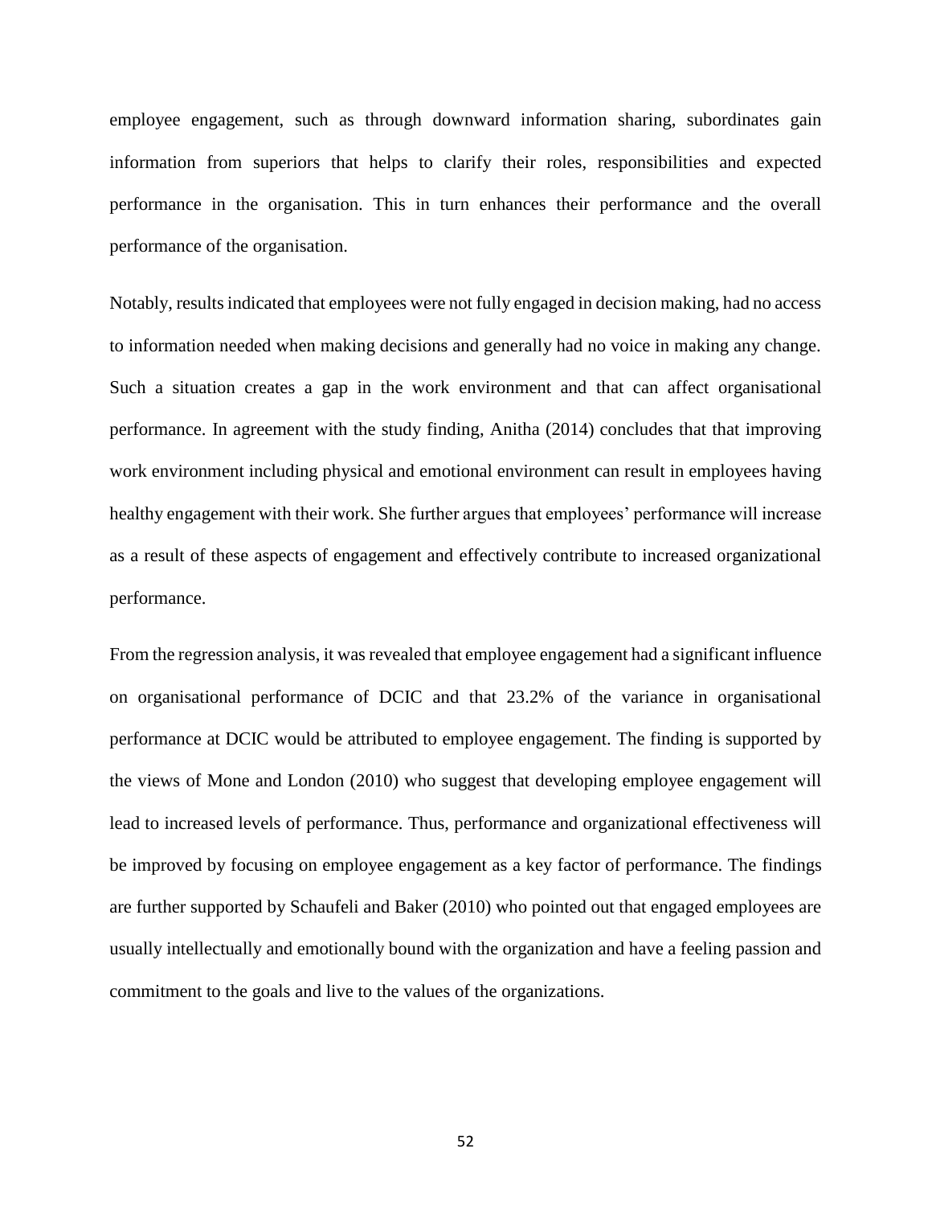employee engagement, such as through downward information sharing, subordinates gain information from superiors that helps to clarify their roles, responsibilities and expected performance in the organisation. This in turn enhances their performance and the overall performance of the organisation.

Notably, results indicated that employees were not fully engaged in decision making, had no access to information needed when making decisions and generally had no voice in making any change. Such a situation creates a gap in the work environment and that can affect organisational performance. In agreement with the study finding, Anitha (2014) concludes that that improving work environment including physical and emotional environment can result in employees having healthy engagement with their work. She further argues that employees' performance will increase as a result of these aspects of engagement and effectively contribute to increased organizational performance.

From the regression analysis, it was revealed that employee engagement had a significant influence on organisational performance of DCIC and that 23.2% of the variance in organisational performance at DCIC would be attributed to employee engagement. The finding is supported by the views of Mone and London (2010) who suggest that developing employee engagement will lead to increased levels of performance. Thus, performance and organizational effectiveness will be improved by focusing on employee engagement as a key factor of performance. The findings are further supported by Schaufeli and Baker (2010) who pointed out that engaged employees are usually intellectually and emotionally bound with the organization and have a feeling passion and commitment to the goals and live to the values of the organizations.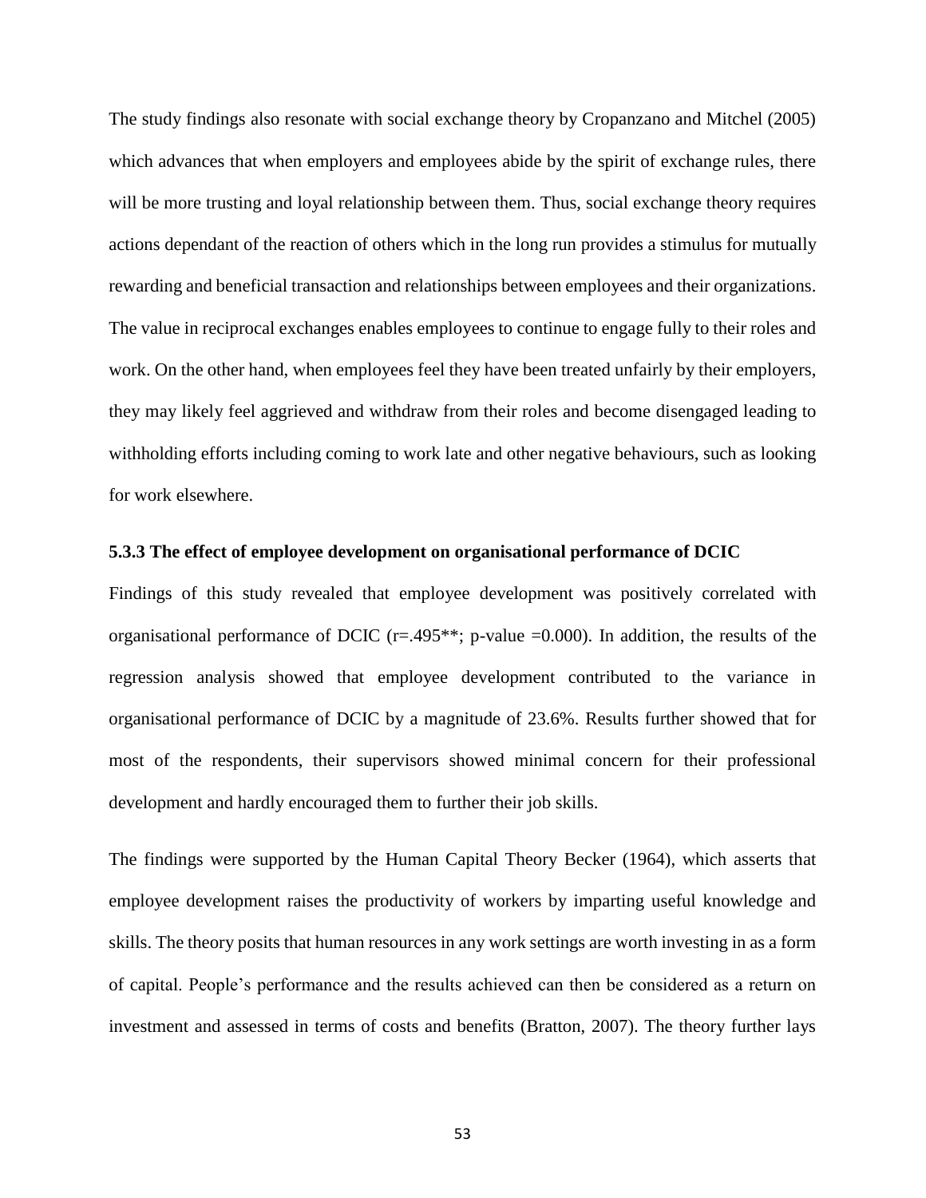The study findings also resonate with social exchange theory by Cropanzano and Mitchel (2005) which advances that when employers and employees abide by the spirit of exchange rules, there will be more trusting and loyal relationship between them. Thus, social exchange theory requires actions dependant of the reaction of others which in the long run provides a stimulus for mutually rewarding and beneficial transaction and relationships between employees and their organizations. The value in reciprocal exchanges enables employees to continue to engage fully to their roles and work. On the other hand, when employees feel they have been treated unfairly by their employers, they may likely feel aggrieved and withdraw from their roles and become disengaged leading to withholding efforts including coming to work late and other negative behaviours, such as looking for work elsewhere.

### 5.3.3 The effect of employee development on organisational performance of DCIC

Findings of this study revealed that employee development was positively correlated with organisational performance of DCIC ($r = .495^{**}$; p-value $= 0.000$). In addition, the results of the regression analysis showed that employee development contributed to the variance in organisational performance of DCIC by a magnitude of 23.6%. Results further showed that for most of the respondents, their supervisors showed minimal concern for their professional development and hardly encouraged them to further their job skills.

The findings were supported by the Human Capital Theory Becker (1964), which asserts that employee development raises the productivity of workers by imparting useful knowledge and skills. The theory posits that human resources in any work settings are worth investing in as a form of capital. People's performance and the results achieved can then be considered as a return on investment and assessed in terms of costs and benefits (Bratton, 2007). The theory further lays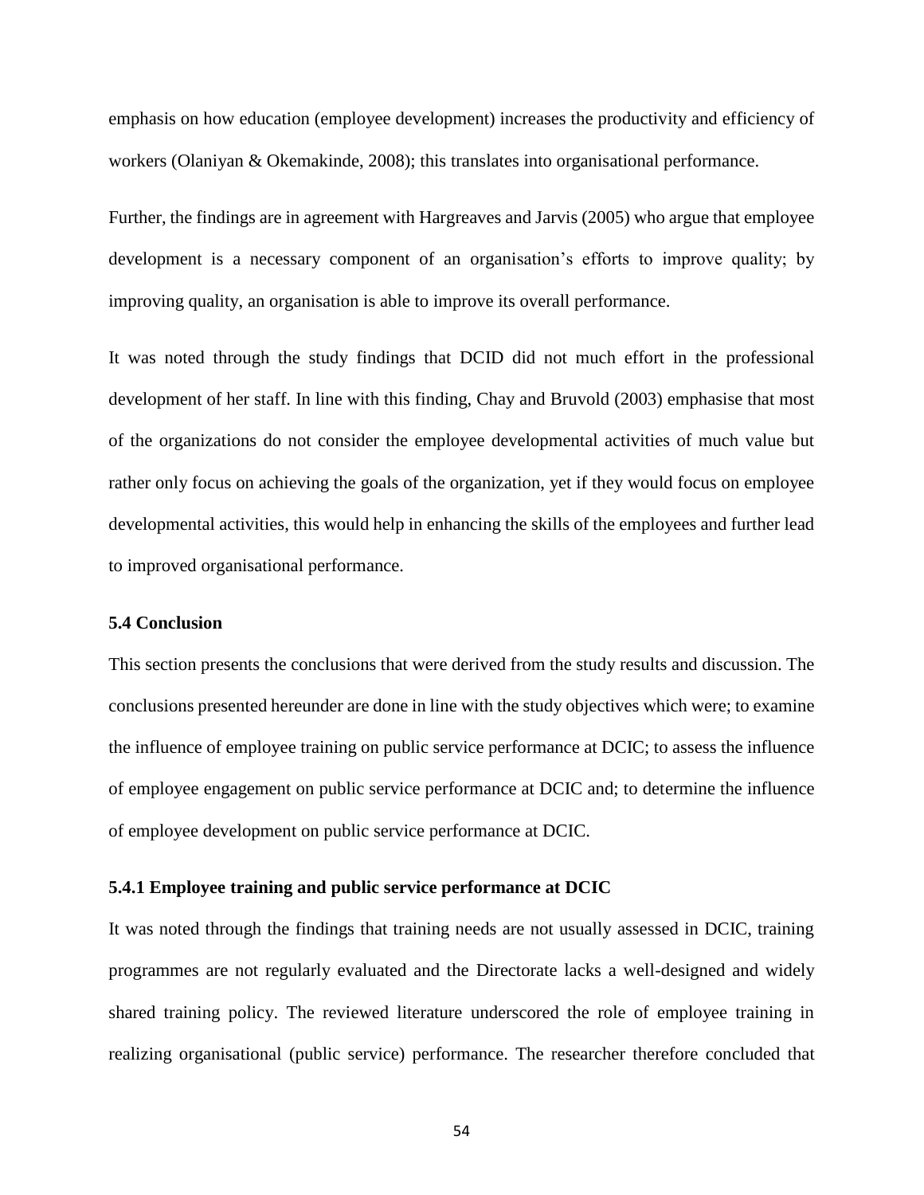emphasis on how education (employee development) increases the productivity and efficiency of workers (Olaniyan & Okemakinde, 2008); this translates into organisational performance.

Further, the findings are in agreement with Hargreaves and Jarvis (2005) who argue that employee development is a necessary component of an organisation's efforts to improve quality; by improving quality, an organisation is able to improve its overall performance.

It was noted through the study findings that DCID did not much effort in the professional development of her staff. In line with this finding, Chay and Bruvold (2003) emphasise that most of the organizations do not consider the employee developmental activities of much value but rather only focus on achieving the goals of the organization, yet if they would focus on employee developmental activities, this would help in enhancing the skills of the employees and further lead to improved organisational performance.

### 5.4 Conclusion

This section presents the conclusions that were derived from the study results and discussion. The conclusions presented hereunder are done in line with the study objectives which were; to examine the influence of employee training on public service performance at DCIC; to assess the influence of employee engagement on public service performance at DCIC and; to determine the influence of employee development on public service performance at DCIC.

#### 5.4.1 Employee training and public service performance at DCIC

It was noted through the findings that training needs are not usually assessed in DCIC, training programmes are not regularly evaluated and the Directorate lacks a well-designed and widely shared training policy. The reviewed literature underscored the role of employee training in realizing organisational (public service) performance. The researcher therefore concluded that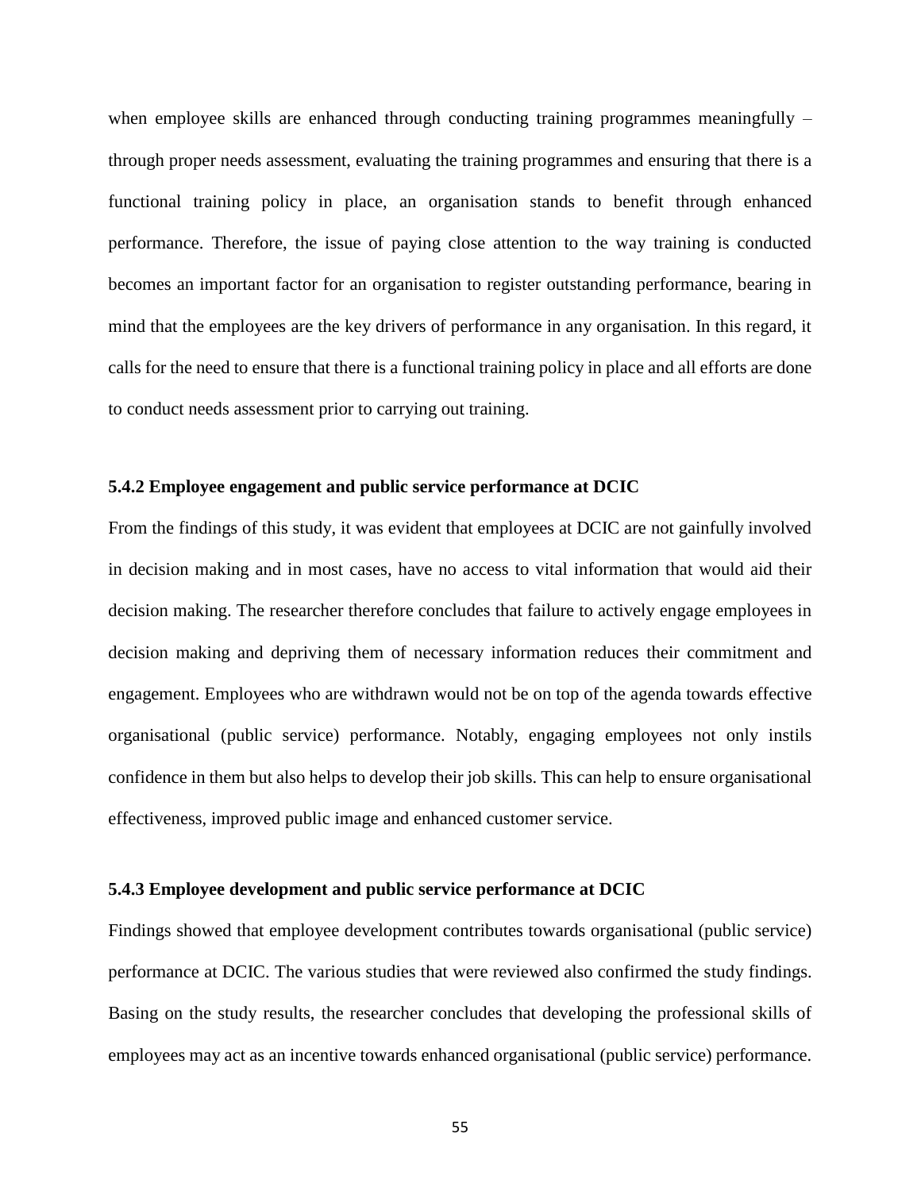when employee skills are enhanced through conducting training programmes meaningfully – through proper needs assessment, evaluating the training programmes and ensuring that there is a functional training policy in place, an organisation stands to benefit through enhanced performance. Therefore, the issue of paying close attention to the way training is conducted becomes an important factor for an organisation to register outstanding performance, bearing in mind that the employees are the key drivers of performance in any organisation. In this regard, it calls for the need to ensure that there is a functional training policy in place and all efforts are done to conduct needs assessment prior to carrying out training.

### 5.4.2 Employee engagement and public service performance at DCIC

From the findings of this study, it was evident that employees at DCIC are not gainfully involved in decision making and in most cases, have no access to vital information that would aid their decision making. The researcher therefore concludes that failure to actively engage employees in decision making and depriving them of necessary information reduces their commitment and engagement. Employees who are withdrawn would not be on top of the agenda towards effective organisational (public service) performance. Notably, engaging employees not only instils confidence in them but also helps to develop their job skills. This can help to ensure organisational effectiveness, improved public image and enhanced customer service.

### 5.4.3 Employee development and public service performance at DCIC

Findings showed that employee development contributes towards organisational (public service) performance at DCIC. The various studies that were reviewed also confirmed the study findings. Basing on the study results, the researcher concludes that developing the professional skills of employees may act as an incentive towards enhanced organisational (public service) performance.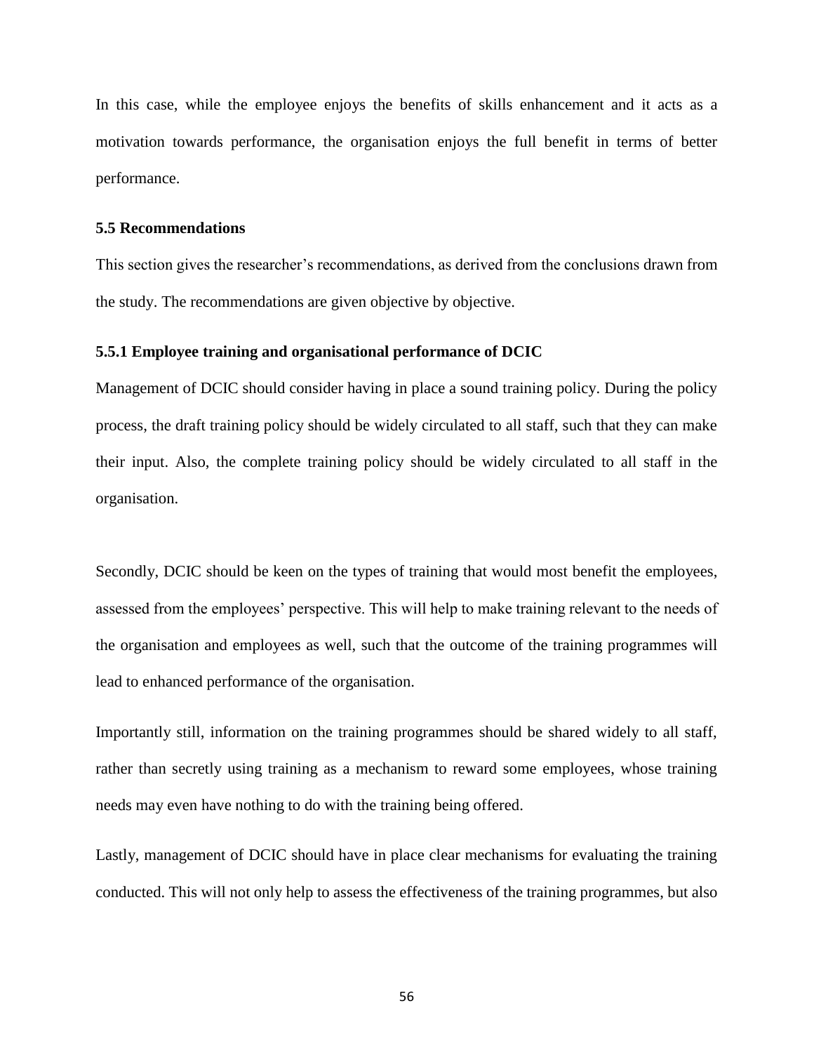In this case, while the employee enjoys the benefits of skills enhancement and it acts as a motivation towards performance, the organisation enjoys the full benefit in terms of better performance.

### 5.5 Recommendations

This section gives the researcher's recommendations, as derived from the conclusions drawn from the study. The recommendations are given objective by objective.

#### 5.5.1 Employee training and organisational performance of DCIC

Management of DCIC should consider having in place a sound training policy. During the policy process, the draft training policy should be widely circulated to all staff, such that they can make their input. Also, the complete training policy should be widely circulated to all staff in the organisation.

Secondly, DCIC should be keen on the types of training that would most benefit the employees, assessed from the employees' perspective. This will help to make training relevant to the needs of the organisation and employees as well, such that the outcome of the training programmes will lead to enhanced performance of the organisation.

Importantly still, information on the training programmes should be shared widely to all staff, rather than secretly using training as a mechanism to reward some employees, whose training needs may even have nothing to do with the training being offered.

Lastly, management of DCIC should have in place clear mechanisms for evaluating the training conducted. This will not only help to assess the effectiveness of the training programmes, but also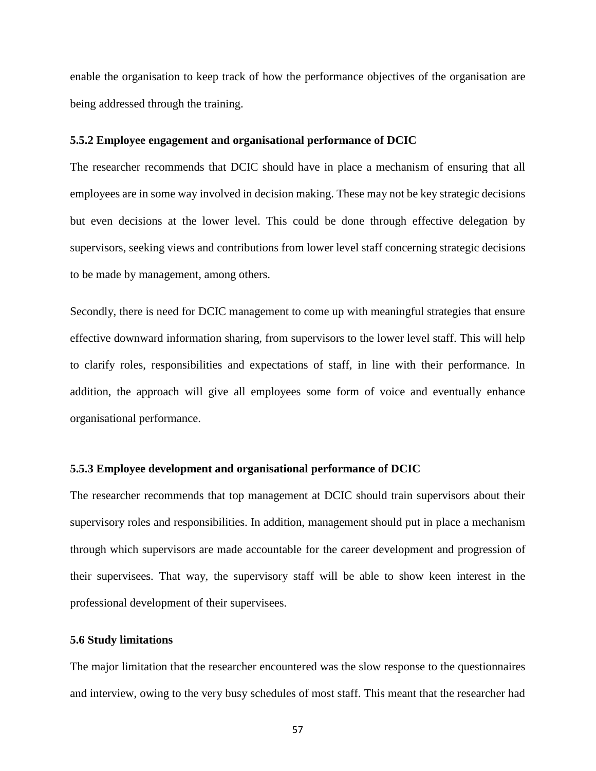enable the organisation to keep track of how the performance objectives of the organisation are being addressed through the training.

### 5.5.2 Employee engagement and organisational performance of DCIC

The researcher recommends that DCIC should have in place a mechanism of ensuring that all employees are in some way involved in decision making. These may not be key strategic decisions but even decisions at the lower level. This could be done through effective delegation by supervisors, seeking views and contributions from lower level staff concerning strategic decisions to be made by management, among others.

Secondly, there is need for DCIC management to come up with meaningful strategies that ensure effective downward information sharing, from supervisors to the lower level staff. This will help to clarify roles, responsibilities and expectations of staff, in line with their performance. In addition, the approach will give all employees some form of voice and eventually enhance organisational performance.

### 5.5.3 Employee development and organisational performance of DCIC

The researcher recommends that top management at DCIC should train supervisors about their supervisory roles and responsibilities. In addition, management should put in place a mechanism through which supervisors are made accountable for the career development and progression of their supervisees. That way, the supervisory staff will be able to show keen interest in the professional development of their supervisees.

## 5.6 Study limitations

The major limitation that the researcher encountered was the slow response to the questionnaires and interview, owing to the very busy schedules of most staff. This meant that the researcher had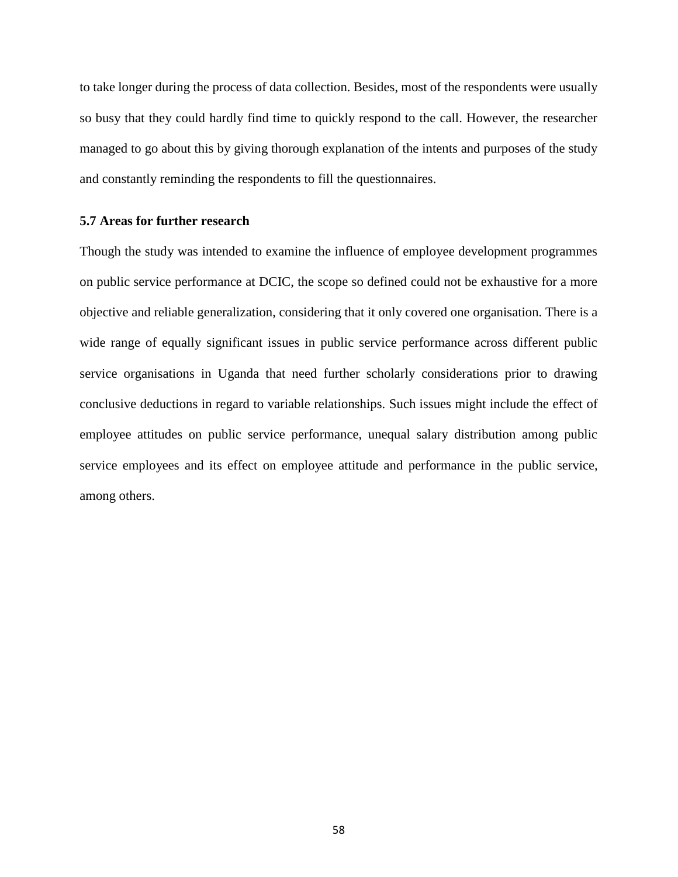to take longer during the process of data collection. Besides, most of the respondents were usually so busy that they could hardly find time to quickly respond to the call. However, the researcher managed to go about this by giving thorough explanation of the intents and purposes of the study and constantly reminding the respondents to fill the questionnaires.

### 5.7 Areas for further research

Though the study was intended to examine the influence of employee development programmes on public service performance at DCIC, the scope so defined could not be exhaustive for a more objective and reliable generalization, considering that it only covered one organisation. There is a wide range of equally significant issues in public service performance across different public service organisations in Uganda that need further scholarly considerations prior to drawing conclusive deductions in regard to variable relationships. Such issues might include the effect of employee attitudes on public service performance, unequal salary distribution among public service employees and its effect on employee attitude and performance in the public service, among others.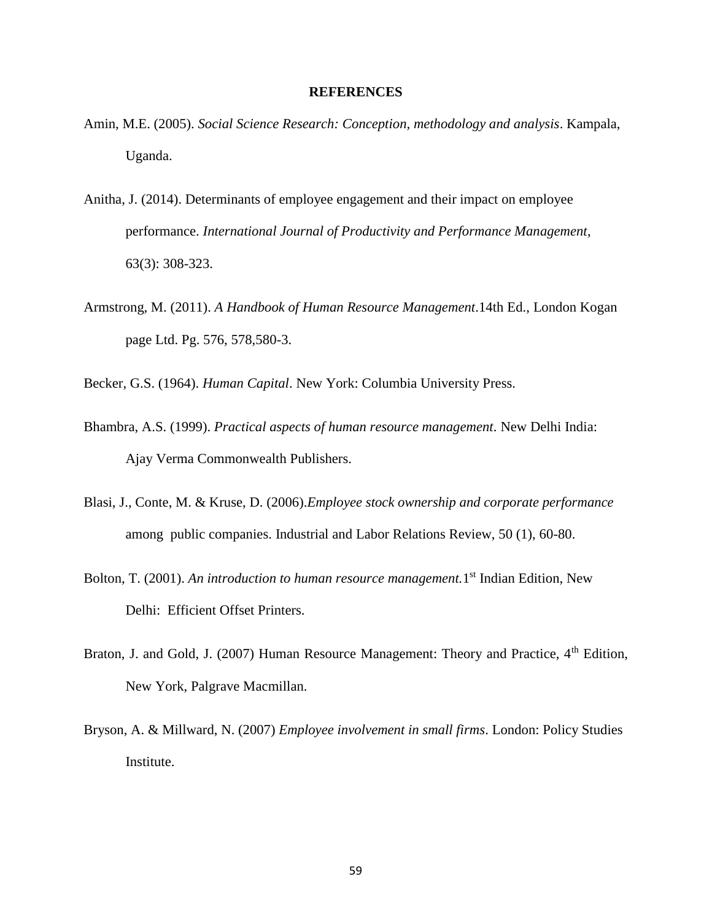# REFERENCES

Amin, M.E. (2005). *Social Science Research: Conception, methodology and analysis*. Kampala, Uganda.

Anitha, J. (2014). Determinants of employee engagement and their impact on employee performance. *International Journal of Productivity and Performance Management*, 63(3): 308-323.

Armstrong, M. (2011). *A Handbook of Human Resource Management*.14th Ed., London Kogan page Ltd. Pg. 576, 578,580-3.

Becker, G.S. (1964). *Human Capital*. New York: Columbia University Press.

Bhambra, A.S. (1999). *Practical aspects of human resource management*. New Delhi India: Ajay Verma Commonwealth Publishers.

Blasi, J., Conte, M. & Kruse, D. (2006).*Employee stock ownership and corporate performance* among public companies. Industrial and Labor Relations Review, 50 (1), 60-80.

Bolton, T. (2001). *An introduction to human resource management.*1st Indian Edition, New Delhi: Efficient Offset Printers.

Braton, J. and Gold, J. (2007) Human Resource Management: Theory and Practice, 4th Edition, New York, Palgrave Macmillan.

Bryson, A. & Millward, N. (2007) *Employee involvement in small firms*. London: Policy Studies Institute.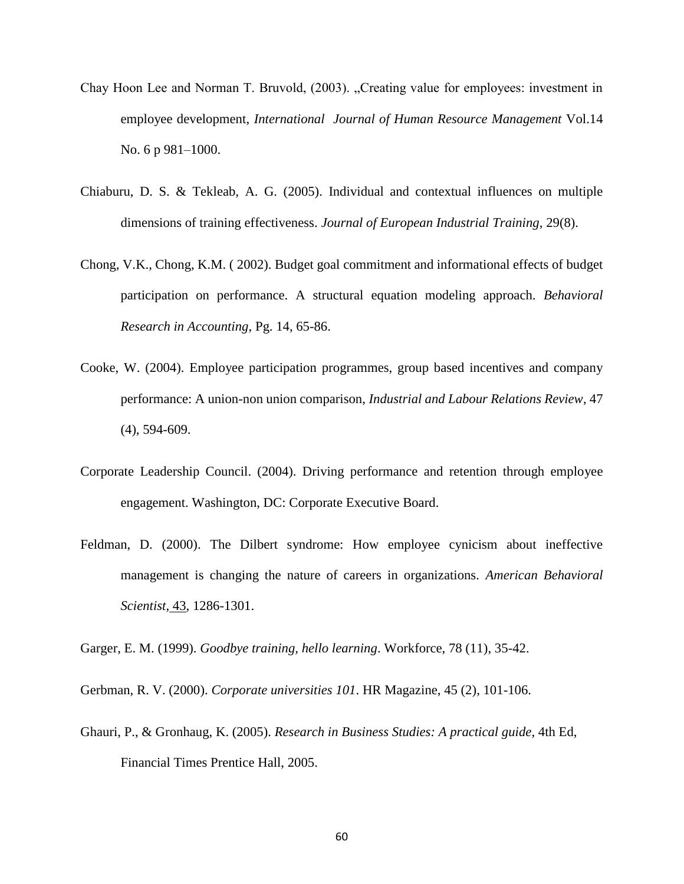Chay Hoon Lee and Norman T. Bruvold, (2003). „Creating value for employees: investment in employee development, *International Journal of Human Resource Management* Vol.14 No. 6 p 981–1000.

Chiaburu, D. S. & Tekleab, A. G. (2005). Individual and contextual influences on multiple dimensions of training effectiveness. *Journal of European Industrial Training*, 29(8).

Chong, V.K., Chong, K.M. ( 2002). Budget goal commitment and informational effects of budget participation on performance. A structural equation modeling approach. *Behavioral Research in Accounting*, Pg. 14, 65-86.

Cooke, W. (2004). Employee participation programmes, group based incentives and company performance: A union-non union comparison, *Industrial and Labour Relations Review*, 47 (4), 594-609.

Corporate Leadership Council. (2004). Driving performance and retention through employee engagement. Washington, DC: Corporate Executive Board.

Feldman, D. (2000). The Dilbert syndrome: How employee cynicism about ineffective management is changing the nature of careers in organizations. *American Behavioral Scientist*, 43, 1286-1301.

Garger, E. M. (1999). *Goodbye training, hello learning*. Workforce, 78 (11), 35-42.

Gerbman, R. V. (2000). *Corporate universities 101*. HR Magazine, 45 (2), 101-106.

Ghauri, P., & Gronhaug, K. (2005). *Research in Business Studies: A practical guide*, 4th Ed, Financial Times Prentice Hall, 2005.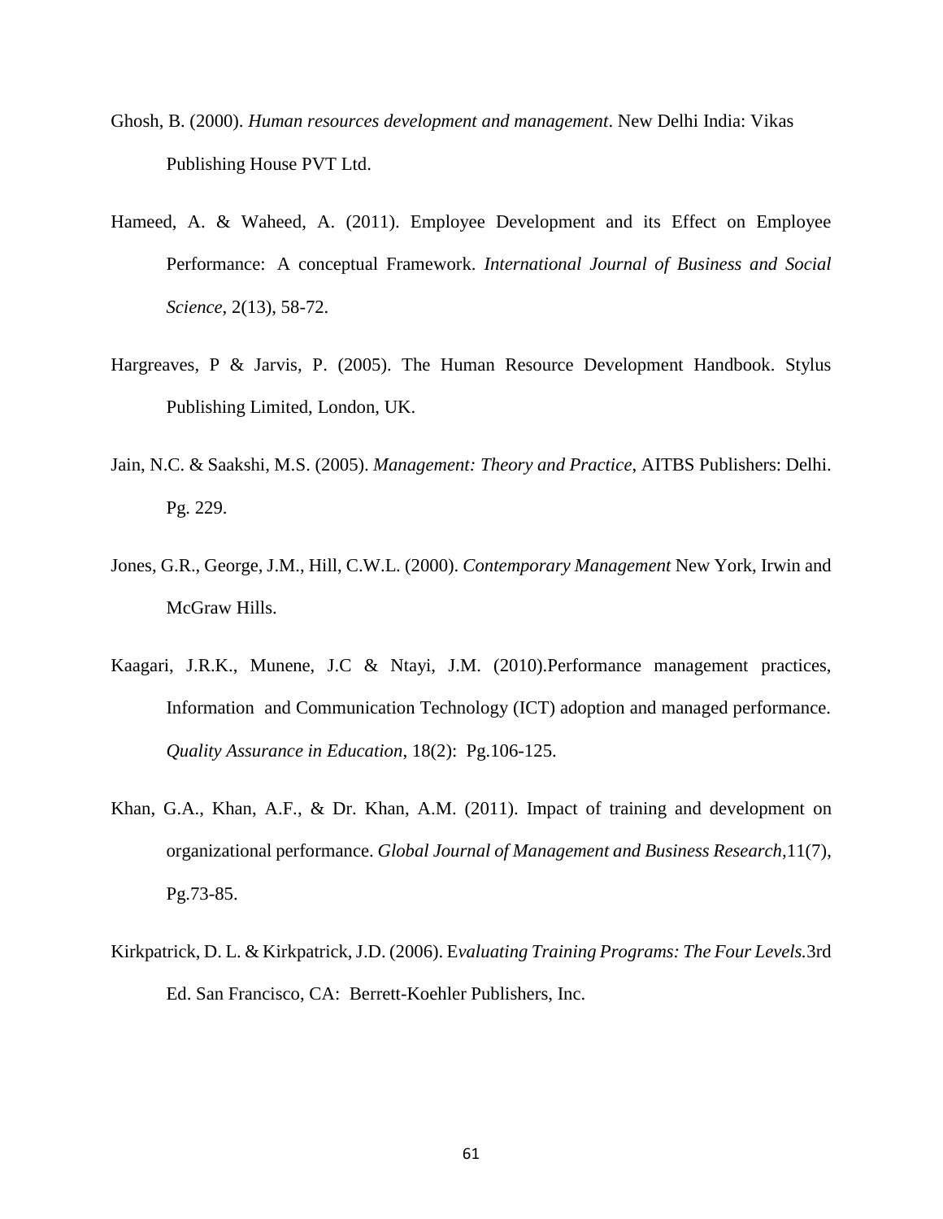Ghosh, B. (2000). *Human resources development and management*. New Delhi India: Vikas Publishing House PVT Ltd.

Hameed, A. & Waheed, A. (2011). Employee Development and its Effect on Employee Performance: A conceptual Framework. *International Journal of Business and Social Science*, 2(13), 58-72.

Hargreaves, P & Jarvis, P. (2005). The Human Resource Development Handbook. Stylus Publishing Limited, London, UK.

Jain, N.C. & Saakshi, M.S. (2005). *Management: Theory and Practice*, AITBS Publishers: Delhi. Pg. 229.

Jones, G.R., George, J.M., Hill, C.W.L. (2000). *Contemporary Management* New York, Irwin and McGraw Hills.

Kaagari, J.R.K., Munene, J.C & Ntayi, J.M. (2010).Performance management practices, Information and Communication Technology (ICT) adoption and managed performance. *Quality Assurance in Education*, 18(2): Pg.106-125.

Khan, G.A., Khan, A.F., & Dr. Khan, A.M. (2011). Impact of training and development on organizational performance. *Global Journal of Management and Business Research*,11(7), Pg.73-85.

Kirkpatrick, D. L. & Kirkpatrick, J.D. (2006). E*valuating Training Programs: The Four Levels.*3rd Ed. San Francisco, CA: Berrett-Koehler Publishers, Inc.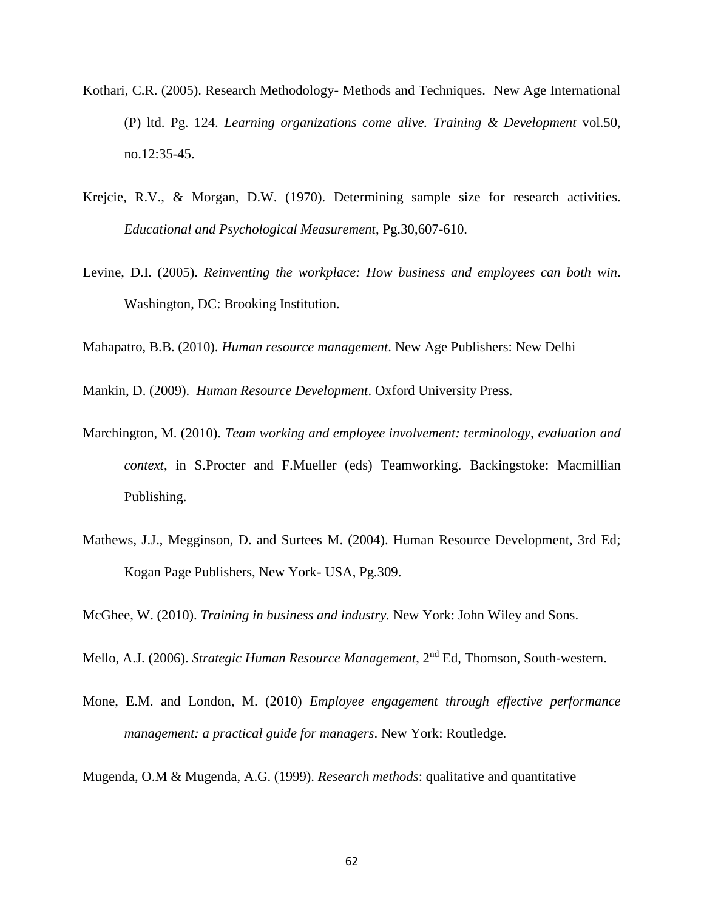Kothari, C.R. (2005). Research Methodology- Methods and Techniques. New Age International (P) ltd. Pg. 124. *Learning organizations come alive. Training & Development* vol.50, no.12:35-45.

Krejcie, R.V., & Morgan, D.W. (1970). Determining sample size for research activities. *Educational and Psychological Measurement*, Pg.30,607-610.

Levine, D.I. (2005). *Reinventing the workplace: How business and employees can both win*. Washington, DC: Brooking Institution.

Mahapatro, B.B. (2010). *Human resource management*. New Age Publishers: New Delhi

Mankin, D. (2009). *Human Resource Development*. Oxford University Press.

Marchington, M. (2010). *Team working and employee involvement: terminology, evaluation and context*, in S.Procter and F.Mueller (eds) Teamworking. Backingstoke: Macmillian Publishing.

Mathews, J.J., Megginson, D. and Surtees M. (2004). Human Resource Development, 3rd Ed; Kogan Page Publishers, New York- USA, Pg.309.

McGhee, W. (2010). *Training in business and industry.* New York: John Wiley and Sons.

Mello, A.J. (2006). *Strategic Human Resource Management*, 2nd Ed, Thomson, South-western.

Mone, E.M. and London, M. (2010) *Employee engagement through effective performance management: a practical guide for managers*. New York: Routledge.

Mugenda, O.M & Mugenda, A.G. (1999). *Research methods*: qualitative and quantitative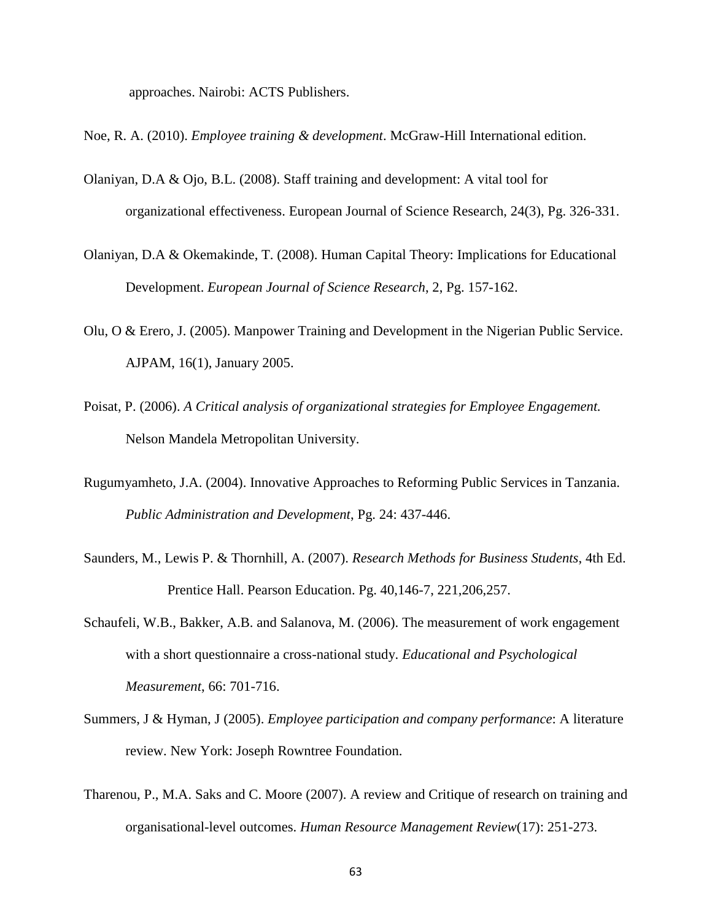approaches. Nairobi: ACTS Publishers.

Noe, R. A. (2010). *Employee training & development*. McGraw-Hill International edition.

Olaniyan, D.A & Ojo, B.L. (2008). Staff training and development: A vital tool for organizational effectiveness. European Journal of Science Research, 24(3), Pg. 326-331.

Olaniyan, D.A & Okemakinde, T. (2008). Human Capital Theory: Implications for Educational Development. *European Journal of Science Research*, 2, Pg. 157-162.

Olu, O & Erero, J. (2005). Manpower Training and Development in the Nigerian Public Service. AJPAM, 16(1), January 2005.

Poisat, P. (2006). *A Critical analysis of organizational strategies for Employee Engagement.* Nelson Mandela Metropolitan University.

Rugumyamheto, J.A. (2004). Innovative Approaches to Reforming Public Services in Tanzania. *Public Administration and Development*, Pg. 24: 437-446.

Saunders, M., Lewis P. & Thornhill, A. (2007). *Research Methods for Business Students*, 4th Ed. Prentice Hall. Pearson Education. Pg. 40,146-7, 221,206,257.

Schaufeli, W.B., Bakker, A.B. and Salanova, M. (2006). The measurement of work engagement with a short questionnaire a cross-national study. *Educational and Psychological Measurement*, 66: 701-716.

Summers, J & Hyman, J (2005). *Employee participation and company performance*: A literature review. New York: Joseph Rowntree Foundation.

Tharenou, P., M.A. Saks and C. Moore (2007). A review and Critique of research on training and organisational-level outcomes. *Human Resource Management Review*(17): 251-273.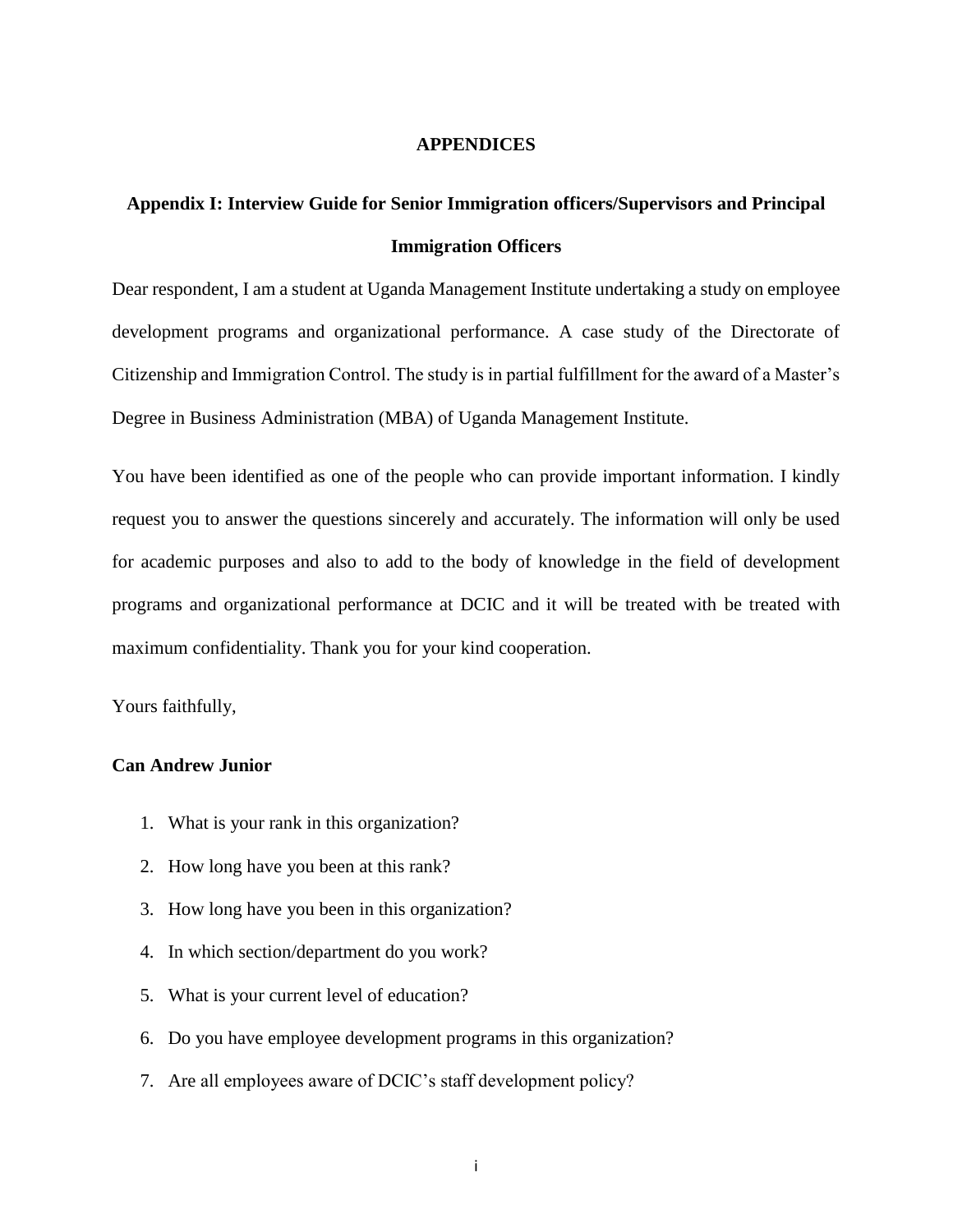# APPENDICES

## Appendix I: Interview Guide for Senior Immigration officers/Supervisors and Principal Immigration Officers

Dear respondent, I am a student at Uganda Management Institute undertaking a study on employee development programs and organizational performance. A case study of the Directorate of Citizenship and Immigration Control. The study is in partial fulfillment for the award of a Master's Degree in Business Administration (MBA) of Uganda Management Institute.

You have been identified as one of the people who can provide important information. I kindly request you to answer the questions sincerely and accurately. The information will only be used for academic purposes and also to add to the body of knowledge in the field of development programs and organizational performance at DCIC and it will be treated with be treated with maximum confidentiality. Thank you for your kind cooperation.

Yours faithfully,

**Can Andrew Junior**

1. What is your rank in this organization?
2. How long have you been at this rank?
3. How long have you been in this organization?
4. In which section/department do you work?
5. What is your current level of education?
6. Do you have employee development programs in this organization?
7. Are all employees aware of DCIC's staff development policy?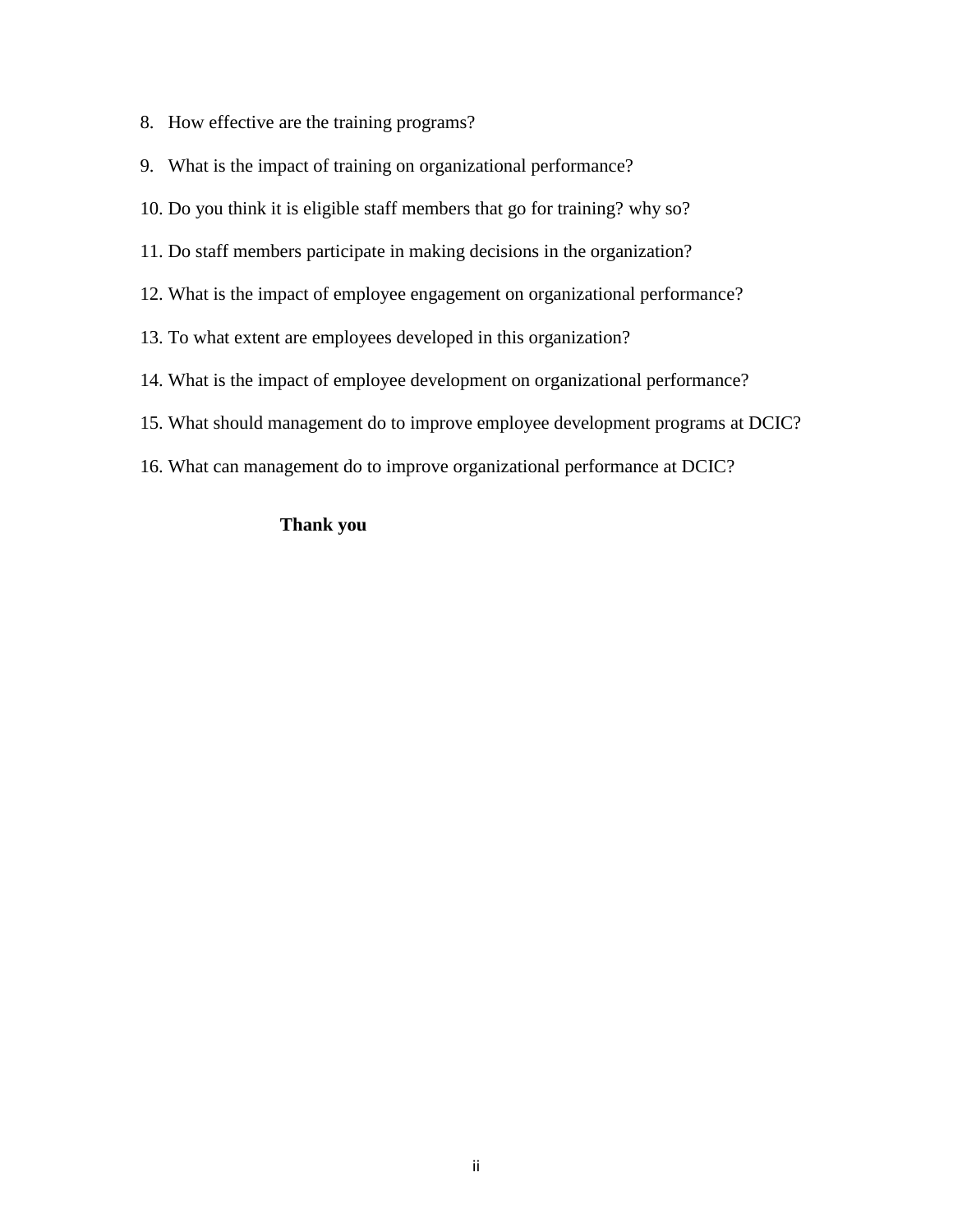8. How effective are the training programs?
9. What is the impact of training on organizational performance?
10. Do you think it is eligible staff members that go for training? why so?
11. Do staff members participate in making decisions in the organization?
12. What is the impact of employee engagement on organizational performance?
13. To what extent are employees developed in this organization?
14. What is the impact of employee development on organizational performance?
15. What should management do to improve employee development programs at DCIC?
16. What can management do to improve organizational performance at DCIC?

**Thank you**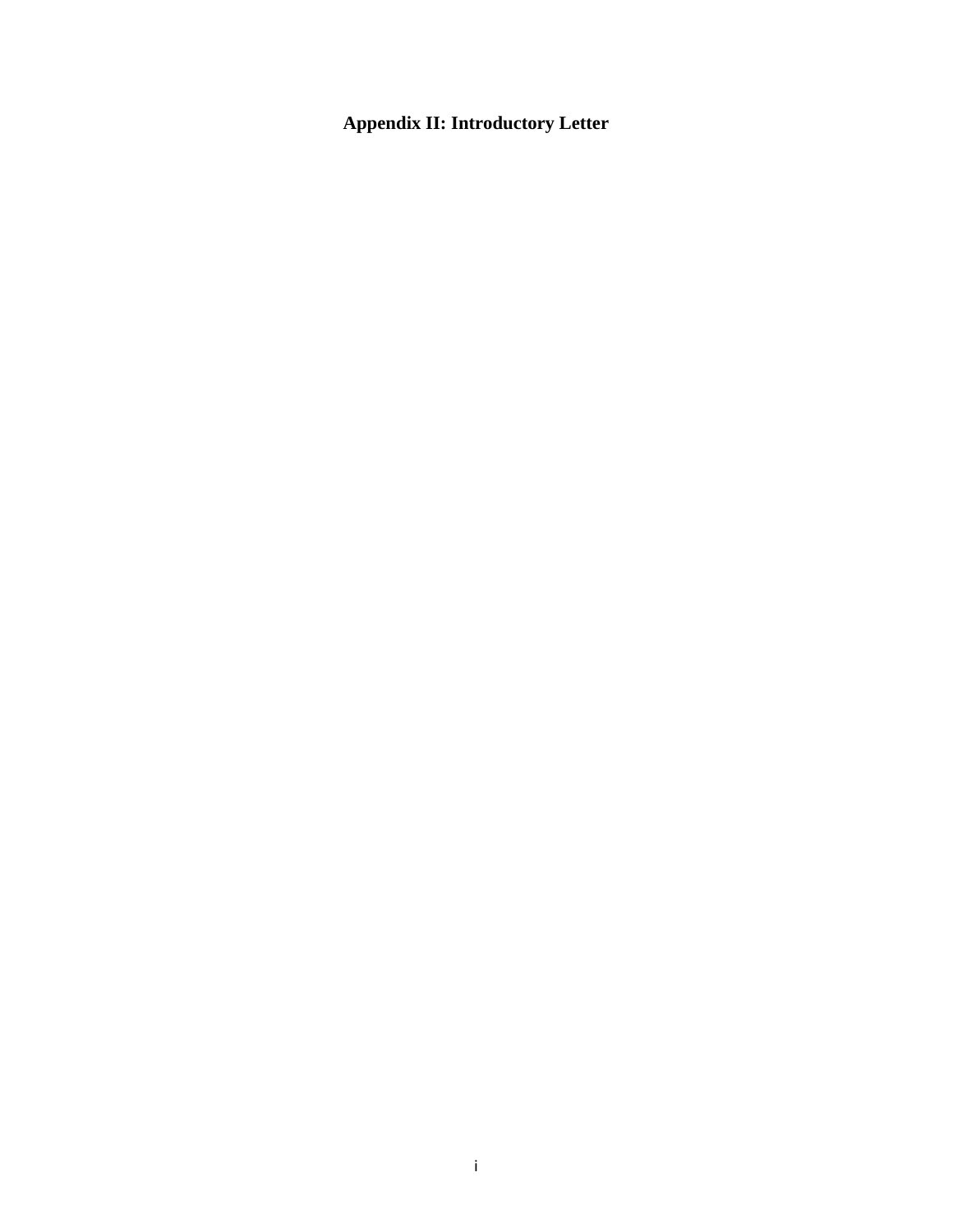# Appendix II: Introductory Letter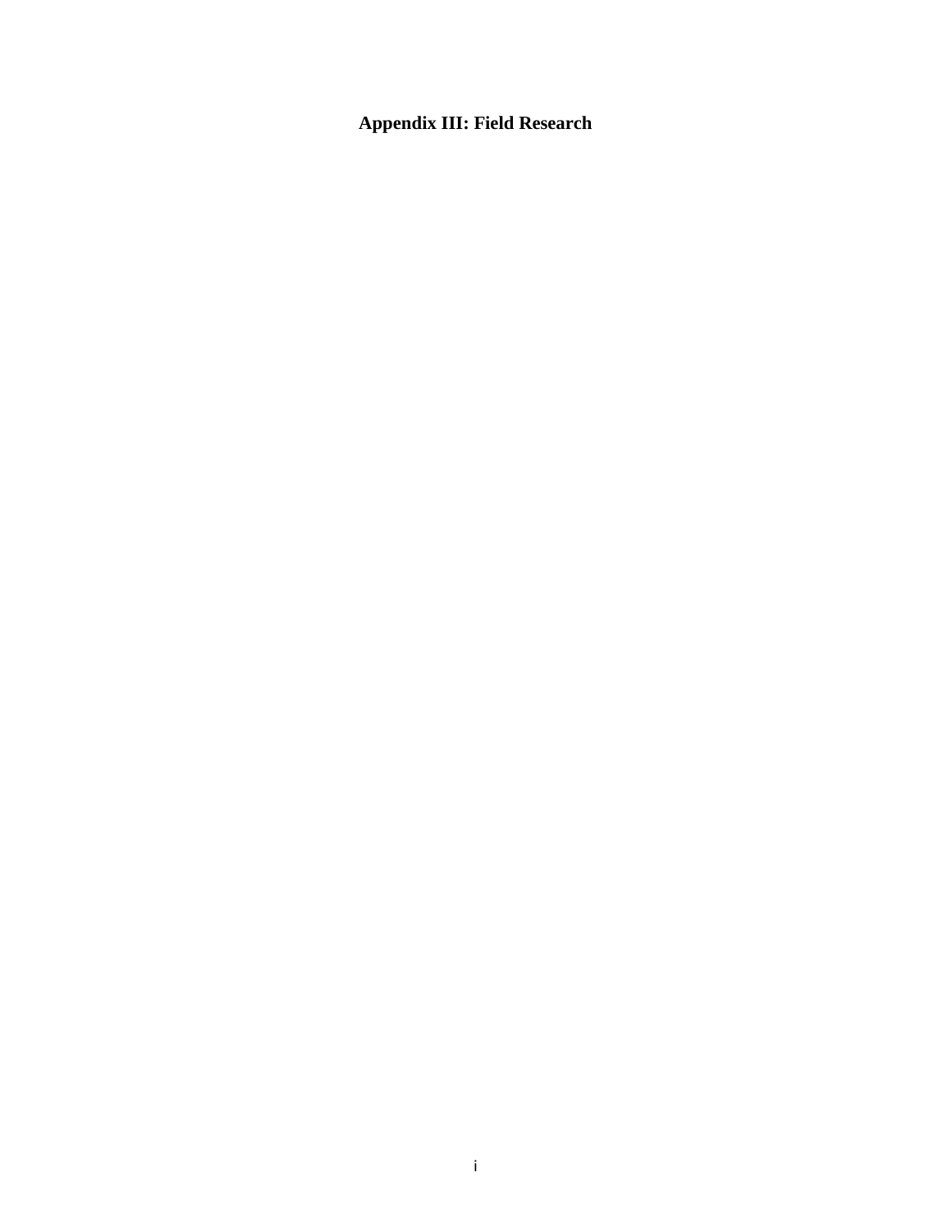# Appendix III: Field Research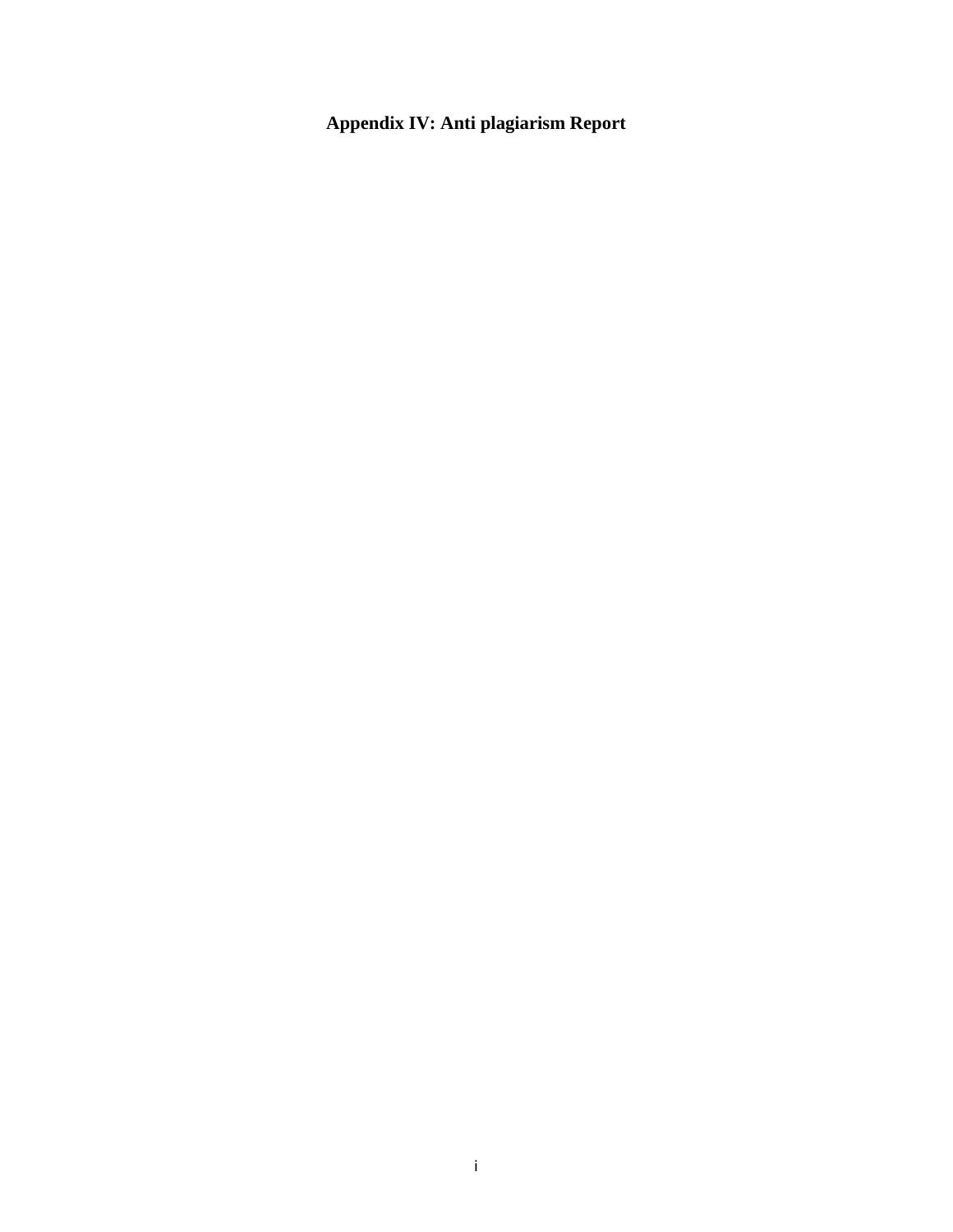# Appendix IV: Anti plagiarism Report